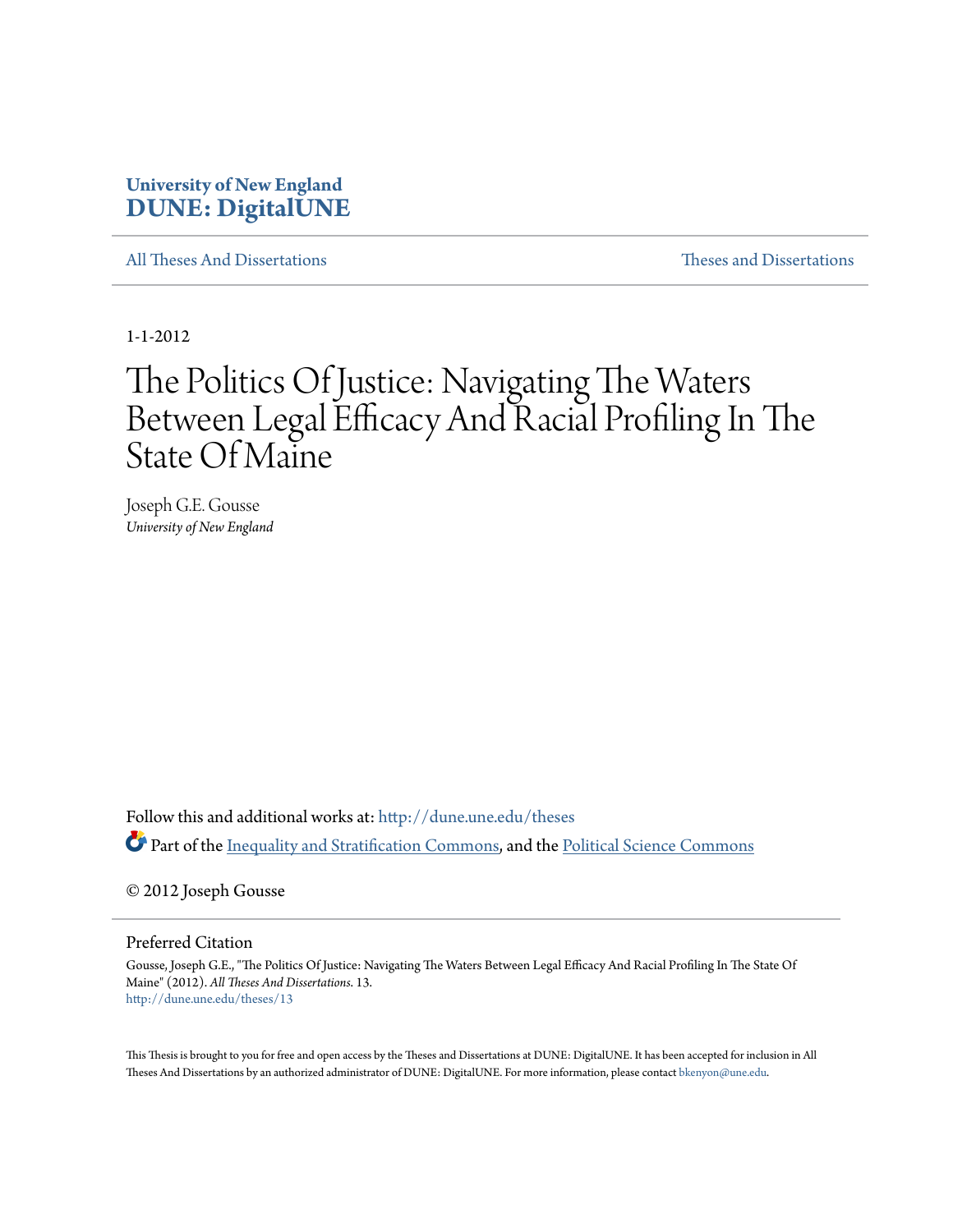University of New England
**DUNE: DigitalUNE**

All Theses And Dissertations | Theses and Dissertations

1-1-2012

# The Politics Of Justice: Navigating The Waters Between Legal Efficacy And Racial Profiling In The State Of Maine

Joseph G.E. Gousse
*University of New England*

Follow this and additional works at: http://dune.une.edu/theses

Part of the Inequality and Stratification Commons, and the Political Science Commons

© 2012 Joseph Gousse

Preferred Citation

Gousse, Joseph G.E., "The Politics Of Justice: Navigating The Waters Between Legal Efficacy And Racial Profiling In The State Of Maine" (2012). *All Theses And Dissertations*. 13.
http://dune.une.edu/theses/13

This Thesis is brought to you for free and open access by the Theses and Dissertations at DUNE: DigitalUNE. It has been accepted for inclusion in All Theses And Dissertations by an authorized administrator of DUNE: DigitalUNE. For more information, please contact bkenyon@une.edu.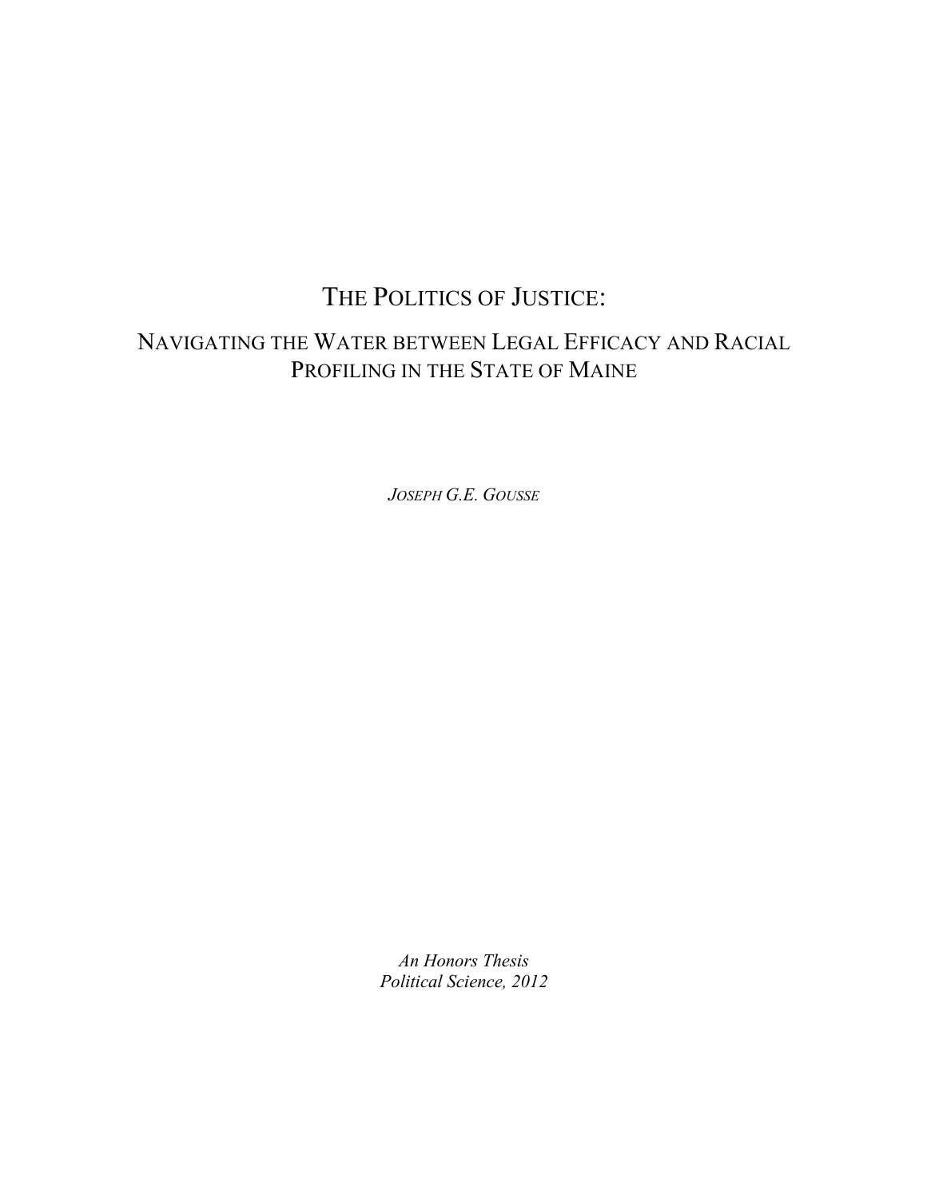# THE POLITICS OF JUSTICE:

## NAVIGATING THE WATER BETWEEN LEGAL EFFICACY AND RACIAL PROFILING IN THE STATE OF MAINE

*JOSEPH G.E. GOUSSE*

*An Honors Thesis*
*Political Science, 2012*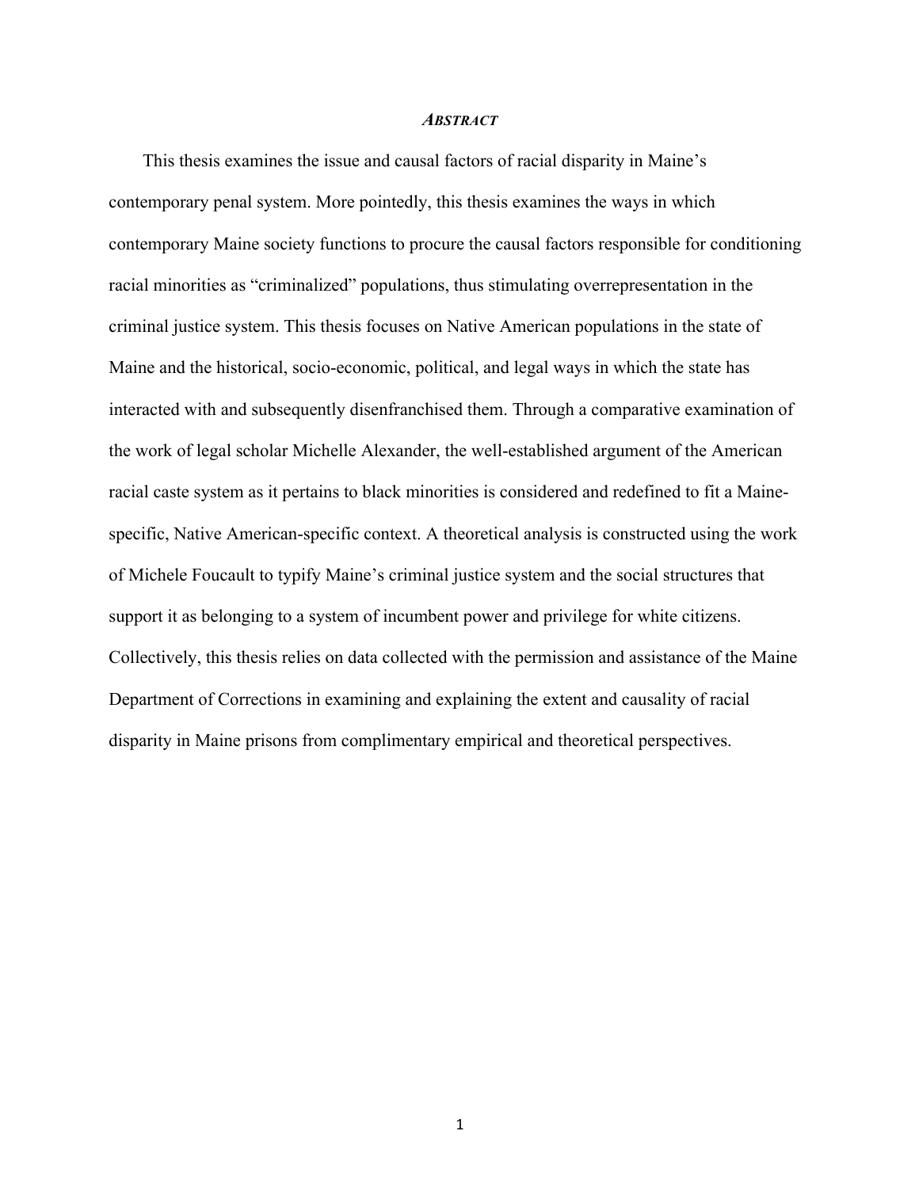## *Abstract*

This thesis examines the issue and causal factors of racial disparity in Maine's contemporary penal system. More pointedly, this thesis examines the ways in which contemporary Maine society functions to procure the causal factors responsible for conditioning racial minorities as "criminalized" populations, thus stimulating overrepresentation in the criminal justice system. This thesis focuses on Native American populations in the state of Maine and the historical, socio-economic, political, and legal ways in which the state has interacted with and subsequently disenfranchised them. Through a comparative examination of the work of legal scholar Michelle Alexander, the well-established argument of the American racial caste system as it pertains to black minorities is considered and redefined to fit a Maine-specific, Native American-specific context. A theoretical analysis is constructed using the work of Michele Foucault to typify Maine's criminal justice system and the social structures that support it as belonging to a system of incumbent power and privilege for white citizens. Collectively, this thesis relies on data collected with the permission and assistance of the Maine Department of Corrections in examining and explaining the extent and causality of racial disparity in Maine prisons from complimentary empirical and theoretical perspectives.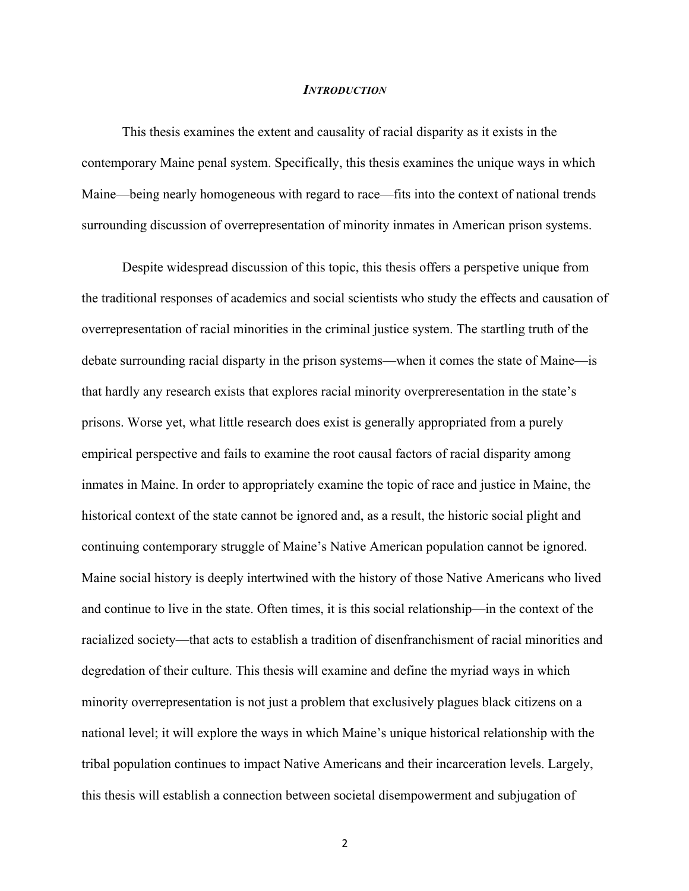# *INTRODUCTION*

This thesis examines the extent and causality of racial disparity as it exists in the contemporary Maine penal system. Specifically, this thesis examines the unique ways in which Maine—being nearly homogeneous with regard to race—fits into the context of national trends surrounding discussion of overrepresentation of minority inmates in American prison systems.

Despite widespread discussion of this topic, this thesis offers a perspetive unique from the traditional responses of academics and social scientists who study the effects and causation of overrepresentation of racial minorities in the criminal justice system. The startling truth of the debate surrounding racial disparty in the prison systems—when it comes the state of Maine—is that hardly any research exists that explores racial minority overprerepresentation in the state's prisons. Worse yet, what little research does exist is generally appropriated from a purely empirical perspective and fails to examine the root causal factors of racial disparity among inmates in Maine. In order to appropriately examine the topic of race and justice in Maine, the historical context of the state cannot be ignored and, as a result, the historic social plight and continuing contemporary struggle of Maine's Native American population cannot be ignored. Maine social history is deeply intertwined with the history of those Native Americans who lived and continue to live in the state. Often times, it is this social relationship—in the context of the racialized society—that acts to establish a tradition of disenfranchisment of racial minorities and degredation of their culture. This thesis will examine and define the myriad ways in which minority overrepresentation is not just a problem that exclusively plagues black citizens on a national level; it will explore the ways in which Maine's unique historical relationship with the tribal population continues to impact Native Americans and their incarceration levels. Largely, this thesis will establish a connection between societal disempowerment and subjugation of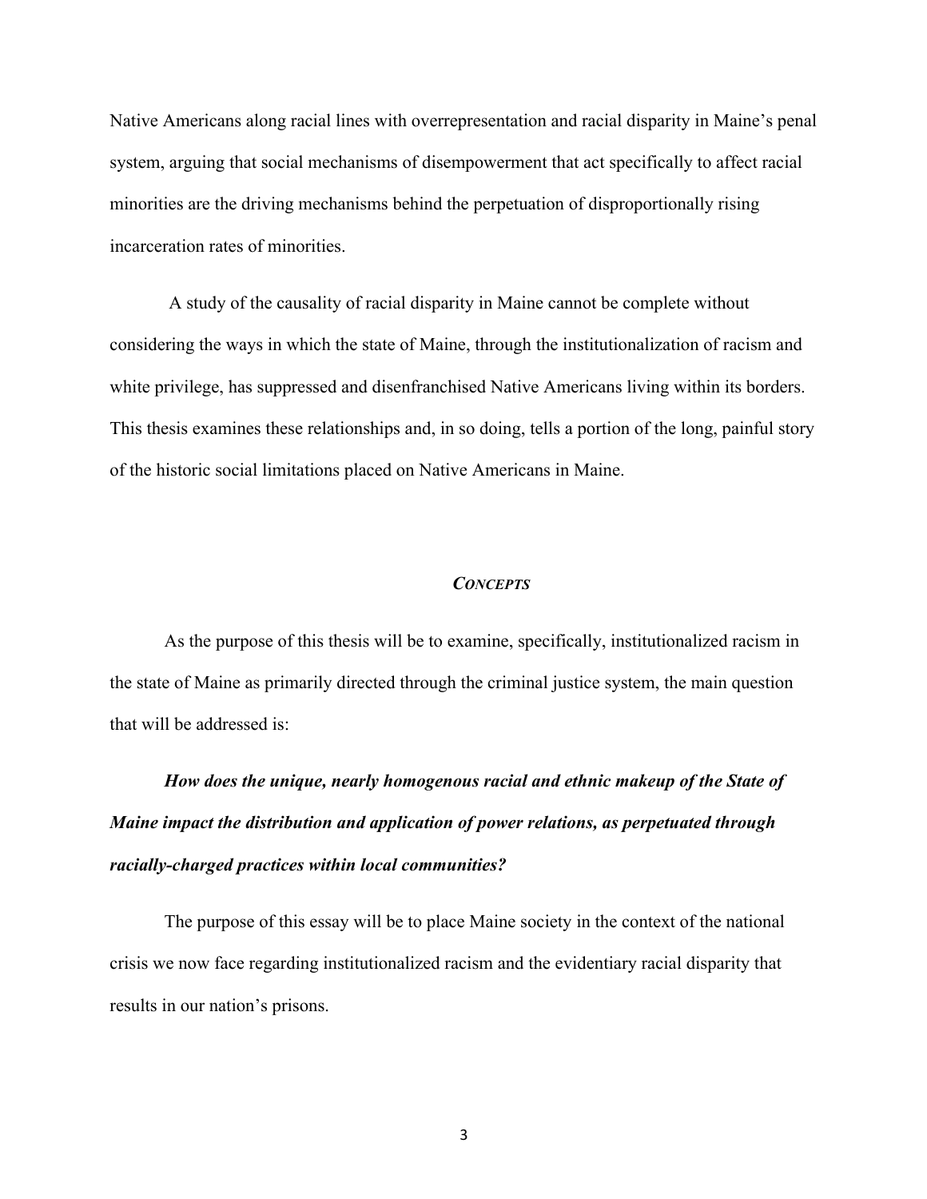Native Americans along racial lines with overrepresentation and racial disparity in Maine's penal system, arguing that social mechanisms of disempowerment that act specifically to affect racial minorities are the driving mechanisms behind the perpetuation of disproportionally rising incarceration rates of minorities.

A study of the causality of racial disparity in Maine cannot be complete without considering the ways in which the state of Maine, through the institutionalization of racism and white privilege, has suppressed and disenfranchised Native Americans living within its borders. This thesis examines these relationships and, in so doing, tells a portion of the long, painful story of the historic social limitations placed on Native Americans in Maine.

## ***CONCEPTS***

As the purpose of this thesis will be to examine, specifically, institutionalized racism in the state of Maine as primarily directed through the criminal justice system, the main question that will be addressed is:

***How does the unique, nearly homogenous racial and ethnic makeup of the State of Maine impact the distribution and application of power relations, as perpetuated through racially-charged practices within local communities?***

The purpose of this essay will be to place Maine society in the context of the national crisis we now face regarding institutionalized racism and the evidentiary racial disparity that results in our nation's prisons.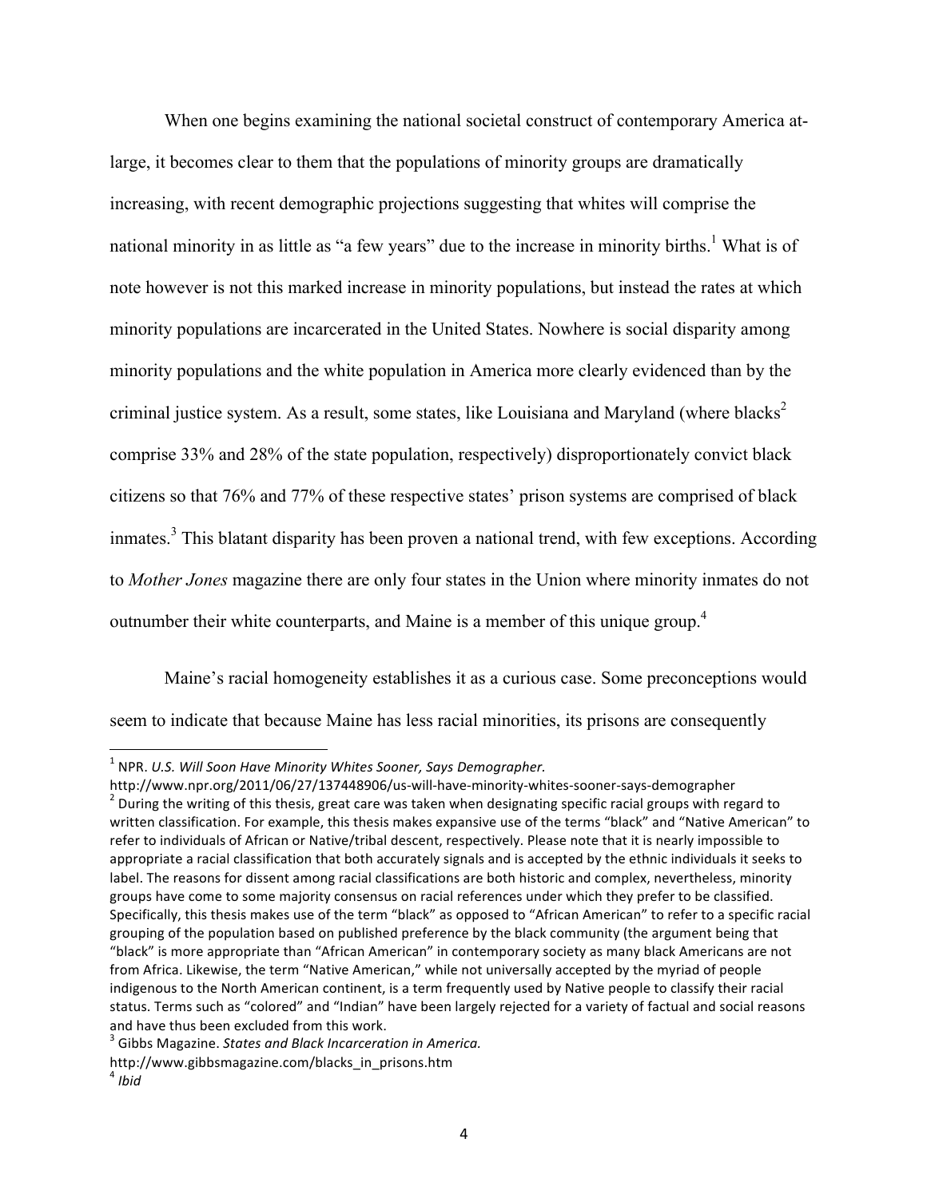When one begins examining the national societal construct of contemporary America at-large, it becomes clear to them that the populations of minority groups are dramatically increasing, with recent demographic projections suggesting that whites will comprise the national minority in as little as "a few years" due to the increase in minority births.[1] What is of note however is not this marked increase in minority populations, but instead the rates at which minority populations are incarcerated in the United States. Nowhere is social disparity among minority populations and the white population in America more clearly evidenced than by the criminal justice system. As a result, some states, like Louisiana and Maryland (where blacks[2] comprise 33% and 28% of the state population, respectively) disproportionately convict black citizens so that 76% and 77% of these respective states' prison systems are comprised of black inmates.[3] This blatant disparity has been proven a national trend, with few exceptions. According to *Mother Jones* magazine there are only four states in the Union where minority inmates do not outnumber their white counterparts, and Maine is a member of this unique group.[4]

Maine's racial homogeneity establishes it as a curious case. Some preconceptions would seem to indicate that because Maine has less racial minorities, its prisons are consequently

---

[1] NPR. *U.S. Will Soon Have Minority Whites Sooner, Says Demographer.* http://www.npr.org/2011/06/27/137448906/us-will-have-minority-whites-sooner-says-demographer

[2] During the writing of this thesis, great care was taken when designating specific racial groups with regard to written classification. For example, this thesis makes expansive use of the terms "black" and "Native American" to refer to individuals of African or Native/tribal descent, respectively. Please note that it is nearly impossible to appropriate a racial classification that both accurately signals and is accepted by the ethnic individuals it seeks to label. The reasons for dissent among racial classifications are both historic and complex, nevertheless, minority groups have come to some majority consensus on racial references under which they prefer to be classified. Specifically, this thesis makes use of the term "black" as opposed to "African American" to refer to a specific racial grouping of the population based on published preference by the black community (the argument being that "black" is more appropriate than "African American" in contemporary society as many black Americans are not from Africa. Likewise, the term "Native American," while not universally accepted by the myriad of people indigenous to the North American continent, is a term frequently used by Native people to classify their racial status. Terms such as "colored" and "Indian" have been largely rejected for a variety of factual and social reasons and have thus been excluded from this work.

[3] Gibbs Magazine. *States and Black Incarceration in America.* http://www.gibbsmagazine.com/blacks_in_prisons.htm

[4] *Ibid*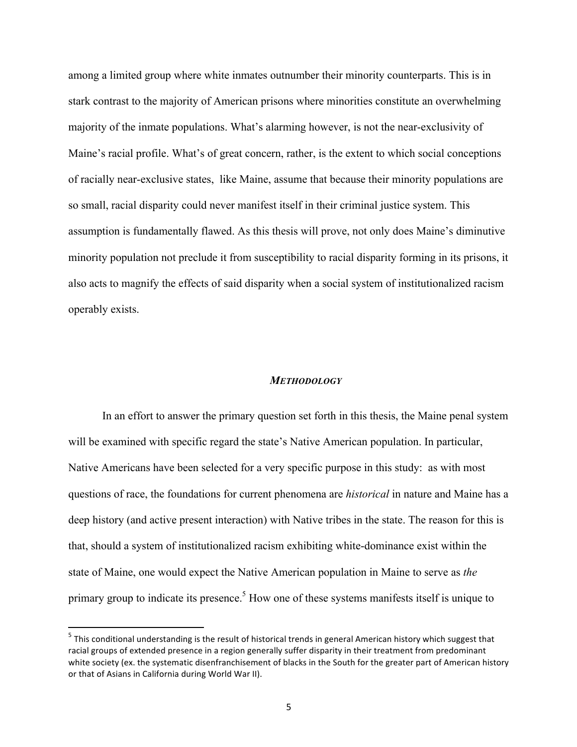among a limited group where white inmates outnumber their minority counterparts. This is in stark contrast to the majority of American prisons where minorities constitute an overwhelming majority of the inmate populations. What's alarming however, is not the near-exclusivity of Maine's racial profile. What's of great concern, rather, is the extent to which social conceptions of racially near-exclusive states, like Maine, assume that because their minority populations are so small, racial disparity could never manifest itself in their criminal justice system. This assumption is fundamentally flawed. As this thesis will prove, not only does Maine's diminutive minority population not preclude it from susceptibility to racial disparity forming in its prisons, it also acts to magnify the effects of said disparity when a social system of institutionalized racism operably exists.

## ***METHODOLOGY***

In an effort to answer the primary question set forth in this thesis, the Maine penal system will be examined with specific regard the state's Native American population. In particular, Native Americans have been selected for a very specific purpose in this study: as with most questions of race, the foundations for current phenomena are *historical* in nature and Maine has a deep history (and active present interaction) with Native tribes in the state. The reason for this is that, should a system of institutionalized racism exhibiting white-dominance exist within the state of Maine, one would expect the Native American population in Maine to serve as *the* primary group to indicate its presence.[5] How one of these systems manifests itself is unique to

[5] This conditional understanding is the result of historical trends in general American history which suggest that racial groups of extended presence in a region generally suffer disparity in their treatment from predominant white society (ex. the systematic disenfranchisement of blacks in the South for the greater part of American history or that of Asians in California during World War II).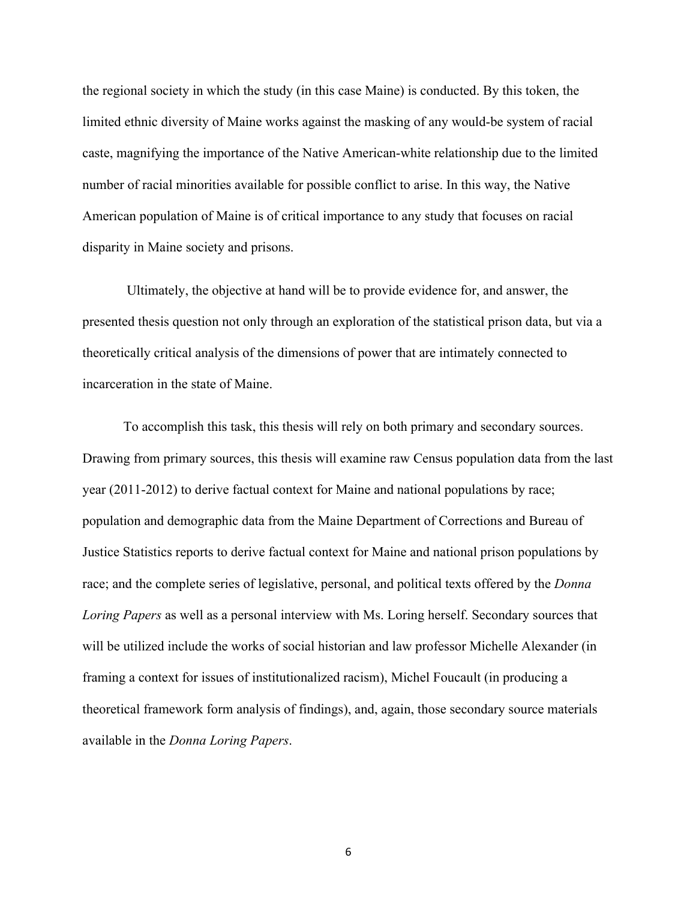the regional society in which the study (in this case Maine) is conducted. By this token, the limited ethnic diversity of Maine works against the masking of any would-be system of racial caste, magnifying the importance of the Native American-white relationship due to the limited number of racial minorities available for possible conflict to arise. In this way, the Native American population of Maine is of critical importance to any study that focuses on racial disparity in Maine society and prisons.

Ultimately, the objective at hand will be to provide evidence for, and answer, the presented thesis question not only through an exploration of the statistical prison data, but via a theoretically critical analysis of the dimensions of power that are intimately connected to incarceration in the state of Maine.

To accomplish this task, this thesis will rely on both primary and secondary sources. Drawing from primary sources, this thesis will examine raw Census population data from the last year (2011-2012) to derive factual context for Maine and national populations by race; population and demographic data from the Maine Department of Corrections and Bureau of Justice Statistics reports to derive factual context for Maine and national prison populations by race; and the complete series of legislative, personal, and political texts offered by the *Donna Loring Papers* as well as a personal interview with Ms. Loring herself. Secondary sources that will be utilized include the works of social historian and law professor Michelle Alexander (in framing a context for issues of institutionalized racism), Michel Foucault (in producing a theoretical framework form analysis of findings), and, again, those secondary source materials available in the *Donna Loring Papers*.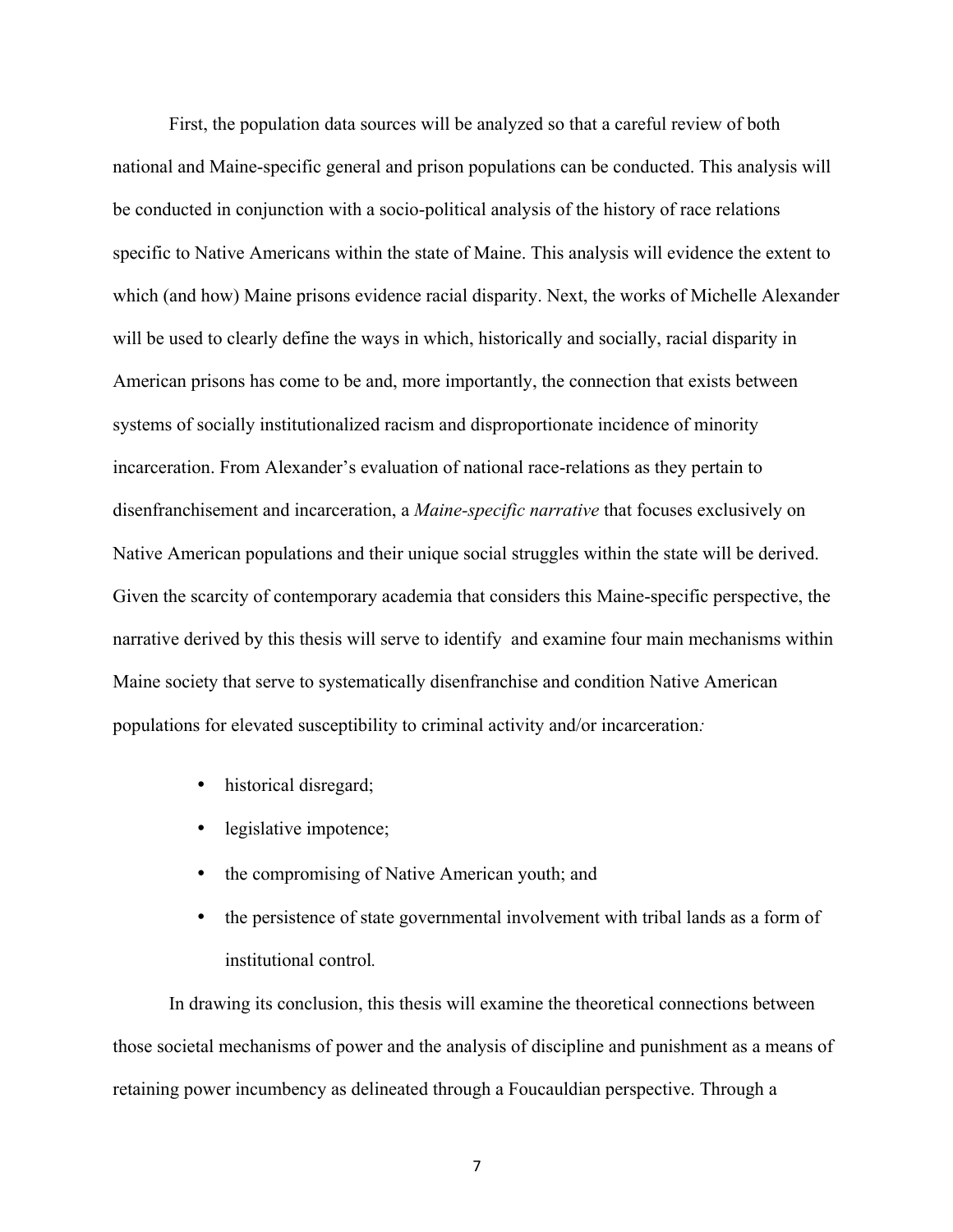First, the population data sources will be analyzed so that a careful review of both national and Maine-specific general and prison populations can be conducted. This analysis will be conducted in conjunction with a socio-political analysis of the history of race relations specific to Native Americans within the state of Maine. This analysis will evidence the extent to which (and how) Maine prisons evidence racial disparity. Next, the works of Michelle Alexander will be used to clearly define the ways in which, historically and socially, racial disparity in American prisons has come to be and, more importantly, the connection that exists between systems of socially institutionalized racism and disproportionate incidence of minority incarceration. From Alexander's evaluation of national race-relations as they pertain to disenfranchisement and incarceration, a *Maine-specific narrative* that focuses exclusively on Native American populations and their unique social struggles within the state will be derived. Given the scarcity of contemporary academia that considers this Maine-specific perspective, the narrative derived by this thesis will serve to identify and examine four main mechanisms within Maine society that serve to systematically disenfranchise and condition Native American populations for elevated susceptibility to criminal activity and/or incarceration:

- historical disregard;
- legislative impotence;
- the compromising of Native American youth; and
- the persistence of state governmental involvement with tribal lands as a form of institutional control.

In drawing its conclusion, this thesis will examine the theoretical connections between those societal mechanisms of power and the analysis of discipline and punishment as a means of retaining power incumbency as delineated through a Foucauldian perspective. Through a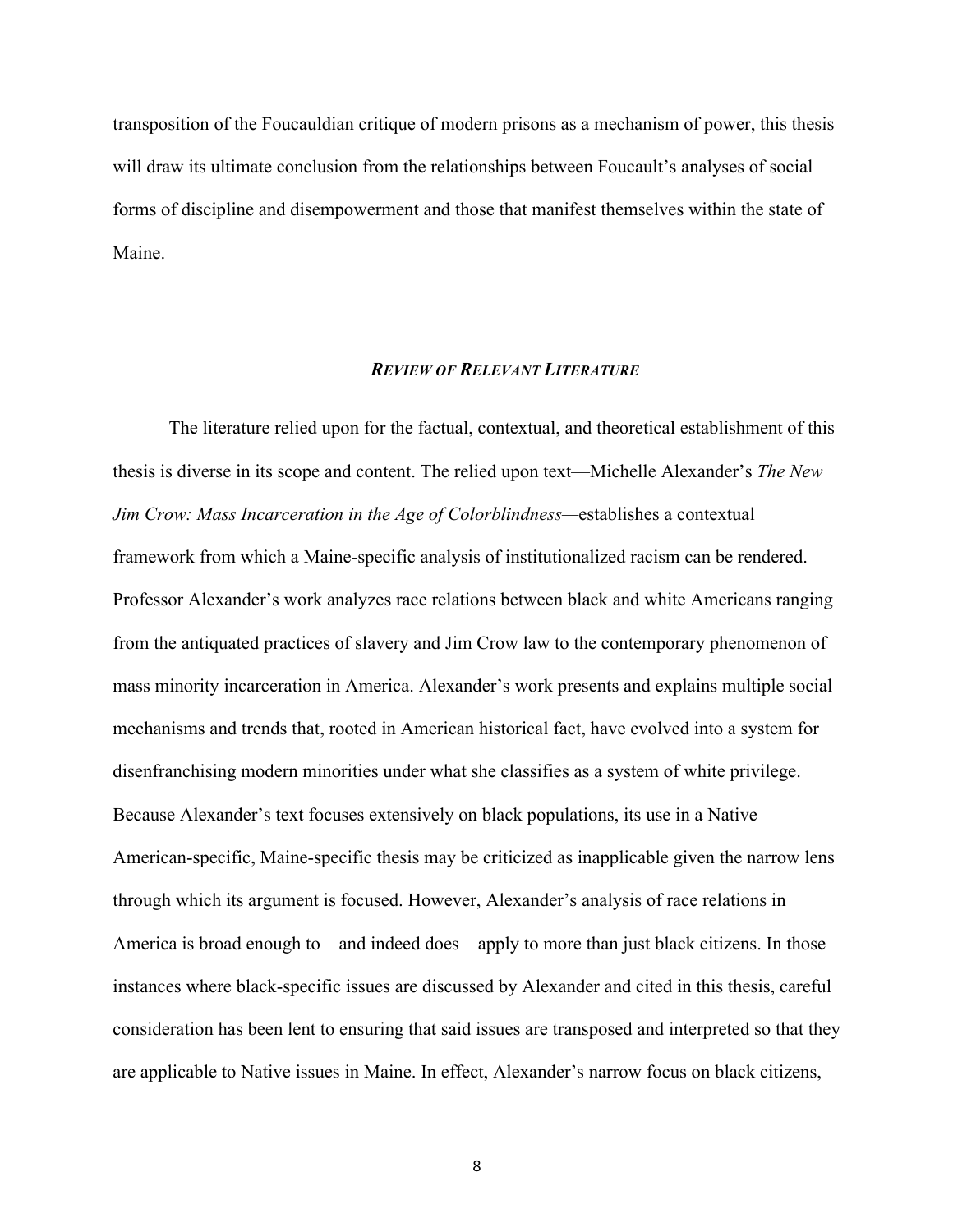transposition of the Foucauldian critique of modern prisons as a mechanism of power, this thesis will draw its ultimate conclusion from the relationships between Foucault's analyses of social forms of discipline and disempowerment and those that manifest themselves within the state of Maine.

## ***REVIEW OF RELEVANT LITERATURE***

The literature relied upon for the factual, contextual, and theoretical establishment of this thesis is diverse in its scope and content. The relied upon text—Michelle Alexander's *The New Jim Crow: Mass Incarceration in the Age of Colorblindness*—establishes a contextual framework from which a Maine-specific analysis of institutionalized racism can be rendered. Professor Alexander's work analyzes race relations between black and white Americans ranging from the antiquated practices of slavery and Jim Crow law to the contemporary phenomenon of mass minority incarceration in America. Alexander's work presents and explains multiple social mechanisms and trends that, rooted in American historical fact, have evolved into a system for disenfranchising modern minorities under what she classifies as a system of white privilege. Because Alexander's text focuses extensively on black populations, its use in a Native American-specific, Maine-specific thesis may be criticized as inapplicable given the narrow lens through which its argument is focused. However, Alexander's analysis of race relations in America is broad enough to—and indeed does—apply to more than just black citizens. In those instances where black-specific issues are discussed by Alexander and cited in this thesis, careful consideration has been lent to ensuring that said issues are transposed and interpreted so that they are applicable to Native issues in Maine. In effect, Alexander's narrow focus on black citizens,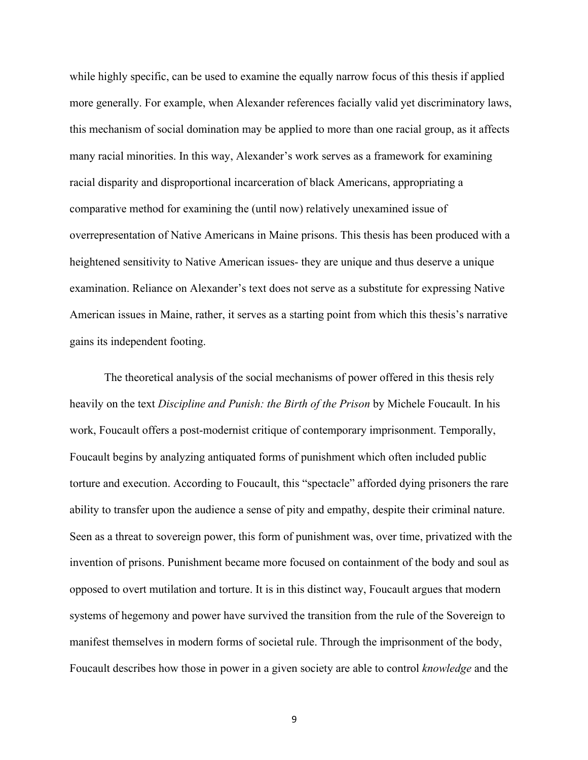while highly specific, can be used to examine the equally narrow focus of this thesis if applied more generally. For example, when Alexander references facially valid yet discriminatory laws, this mechanism of social domination may be applied to more than one racial group, as it affects many racial minorities. In this way, Alexander's work serves as a framework for examining racial disparity and disproportional incarceration of black Americans, appropriating a comparative method for examining the (until now) relatively unexamined issue of overrepresentation of Native Americans in Maine prisons. This thesis has been produced with a heightened sensitivity to Native American issues- they are unique and thus deserve a unique examination. Reliance on Alexander's text does not serve as a substitute for expressing Native American issues in Maine, rather, it serves as a starting point from which this thesis's narrative gains its independent footing.

The theoretical analysis of the social mechanisms of power offered in this thesis rely heavily on the text *Discipline and Punish: the Birth of the Prison* by Michele Foucault. In his work, Foucault offers a post-modernist critique of contemporary imprisonment. Temporally, Foucault begins by analyzing antiquated forms of punishment which often included public torture and execution. According to Foucault, this "spectacle" afforded dying prisoners the rare ability to transfer upon the audience a sense of pity and empathy, despite their criminal nature. Seen as a threat to sovereign power, this form of punishment was, over time, privatized with the invention of prisons. Punishment became more focused on containment of the body and soul as opposed to overt mutilation and torture. It is in this distinct way, Foucault argues that modern systems of hegemony and power have survived the transition from the rule of the Sovereign to manifest themselves in modern forms of societal rule. Through the imprisonment of the body, Foucault describes how those in power in a given society are able to control *knowledge* and the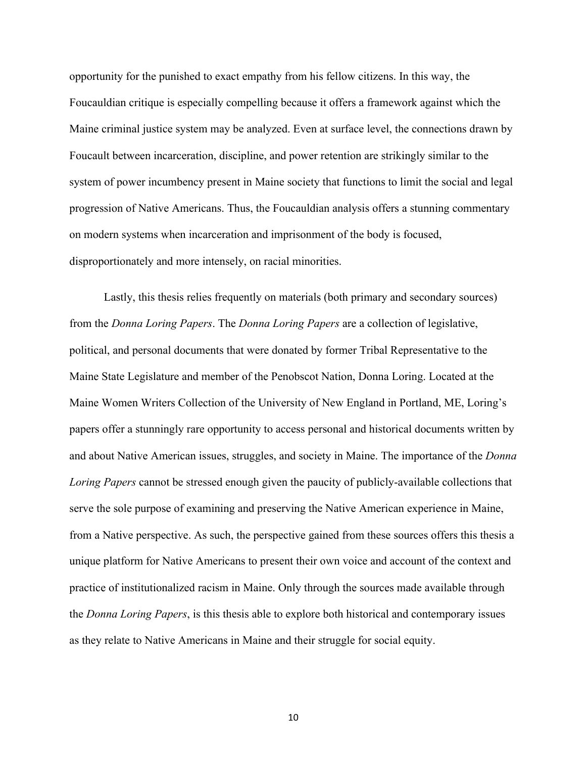opportunity for the punished to exact empathy from his fellow citizens. In this way, the Foucauldian critique is especially compelling because it offers a framework against which the Maine criminal justice system may be analyzed. Even at surface level, the connections drawn by Foucault between incarceration, discipline, and power retention are strikingly similar to the system of power incumbency present in Maine society that functions to limit the social and legal progression of Native Americans. Thus, the Foucauldian analysis offers a stunning commentary on modern systems when incarceration and imprisonment of the body is focused, disproportionately and more intensely, on racial minorities.

Lastly, this thesis relies frequently on materials (both primary and secondary sources) from the *Donna Loring Papers*. The *Donna Loring Papers* are a collection of legislative, political, and personal documents that were donated by former Tribal Representative to the Maine State Legislature and member of the Penobscot Nation, Donna Loring. Located at the Maine Women Writers Collection of the University of New England in Portland, ME, Loring's papers offer a stunningly rare opportunity to access personal and historical documents written by and about Native American issues, struggles, and society in Maine. The importance of the *Donna Loring Papers* cannot be stressed enough given the paucity of publicly-available collections that serve the sole purpose of examining and preserving the Native American experience in Maine, from a Native perspective. As such, the perspective gained from these sources offers this thesis a unique platform for Native Americans to present their own voice and account of the context and practice of institutionalized racism in Maine. Only through the sources made available through the *Donna Loring Papers*, is this thesis able to explore both historical and contemporary issues as they relate to Native Americans in Maine and their struggle for social equity.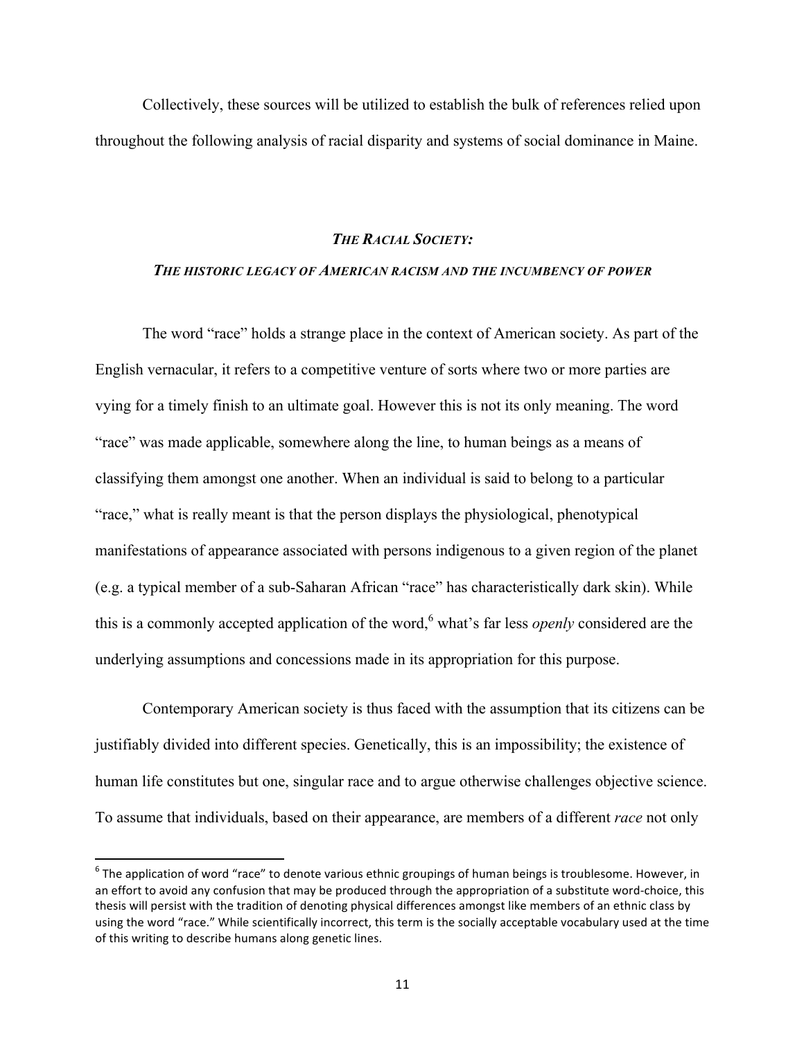Collectively, these sources will be utilized to establish the bulk of references relied upon throughout the following analysis of racial disparity and systems of social dominance in Maine.

## *THE RACIAL SOCIETY:*

### *THE HISTORIC LEGACY OF AMERICAN RACISM AND THE INCUMBENCY OF POWER*

The word "race" holds a strange place in the context of American society. As part of the English vernacular, it refers to a competitive venture of sorts where two or more parties are vying for a timely finish to an ultimate goal. However this is not its only meaning. The word "race" was made applicable, somewhere along the line, to human beings as a means of classifying them amongst one another. When an individual is said to belong to a particular "race," what is really meant is that the person displays the physiological, phenotypical manifestations of appearance associated with persons indigenous to a given region of the planet (e.g. a typical member of a sub-Saharan African "race" has characteristically dark skin). While this is a commonly accepted application of the word,[6] what's far less *openly* considered are the underlying assumptions and concessions made in its appropriation for this purpose.

Contemporary American society is thus faced with the assumption that its citizens can be justifiably divided into different species. Genetically, this is an impossibility; the existence of human life constitutes but one, singular race and to argue otherwise challenges objective science. To assume that individuals, based on their appearance, are members of a different *race* not only

---

[6] The application of word "race" to denote various ethnic groupings of human beings is troublesome. However, in an effort to avoid any confusion that may be produced through the appropriation of a substitute word-choice, this thesis will persist with the tradition of denoting physical differences amongst like members of an ethnic class by using the word "race." While scientifically incorrect, this term is the socially acceptable vocabulary used at the time of this writing to describe humans along genetic lines.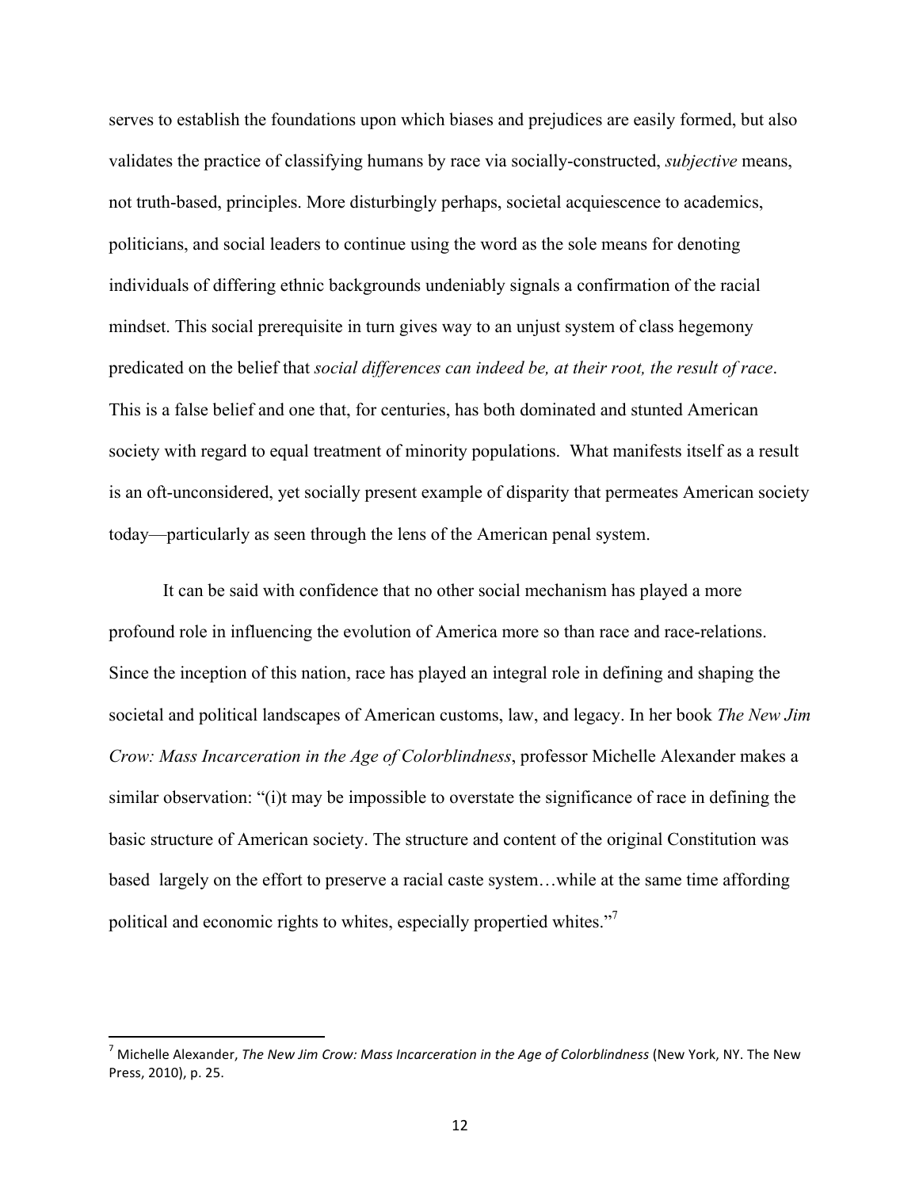serves to establish the foundations upon which biases and prejudices are easily formed, but also validates the practice of classifying humans by race via socially-constructed, *subjective* means, not truth-based, principles. More disturbingly perhaps, societal acquiescence to academics, politicians, and social leaders to continue using the word as the sole means for denoting individuals of differing ethnic backgrounds undeniably signals a confirmation of the racial mindset. This social prerequisite in turn gives way to an unjust system of class hegemony predicated on the belief that *social differences can indeed be, at their root, the result of race*. This is a false belief and one that, for centuries, has both dominated and stunted American society with regard to equal treatment of minority populations. What manifests itself as a result is an oft-unconsidered, yet socially present example of disparity that permeates American society today—particularly as seen through the lens of the American penal system.

It can be said with confidence that no other social mechanism has played a more profound role in influencing the evolution of America more so than race and race-relations. Since the inception of this nation, race has played an integral role in defining and shaping the societal and political landscapes of American customs, law, and legacy. In her book *The New Jim Crow: Mass Incarceration in the Age of Colorblindness*, professor Michelle Alexander makes a similar observation: "(i)t may be impossible to overstate the significance of race in defining the basic structure of American society. The structure and content of the original Constitution was based largely on the effort to preserve a racial caste system…while at the same time affording political and economic rights to whites, especially propertied whites."[7]

---

[7] Michelle Alexander, *The New Jim Crow: Mass Incarceration in the Age of Colorblindness* (New York, NY. The New Press, 2010), p. 25.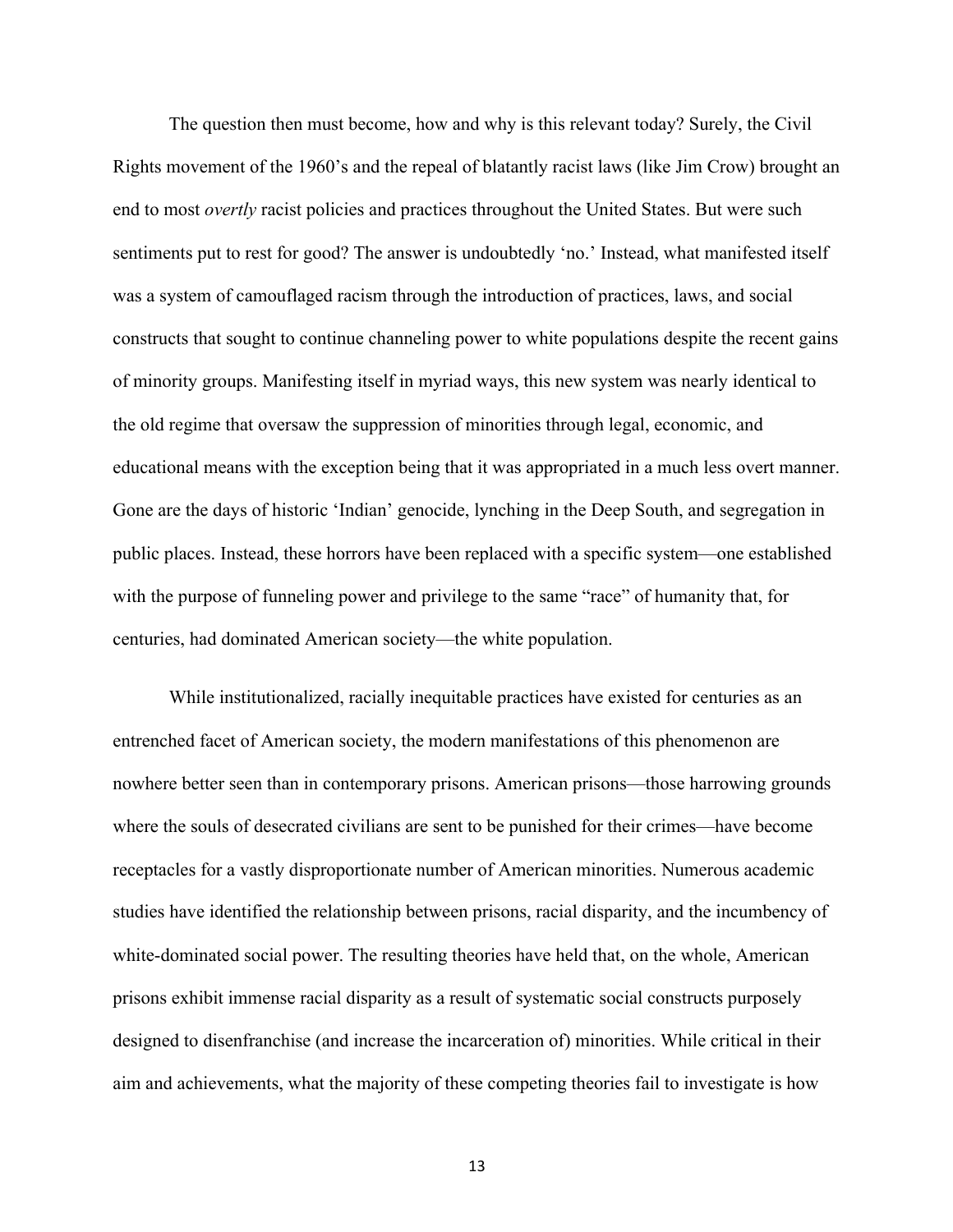The question then must become, how and why is this relevant today? Surely, the Civil Rights movement of the 1960's and the repeal of blatantly racist laws (like Jim Crow) brought an end to most *overtly* racist policies and practices throughout the United States. But were such sentiments put to rest for good? The answer is undoubtedly 'no.' Instead, what manifested itself was a system of camouflaged racism through the introduction of practices, laws, and social constructs that sought to continue channeling power to white populations despite the recent gains of minority groups. Manifesting itself in myriad ways, this new system was nearly identical to the old regime that oversaw the suppression of minorities through legal, economic, and educational means with the exception being that it was appropriated in a much less overt manner. Gone are the days of historic 'Indian' genocide, lynching in the Deep South, and segregation in public places. Instead, these horrors have been replaced with a specific system—one established with the purpose of funneling power and privilege to the same "race" of humanity that, for centuries, had dominated American society—the white population.

While institutionalized, racially inequitable practices have existed for centuries as an entrenched facet of American society, the modern manifestations of this phenomenon are nowhere better seen than in contemporary prisons. American prisons—those harrowing grounds where the souls of desecrated civilians are sent to be punished for their crimes—have become receptacles for a vastly disproportionate number of American minorities. Numerous academic studies have identified the relationship between prisons, racial disparity, and the incumbency of white-dominated social power. The resulting theories have held that, on the whole, American prisons exhibit immense racial disparity as a result of systematic social constructs purposely designed to disenfranchise (and increase the incarceration of) minorities. While critical in their aim and achievements, what the majority of these competing theories fail to investigate is how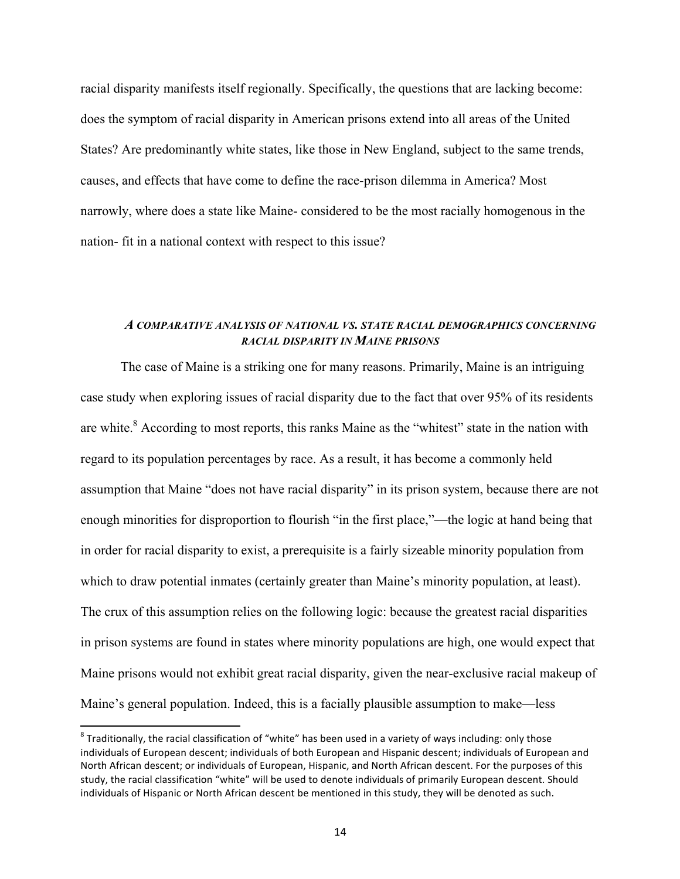racial disparity manifests itself regionally. Specifically, the questions that are lacking become: does the symptom of racial disparity in American prisons extend into all areas of the United States? Are predominantly white states, like those in New England, subject to the same trends, causes, and effects that have come to define the race-prison dilemma in America? Most narrowly, where does a state like Maine- considered to be the most racially homogenous in the nation- fit in a national context with respect to this issue?

### *A COMPARATIVE ANALYSIS OF NATIONAL VS. STATE RACIAL DEMOGRAPHICS CONCERNING RACIAL DISPARITY IN MAINE PRISONS*

The case of Maine is a striking one for many reasons. Primarily, Maine is an intriguing case study when exploring issues of racial disparity due to the fact that over 95% of its residents are white.[8] According to most reports, this ranks Maine as the "whitest" state in the nation with regard to its population percentages by race. As a result, it has become a commonly held assumption that Maine "does not have racial disparity" in its prison system, because there are not enough minorities for disproportion to flourish "in the first place,"—the logic at hand being that in order for racial disparity to exist, a prerequisite is a fairly sizeable minority population from which to draw potential inmates (certainly greater than Maine's minority population, at least). The crux of this assumption relies on the following logic: because the greatest racial disparities in prison systems are found in states where minority populations are high, one would expect that Maine prisons would not exhibit great racial disparity, given the near-exclusive racial makeup of Maine's general population. Indeed, this is a facially plausible assumption to make—less

[8] Traditionally, the racial classification of "white" has been used in a variety of ways including: only those individuals of European descent; individuals of both European and Hispanic descent; individuals of European and North African descent; or individuals of European, Hispanic, and North African descent. For the purposes of this study, the racial classification "white" will be used to denote individuals of primarily European descent. Should individuals of Hispanic or North African descent be mentioned in this study, they will be denoted as such.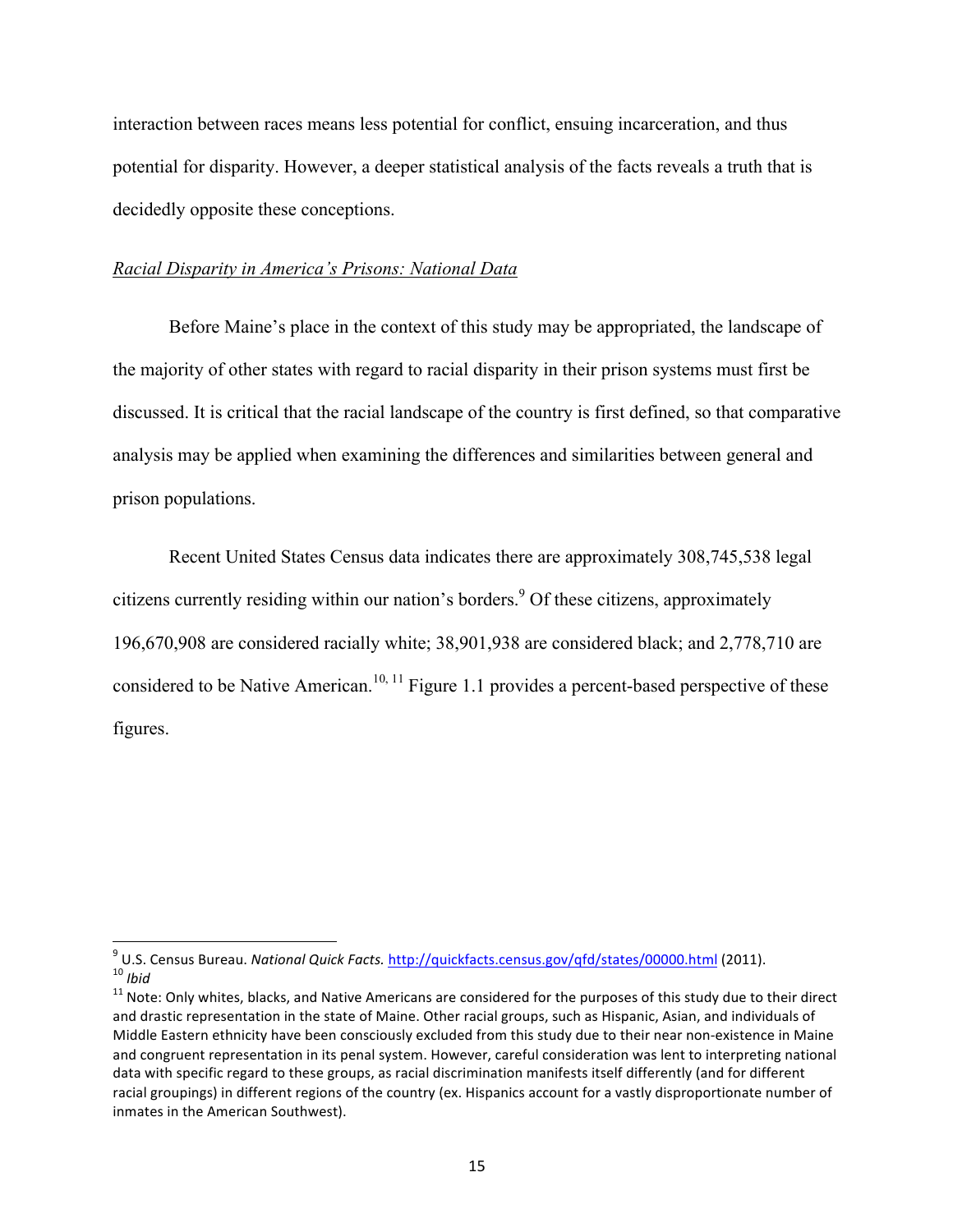interaction between races means less potential for conflict, ensuing incarceration, and thus potential for disparity. However, a deeper statistical analysis of the facts reveals a truth that is decidedly opposite these conceptions.

*Racial Disparity in America's Prisons: National Data*

Before Maine's place in the context of this study may be appropriated, the landscape of the majority of other states with regard to racial disparity in their prison systems must first be discussed. It is critical that the racial landscape of the country is first defined, so that comparative analysis may be applied when examining the differences and similarities between general and prison populations.

Recent United States Census data indicates there are approximately 308,745,538 legal citizens currently residing within our nation's borders.[9] Of these citizens, approximately 196,670,908 are considered racially white; 38,901,938 are considered black; and 2,778,710 are considered to be Native American.[10, 11] Figure 1.1 provides a percent-based perspective of these figures.

---

[9] U.S. Census Bureau. *National Quick Facts.* http://quickfacts.census.gov/qfd/states/00000.html (2011).

[10] *Ibid*

[11] Note: Only whites, blacks, and Native Americans are considered for the purposes of this study due to their direct and drastic representation in the state of Maine. Other racial groups, such as Hispanic, Asian, and individuals of Middle Eastern ethnicity have been consciously excluded from this study due to their near non-existence in Maine and congruent representation in its penal system. However, careful consideration was lent to interpreting national data with specific regard to these groups, as racial discrimination manifests itself differently (and for different racial groupings) in different regions of the country (ex. Hispanics account for a vastly disproportionate number of inmates in the American Southwest).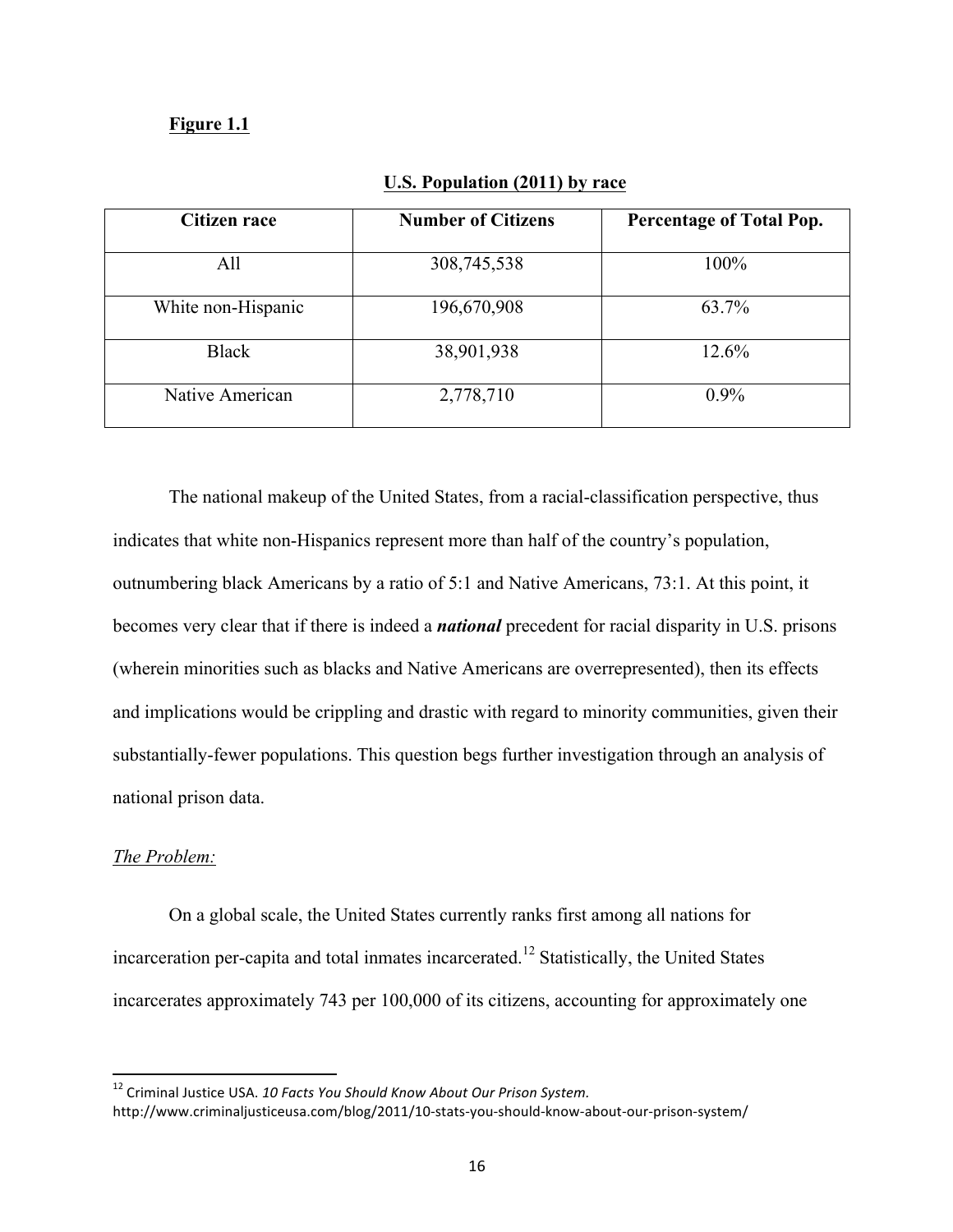**Figure 1.1**

**U.S. Population (2011) by race**

| Citizen race | Number of Citizens | Percentage of Total Pop. |
|---|---|---|
| All | 308,745,538 | 100% |
| White non-Hispanic | 196,670,908 | 63.7% |
| Black | 38,901,938 | 12.6% |
| Native American | 2,778,710 | 0.9% |

The national makeup of the United States, from a racial-classification perspective, thus indicates that white non-Hispanics represent more than half of the country's population, outnumbering black Americans by a ratio of 5:1 and Native Americans, 73:1. At this point, it becomes very clear that if there is indeed a ***national*** precedent for racial disparity in U.S. prisons (wherein minorities such as blacks and Native Americans are overrepresented), then its effects and implications would be crippling and drastic with regard to minority communities, given their substantially-fewer populations. This question begs further investigation through an analysis of national prison data.

*The Problem:*

On a global scale, the United States currently ranks first among all nations for incarceration per-capita and total inmates incarcerated.[12] Statistically, the United States incarcerates approximately 743 per 100,000 of its citizens, accounting for approximately one

[12] Criminal Justice USA. *10 Facts You Should Know About Our Prison System.* http://www.criminaljusticeusa.com/blog/2011/10-stats-you-should-know-about-our-prison-system/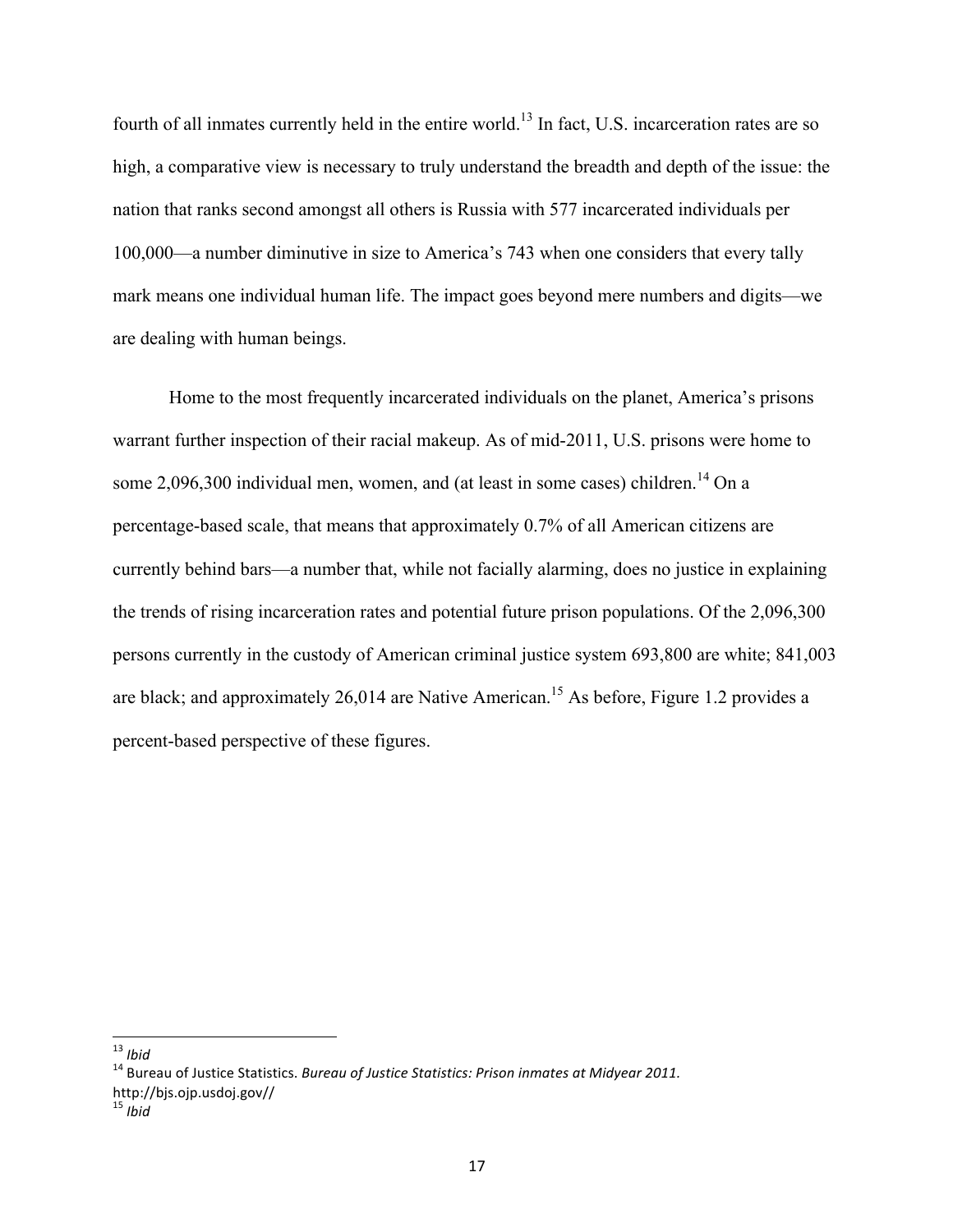fourth of all inmates currently held in the entire world.[13] In fact, U.S. incarceration rates are so high, a comparative view is necessary to truly understand the breadth and depth of the issue: the nation that ranks second amongst all others is Russia with 577 incarcerated individuals per 100,000—a number diminutive in size to America's 743 when one considers that every tally mark means one individual human life. The impact goes beyond mere numbers and digits—we are dealing with human beings.

Home to the most frequently incarcerated individuals on the planet, America's prisons warrant further inspection of their racial makeup. As of mid-2011, U.S. prisons were home to some 2,096,300 individual men, women, and (at least in some cases) children.[14] On a percentage-based scale, that means that approximately 0.7% of all American citizens are currently behind bars—a number that, while not facially alarming, does no justice in explaining the trends of rising incarceration rates and potential future prison populations. Of the 2,096,300 persons currently in the custody of American criminal justice system 693,800 are white; 841,003 are black; and approximately 26,014 are Native American.[15] As before, Figure 1.2 provides a percent-based perspective of these figures.

---

[13] *Ibid*

[14] Bureau of Justice Statistics. *Bureau of Justice Statistics: Prison inmates at Midyear 2011.* http://bjs.ojp.usdoj.gov//

[15] *Ibid*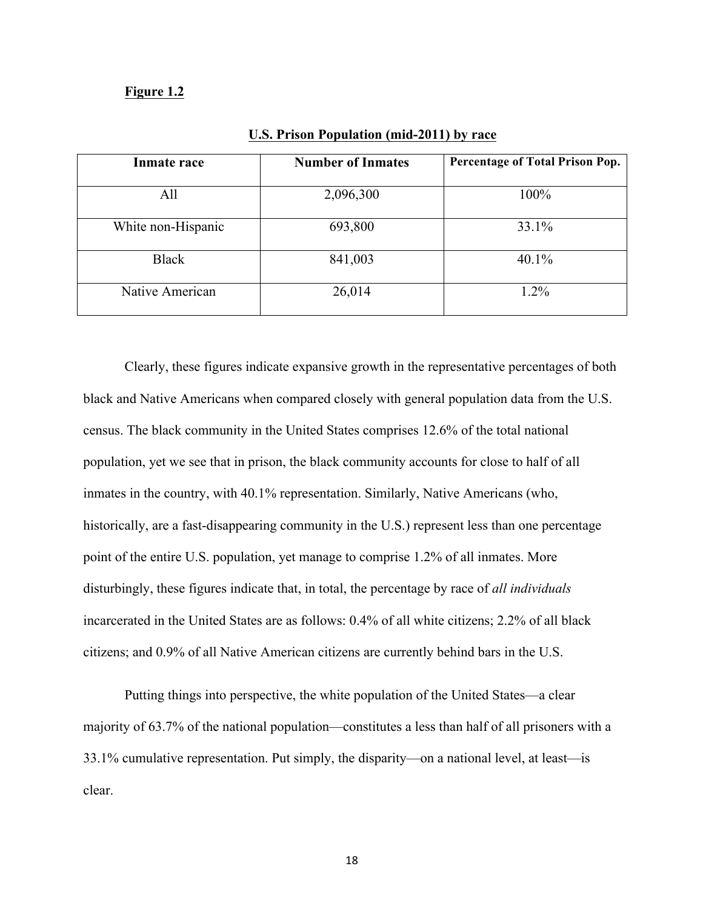**Figure 1.2**

**U.S. Prison Population (mid-2011) by race**

| Inmate race | Number of Inmates | Percentage of Total Prison Pop. |
|---|---|---|
| All | 2,096,300 | 100% |
| White non-Hispanic | 693,800 | 33.1% |
| Black | 841,003 | 40.1% |
| Native American | 26,014 | 1.2% |

Clearly, these figures indicate expansive growth in the representative percentages of both black and Native Americans when compared closely with general population data from the U.S. census. The black community in the United States comprises 12.6% of the total national population, yet we see that in prison, the black community accounts for close to half of all inmates in the country, with 40.1% representation. Similarly, Native Americans (who, historically, are a fast-disappearing community in the U.S.) represent less than one percentage point of the entire U.S. population, yet manage to comprise 1.2% of all inmates. More disturbingly, these figures indicate that, in total, the percentage by race of *all individuals* incarcerated in the United States are as follows: 0.4% of all white citizens; 2.2% of all black citizens; and 0.9% of all Native American citizens are currently behind bars in the U.S.

Putting things into perspective, the white population of the United States—a clear majority of 63.7% of the national population—constitutes a less than half of all prisoners with a 33.1% cumulative representation. Put simply, the disparity—on a national level, at least—is clear.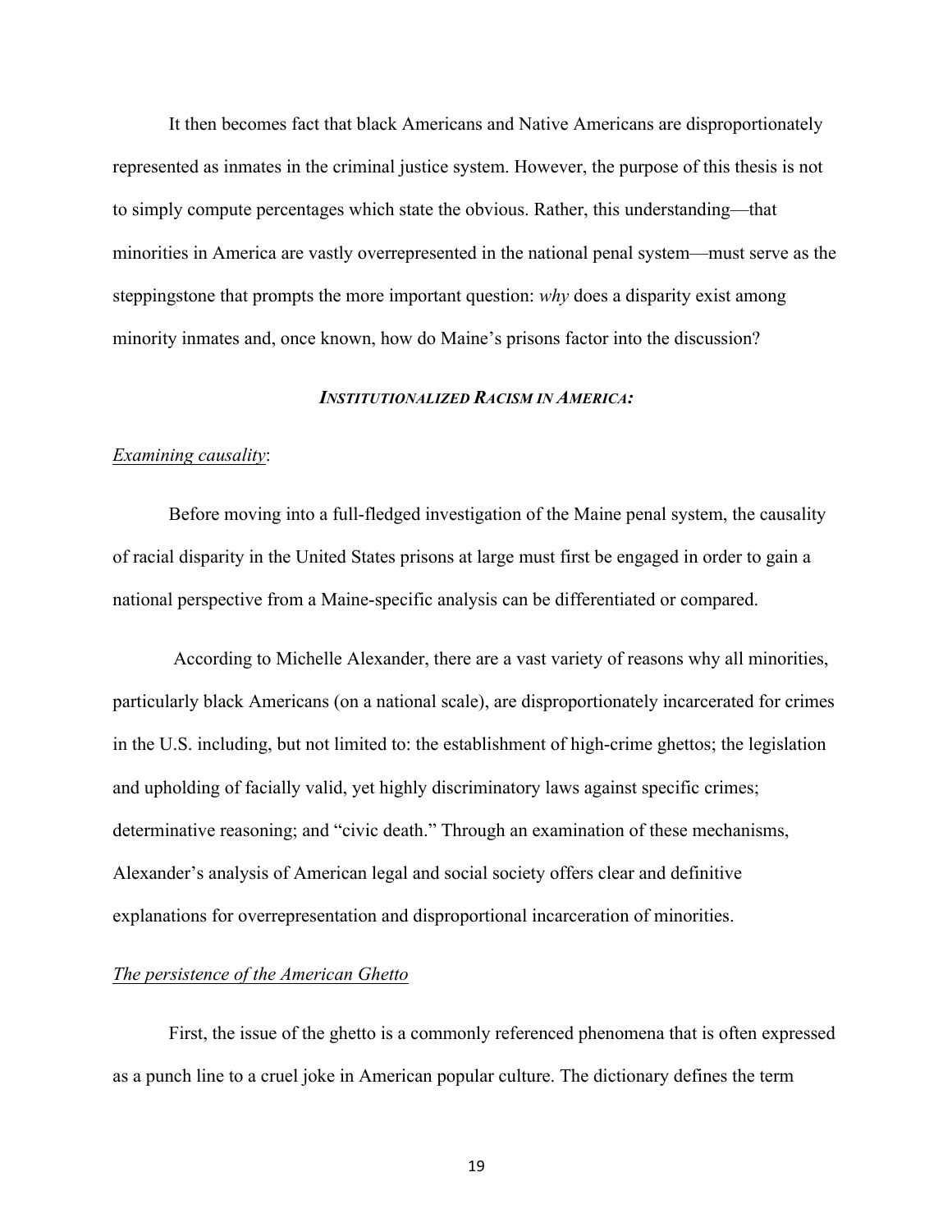It then becomes fact that black Americans and Native Americans are disproportionately represented as inmates in the criminal justice system. However, the purpose of this thesis is not to simply compute percentages which state the obvious. Rather, this understanding—that minorities in America are vastly overrepresented in the national penal system—must serve as the steppingstone that prompts the more important question: *why* does a disparity exist among minority inmates and, once known, how do Maine's prisons factor into the discussion?

## ***INSTITUTIONALIZED RACISM IN AMERICA:***

### *Examining causality*:

Before moving into a full-fledged investigation of the Maine penal system, the causality of racial disparity in the United States prisons at large must first be engaged in order to gain a national perspective from a Maine-specific analysis can be differentiated or compared.

According to Michelle Alexander, there are a vast variety of reasons why all minorities, particularly black Americans (on a national scale), are disproportionately incarcerated for crimes in the U.S. including, but not limited to: the establishment of high-crime ghettos; the legislation and upholding of facially valid, yet highly discriminatory laws against specific crimes; determinative reasoning; and "civic death." Through an examination of these mechanisms, Alexander's analysis of American legal and social society offers clear and definitive explanations for overrepresentation and disproportional incarceration of minorities.

### *The persistence of the American Ghetto*

First, the issue of the ghetto is a commonly referenced phenomena that is often expressed as a punch line to a cruel joke in American popular culture. The dictionary defines the term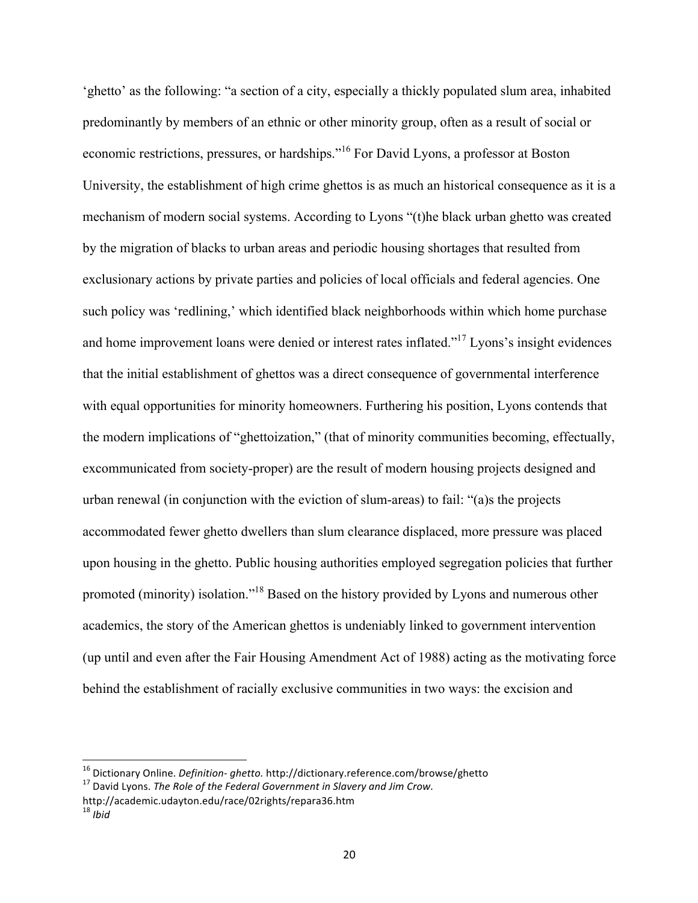'ghetto' as the following: "a section of a city, especially a thickly populated slum area, inhabited predominantly by members of an ethnic or other minority group, often as a result of social or economic restrictions, pressures, or hardships."[16] For David Lyons, a professor at Boston University, the establishment of high crime ghettos is as much an historical consequence as it is a mechanism of modern social systems. According to Lyons "(t)he black urban ghetto was created by the migration of blacks to urban areas and periodic housing shortages that resulted from exclusionary actions by private parties and policies of local officials and federal agencies. One such policy was 'redlining,' which identified black neighborhoods within which home purchase and home improvement loans were denied or interest rates inflated."[17] Lyons's insight evidences that the initial establishment of ghettos was a direct consequence of governmental interference with equal opportunities for minority homeowners. Furthering his position, Lyons contends that the modern implications of "ghettoization," (that of minority communities becoming, effectually, excommunicated from society-proper) are the result of modern housing projects designed and urban renewal (in conjunction with the eviction of slum-areas) to fail: "(a)s the projects accommodated fewer ghetto dwellers than slum clearance displaced, more pressure was placed upon housing in the ghetto. Public housing authorities employed segregation policies that further promoted (minority) isolation."[18] Based on the history provided by Lyons and numerous other academics, the story of the American ghettos is undeniably linked to government intervention (up until and even after the Fair Housing Amendment Act of 1988) acting as the motivating force behind the establishment of racially exclusive communities in two ways: the excision and

---

[16] Dictionary Online. *Definition- ghetto.* http://dictionary.reference.com/browse/ghetto

[17] David Lyons. *The Role of the Federal Government in Slavery and Jim Crow.* http://academic.udayton.edu/race/02rights/repara36.htm

[18] *Ibid*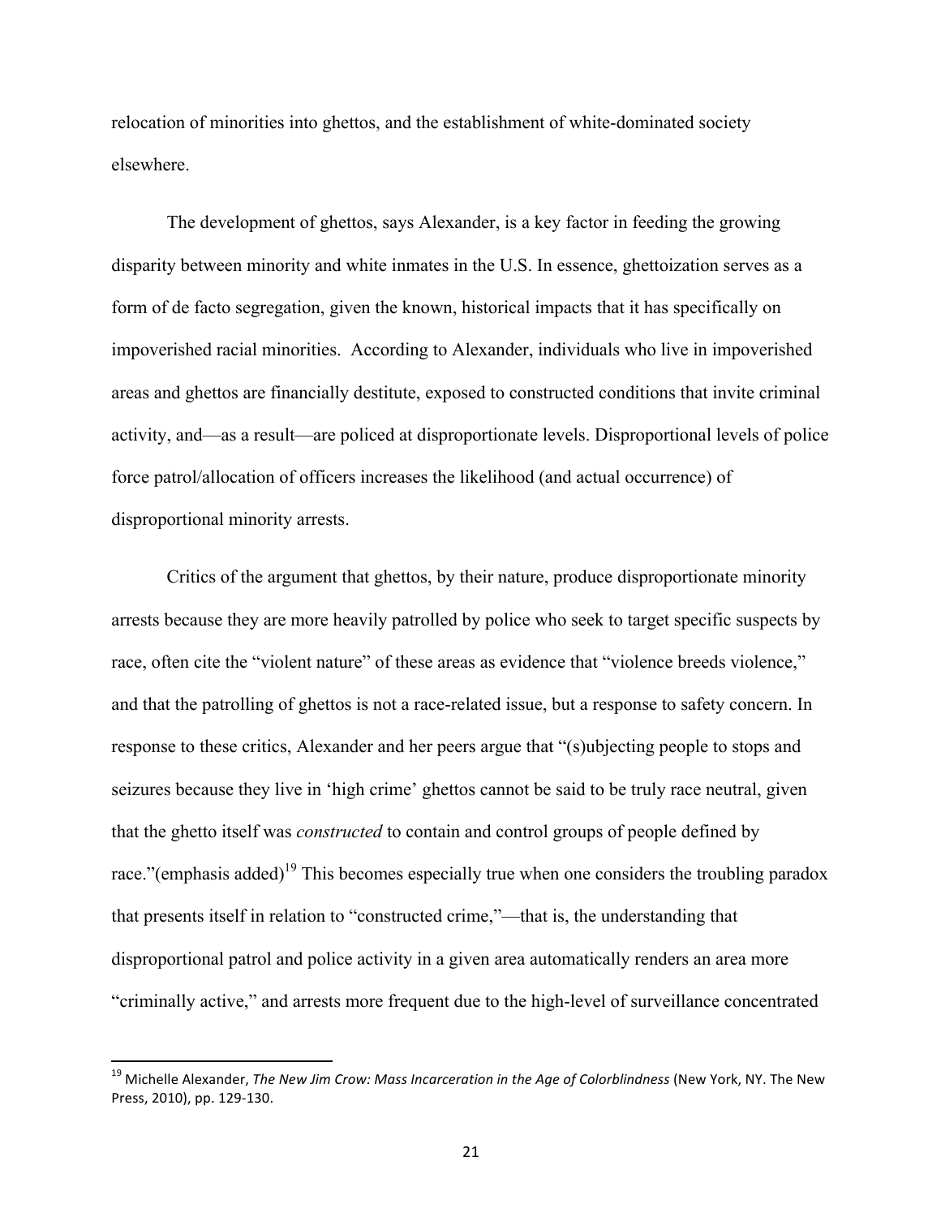relocation of minorities into ghettos, and the establishment of white-dominated society elsewhere.

The development of ghettos, says Alexander, is a key factor in feeding the growing disparity between minority and white inmates in the U.S. In essence, ghettoization serves as a form of de facto segregation, given the known, historical impacts that it has specifically on impoverished racial minorities. According to Alexander, individuals who live in impoverished areas and ghettos are financially destitute, exposed to constructed conditions that invite criminal activity, and—as a result—are policed at disproportionate levels. Disproportional levels of police force patrol/allocation of officers increases the likelihood (and actual occurrence) of disproportional minority arrests.

Critics of the argument that ghettos, by their nature, produce disproportionate minority arrests because they are more heavily patrolled by police who seek to target specific suspects by race, often cite the "violent nature" of these areas as evidence that "violence breeds violence," and that the patrolling of ghettos is not a race-related issue, but a response to safety concern. In response to these critics, Alexander and her peers argue that "(s)ubjecting people to stops and seizures because they live in 'high crime' ghettos cannot be said to be truly race neutral, given that the ghetto itself was *constructed* to contain and control groups of people defined by race."(emphasis added)[19] This becomes especially true when one considers the troubling paradox that presents itself in relation to "constructed crime,"—that is, the understanding that disproportional patrol and police activity in a given area automatically renders an area more "criminally active," and arrests more frequent due to the high-level of surveillance concentrated

---

[19] Michelle Alexander, *The New Jim Crow: Mass Incarceration in the Age of Colorblindness* (New York, NY. The New Press, 2010), pp. 129-130.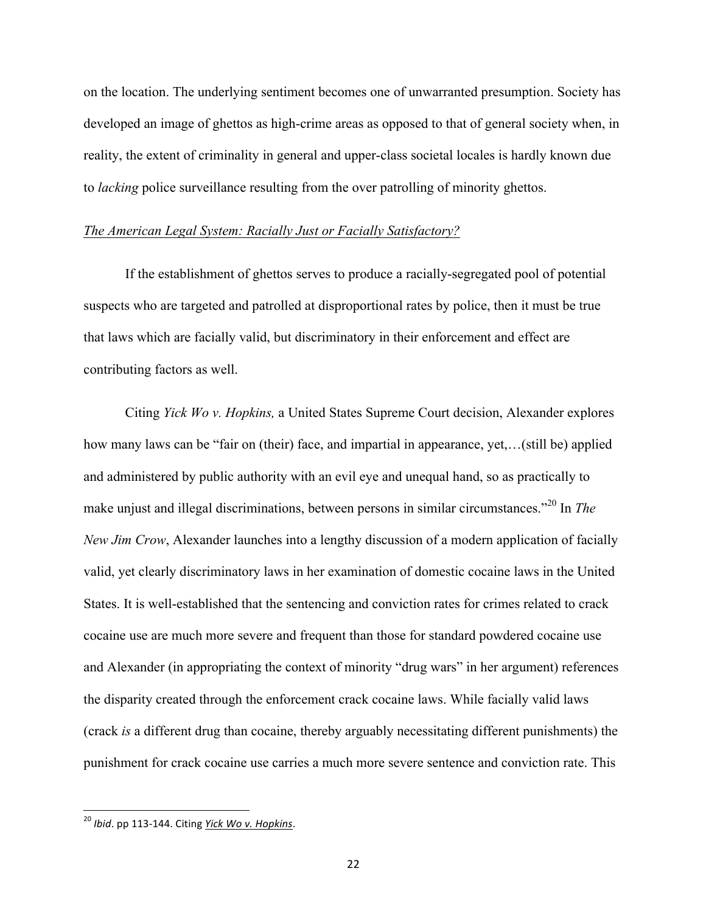on the location. The underlying sentiment becomes one of unwarranted presumption. Society has developed an image of ghettos as high-crime areas as opposed to that of general society when, in reality, the extent of criminality in general and upper-class societal locales is hardly known due to *lacking* police surveillance resulting from the over patrolling of minority ghettos.

*The American Legal System: Racially Just or Facially Satisfactory?*

If the establishment of ghettos serves to produce a racially-segregated pool of potential suspects who are targeted and patrolled at disproportional rates by police, then it must be true that laws which are facially valid, but discriminatory in their enforcement and effect are contributing factors as well.

Citing *Yick Wo v. Hopkins,* a United States Supreme Court decision, Alexander explores how many laws can be "fair on (their) face, and impartial in appearance, yet,…(still be) applied and administered by public authority with an evil eye and unequal hand, so as practically to make unjust and illegal discriminations, between persons in similar circumstances."[20] In *The New Jim Crow*, Alexander launches into a lengthy discussion of a modern application of facially valid, yet clearly discriminatory laws in her examination of domestic cocaine laws in the United States. It is well-established that the sentencing and conviction rates for crimes related to crack cocaine use are much more severe and frequent than those for standard powdered cocaine use and Alexander (in appropriating the context of minority "drug wars" in her argument) references the disparity created through the enforcement crack cocaine laws. While facially valid laws (crack *is* a different drug than cocaine, thereby arguably necessitating different punishments) the punishment for crack cocaine use carries a much more severe sentence and conviction rate. This

[20] *Ibid*. pp 113-144. Citing *Yick Wo v. Hopkins*.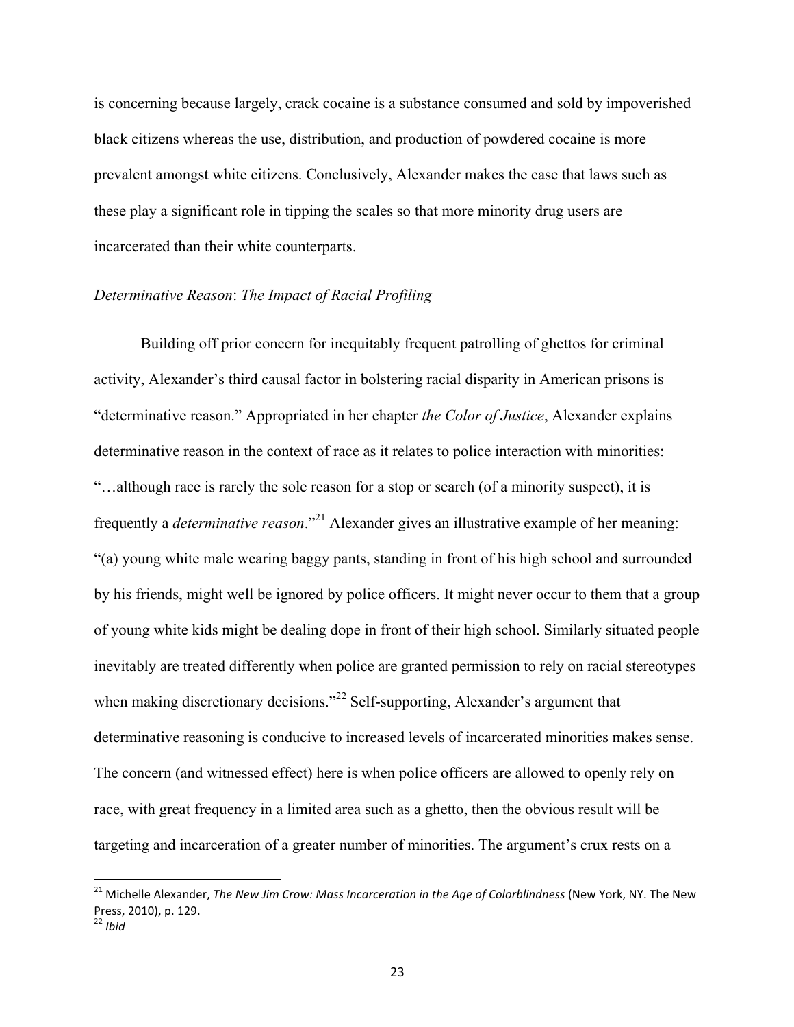is concerning because largely, crack cocaine is a substance consumed and sold by impoverished black citizens whereas the use, distribution, and production of powdered cocaine is more prevalent amongst white citizens. Conclusively, Alexander makes the case that laws such as these play a significant role in tipping the scales so that more minority drug users are incarcerated than their white counterparts.

*Determinative Reason*: *The Impact of Racial Profiling*

Building off prior concern for inequitably frequent patrolling of ghettos for criminal activity, Alexander's third causal factor in bolstering racial disparity in American prisons is "determinative reason." Appropriated in her chapter *the Color of Justice*, Alexander explains determinative reason in the context of race as it relates to police interaction with minorities: "…although race is rarely the sole reason for a stop or search (of a minority suspect), it is frequently a *determinative reason*."[21] Alexander gives an illustrative example of her meaning: "(a) young white male wearing baggy pants, standing in front of his high school and surrounded by his friends, might well be ignored by police officers. It might never occur to them that a group of young white kids might be dealing dope in front of their high school. Similarly situated people inevitably are treated differently when police are granted permission to rely on racial stereotypes when making discretionary decisions."[22] Self-supporting, Alexander's argument that determinative reasoning is conducive to increased levels of incarcerated minorities makes sense. The concern (and witnessed effect) here is when police officers are allowed to openly rely on race, with great frequency in a limited area such as a ghetto, then the obvious result will be targeting and incarceration of a greater number of minorities. The argument's crux rests on a

[21] Michelle Alexander, *The New Jim Crow: Mass Incarceration in the Age of Colorblindness* (New York, NY. The New Press, 2010), p. 129.

[22] *Ibid*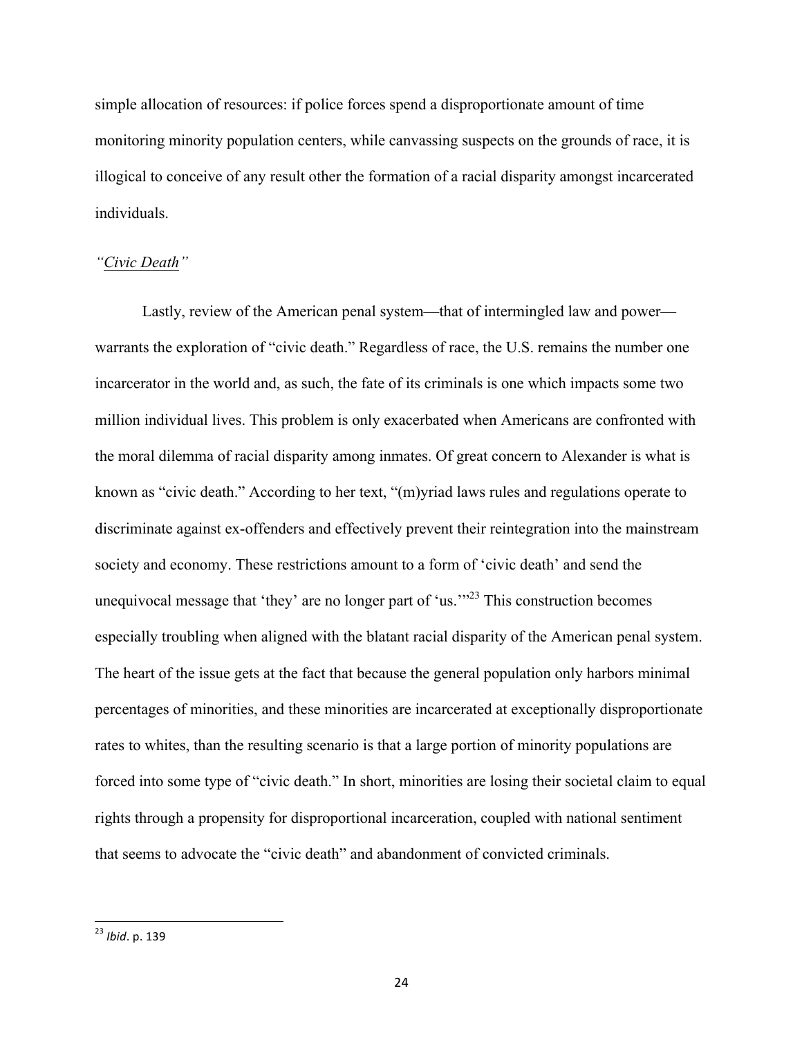simple allocation of resources: if police forces spend a disproportionate amount of time monitoring minority population centers, while canvassing suspects on the grounds of race, it is illogical to conceive of any result other the formation of a racial disparity amongst incarcerated individuals.

*"Civic Death"*

Lastly, review of the American penal system—that of intermingled law and power—warrants the exploration of "civic death." Regardless of race, the U.S. remains the number one incarcerator in the world and, as such, the fate of its criminals is one which impacts some two million individual lives. This problem is only exacerbated when Americans are confronted with the moral dilemma of racial disparity among inmates. Of great concern to Alexander is what is known as "civic death." According to her text, "(m)yriad laws rules and regulations operate to discriminate against ex-offenders and effectively prevent their reintegration into the mainstream society and economy. These restrictions amount to a form of 'civic death' and send the unequivocal message that 'they' are no longer part of 'us.'"[23] This construction becomes especially troubling when aligned with the blatant racial disparity of the American penal system. The heart of the issue gets at the fact that because the general population only harbors minimal percentages of minorities, and these minorities are incarcerated at exceptionally disproportionate rates to whites, than the resulting scenario is that a large portion of minority populations are forced into some type of "civic death." In short, minorities are losing their societal claim to equal rights through a propensity for disproportional incarceration, coupled with national sentiment that seems to advocate the "civic death" and abandonment of convicted criminals.

---

[23] *Ibid*. p. 139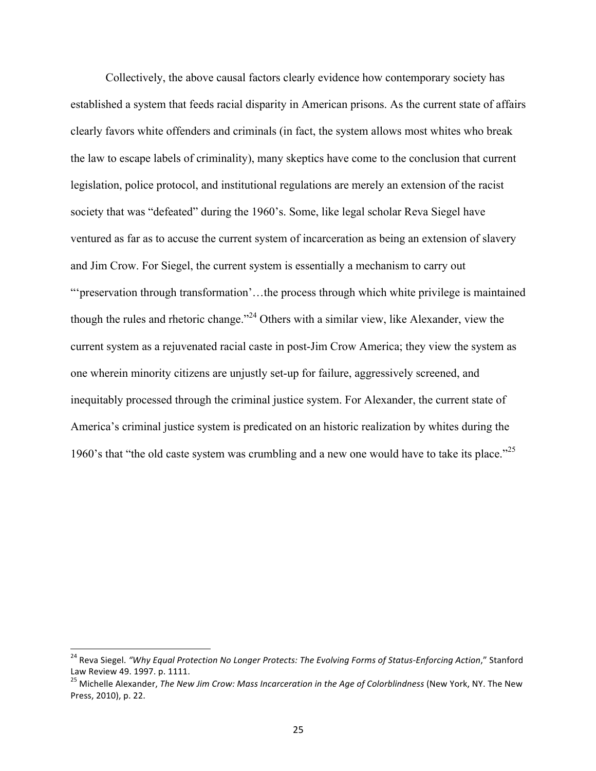Collectively, the above causal factors clearly evidence how contemporary society has established a system that feeds racial disparity in American prisons. As the current state of affairs clearly favors white offenders and criminals (in fact, the system allows most whites who break the law to escape labels of criminality), many skeptics have come to the conclusion that current legislation, police protocol, and institutional regulations are merely an extension of the racist society that was "defeated" during the 1960's. Some, like legal scholar Reva Siegel have ventured as far as to accuse the current system of incarceration as being an extension of slavery and Jim Crow. For Siegel, the current system is essentially a mechanism to carry out "'preservation through transformation'…the process through which white privilege is maintained though the rules and rhetoric change."[24] Others with a similar view, like Alexander, view the current system as a rejuvenated racial caste in post-Jim Crow America; they view the system as one wherein minority citizens are unjustly set-up for failure, aggressively screened, and inequitably processed through the criminal justice system. For Alexander, the current state of America's criminal justice system is predicated on an historic realization by whites during the 1960's that "the old caste system was crumbling and a new one would have to take its place."[25]

---

[24] Reva Siegel. *"Why Equal Protection No Longer Protects: The Evolving Forms of Status-Enforcing Action*," Stanford Law Review 49. 1997. p. 1111.

[25] Michelle Alexander, *The New Jim Crow: Mass Incarceration in the Age of Colorblindness* (New York, NY. The New Press, 2010), p. 22.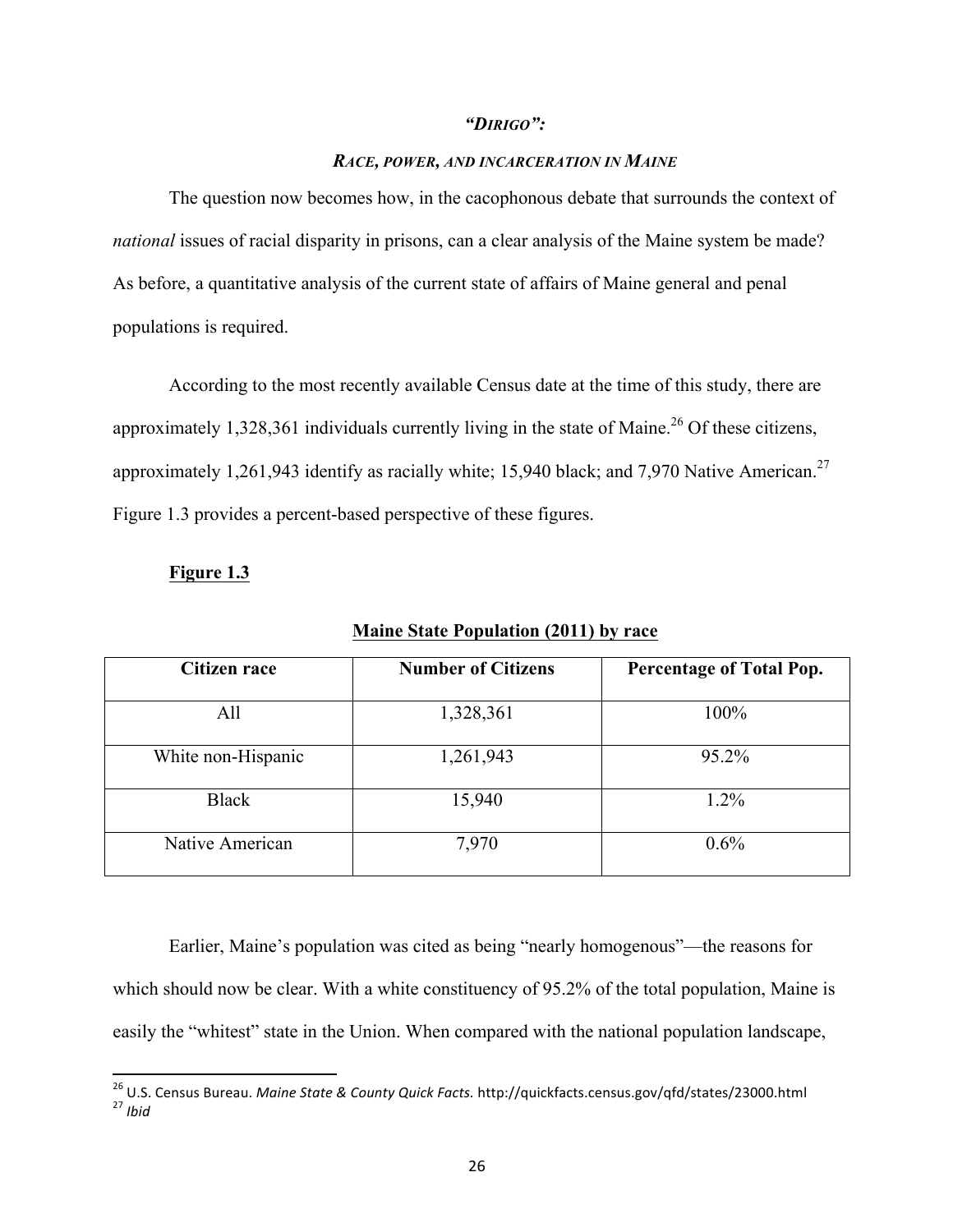### *"Dirigo":*

### *Race, power, and incarceration in Maine*

The question now becomes how, in the cacophonous debate that surrounds the context of *national* issues of racial disparity in prisons, can a clear analysis of the Maine system be made? As before, a quantitative analysis of the current state of affairs of Maine general and penal populations is required.

According to the most recently available Census date at the time of this study, there are approximately 1,328,361 individuals currently living in the state of Maine.[26] Of these citizens, approximately 1,261,943 identify as racially white; 15,940 black; and 7,970 Native American.[27] Figure 1.3 provides a percent-based perspective of these figures.

**Figure 1.3**

**Maine State Population (2011) by race**

| Citizen race | Number of Citizens | Percentage of Total Pop. |
|---|---|---|
| All | 1,328,361 | 100% |
| White non-Hispanic | 1,261,943 | 95.2% |
| Black | 15,940 | 1.2% |
| Native American | 7,970 | 0.6% |

Earlier, Maine's population was cited as being "nearly homogenous"—the reasons for which should now be clear. With a white constituency of 95.2% of the total population, Maine is easily the "whitest" state in the Union. When compared with the national population landscape,

[26] U.S. Census Bureau. *Maine State & County Quick Facts.* http://quickfacts.census.gov/qfd/states/23000.html

[27] *Ibid*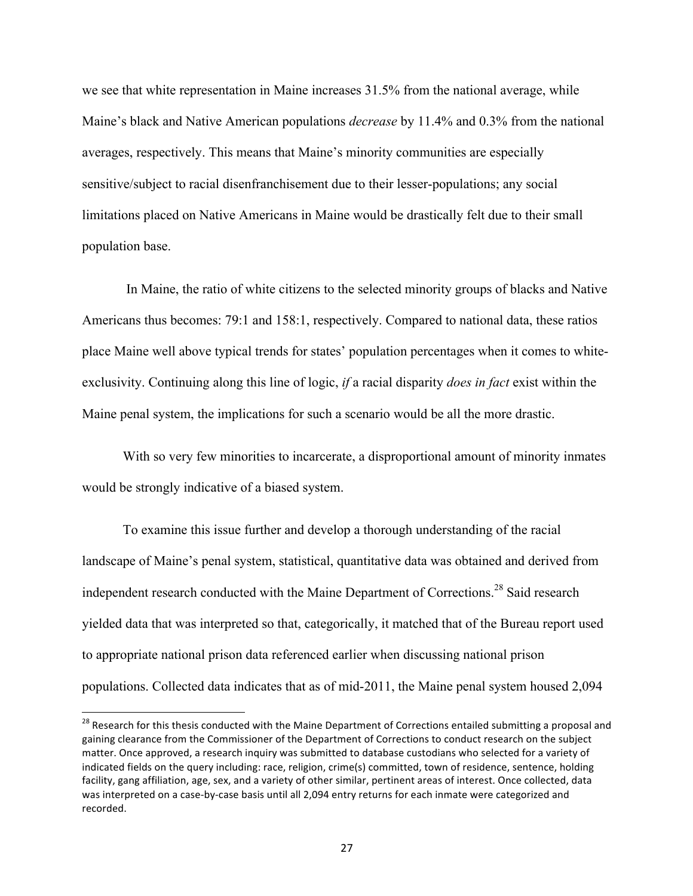we see that white representation in Maine increases 31.5% from the national average, while Maine's black and Native American populations *decrease* by 11.4% and 0.3% from the national averages, respectively. This means that Maine's minority communities are especially sensitive/subject to racial disenfranchisement due to their lesser-populations; any social limitations placed on Native Americans in Maine would be drastically felt due to their small population base.

In Maine, the ratio of white citizens to the selected minority groups of blacks and Native Americans thus becomes: 79:1 and 158:1, respectively. Compared to national data, these ratios place Maine well above typical trends for states' population percentages when it comes to white-exclusivity. Continuing along this line of logic, *if* a racial disparity *does in fact* exist within the Maine penal system, the implications for such a scenario would be all the more drastic.

With so very few minorities to incarcerate, a disproportional amount of minority inmates would be strongly indicative of a biased system.

To examine this issue further and develop a thorough understanding of the racial landscape of Maine's penal system, statistical, quantitative data was obtained and derived from independent research conducted with the Maine Department of Corrections.[28] Said research yielded data that was interpreted so that, categorically, it matched that of the Bureau report used to appropriate national prison data referenced earlier when discussing national prison populations. Collected data indicates that as of mid-2011, the Maine penal system housed 2,094

[28] Research for this thesis conducted with the Maine Department of Corrections entailed submitting a proposal and gaining clearance from the Commissioner of the Department of Corrections to conduct research on the subject matter. Once approved, a research inquiry was submitted to database custodians who selected for a variety of indicated fields on the query including: race, religion, crime(s) committed, town of residence, sentence, holding facility, gang affiliation, age, sex, and a variety of other similar, pertinent areas of interest. Once collected, data was interpreted on a case-by-case basis until all 2,094 entry returns for each inmate were categorized and recorded.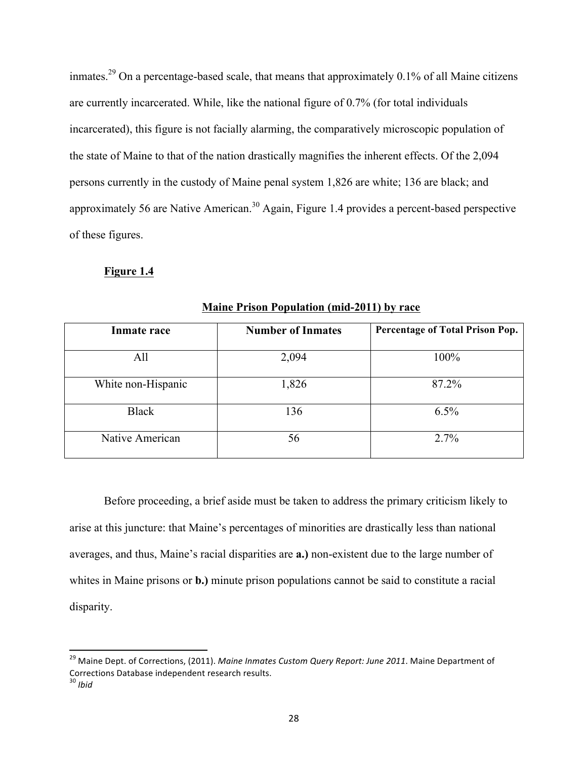inmates.[29] On a percentage-based scale, that means that approximately 0.1% of all Maine citizens are currently incarcerated. While, like the national figure of 0.7% (for total individuals incarcerated), this figure is not facially alarming, the comparatively microscopic population of the state of Maine to that of the nation drastically magnifies the inherent effects. Of the 2,094 persons currently in the custody of Maine penal system 1,826 are white; 136 are black; and approximately 56 are Native American.[30] Again, Figure 1.4 provides a percent-based perspective of these figures.

**Figure 1.4**

**Maine Prison Population (mid-2011) by race**

| Inmate race | Number of Inmates | Percentage of Total Prison Pop. |
|---|---|---|
| All | 2,094 | 100% |
| White non-Hispanic | 1,826 | 87.2% |
| Black | 136 | 6.5% |
| Native American | 56 | 2.7% |

Before proceeding, a brief aside must be taken to address the primary criticism likely to arise at this juncture: that Maine's percentages of minorities are drastically less than national averages, and thus, Maine's racial disparities are **a.)** non-existent due to the large number of whites in Maine prisons or **b.)** minute prison populations cannot be said to constitute a racial disparity.

[29] Maine Dept. of Corrections, (2011). *Maine Inmates Custom Query Report: June 2011*. Maine Department of Corrections Database independent research results.

[30] *Ibid*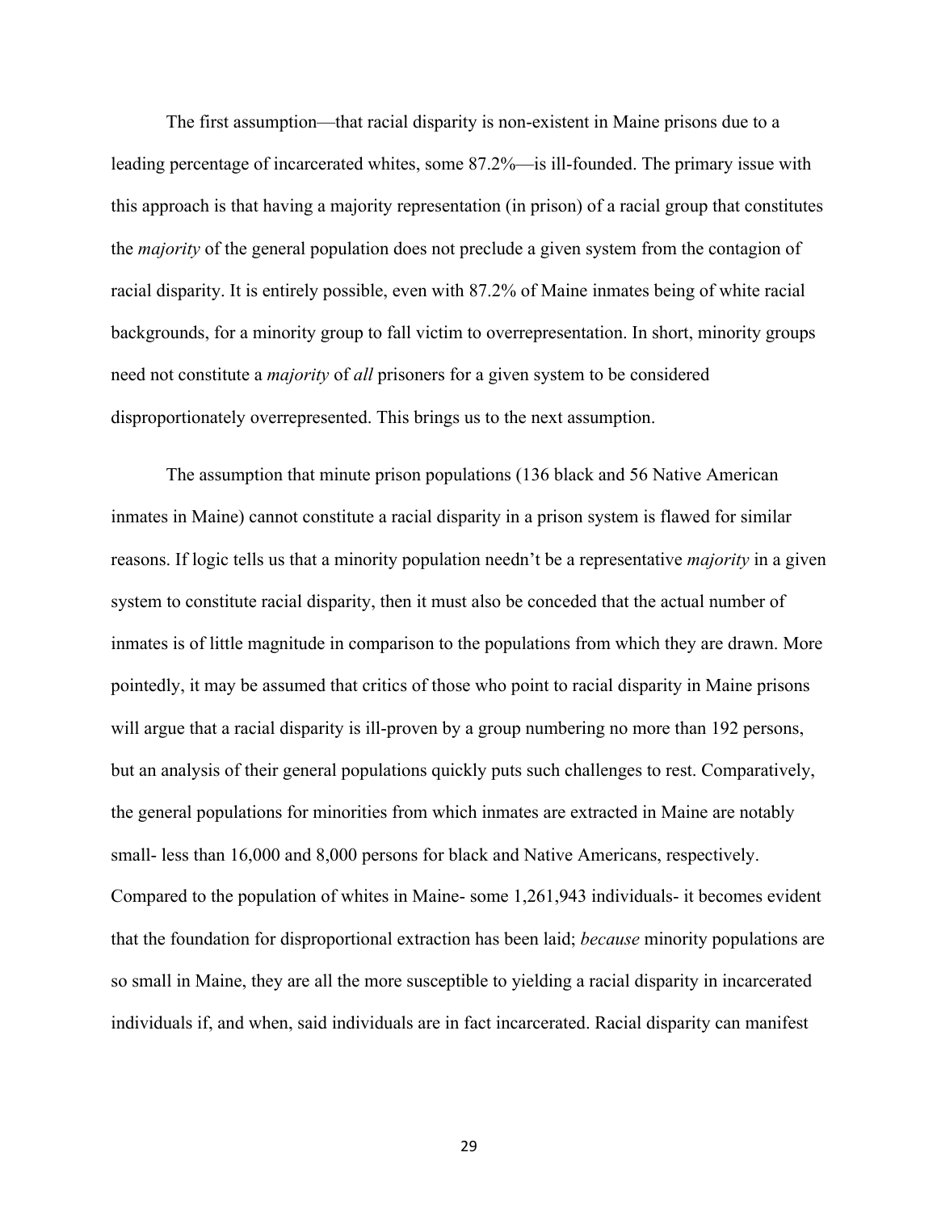The first assumption—that racial disparity is non-existent in Maine prisons due to a leading percentage of incarcerated whites, some 87.2%—is ill-founded. The primary issue with this approach is that having a majority representation (in prison) of a racial group that constitutes the *majority* of the general population does not preclude a given system from the contagion of racial disparity. It is entirely possible, even with 87.2% of Maine inmates being of white racial backgrounds, for a minority group to fall victim to overrepresentation. In short, minority groups need not constitute a *majority* of *all* prisoners for a given system to be considered disproportionately overrepresented. This brings us to the next assumption.

The assumption that minute prison populations (136 black and 56 Native American inmates in Maine) cannot constitute a racial disparity in a prison system is flawed for similar reasons. If logic tells us that a minority population needn't be a representative *majority* in a given system to constitute racial disparity, then it must also be conceded that the actual number of inmates is of little magnitude in comparison to the populations from which they are drawn. More pointedly, it may be assumed that critics of those who point to racial disparity in Maine prisons will argue that a racial disparity is ill-proven by a group numbering no more than 192 persons, but an analysis of their general populations quickly puts such challenges to rest. Comparatively, the general populations for minorities from which inmates are extracted in Maine are notably small- less than 16,000 and 8,000 persons for black and Native Americans, respectively. Compared to the population of whites in Maine- some 1,261,943 individuals- it becomes evident that the foundation for disproportional extraction has been laid; *because* minority populations are so small in Maine, they are all the more susceptible to yielding a racial disparity in incarcerated individuals if, and when, said individuals are in fact incarcerated. Racial disparity can manifest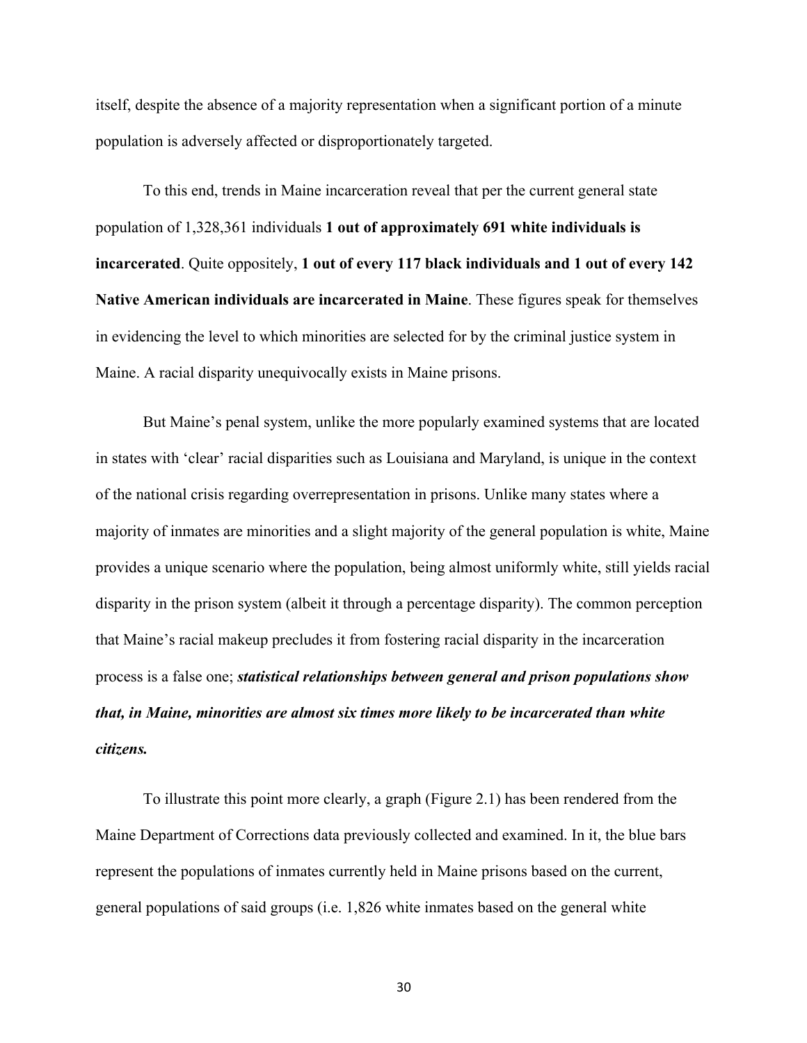itself, despite the absence of a majority representation when a significant portion of a minute population is adversely affected or disproportionately targeted.

To this end, trends in Maine incarceration reveal that per the current general state population of 1,328,361 individuals **1 out of approximately 691 white individuals is incarcerated**. Quite oppositely, **1 out of every 117 black individuals and 1 out of every 142 Native American individuals are incarcerated in Maine**. These figures speak for themselves in evidencing the level to which minorities are selected for by the criminal justice system in Maine. A racial disparity unequivocally exists in Maine prisons.

But Maine's penal system, unlike the more popularly examined systems that are located in states with 'clear' racial disparities such as Louisiana and Maryland, is unique in the context of the national crisis regarding overrepresentation in prisons. Unlike many states where a majority of inmates are minorities and a slight majority of the general population is white, Maine provides a unique scenario where the population, being almost uniformly white, still yields racial disparity in the prison system (albeit it through a percentage disparity). The common perception that Maine's racial makeup precludes it from fostering racial disparity in the incarceration process is a false one; ***statistical relationships between general and prison populations show that, in Maine, minorities are almost six times more likely to be incarcerated than white citizens.***

To illustrate this point more clearly, a graph (Figure 2.1) has been rendered from the Maine Department of Corrections data previously collected and examined. In it, the blue bars represent the populations of inmates currently held in Maine prisons based on the current, general populations of said groups (i.e. 1,826 white inmates based on the general white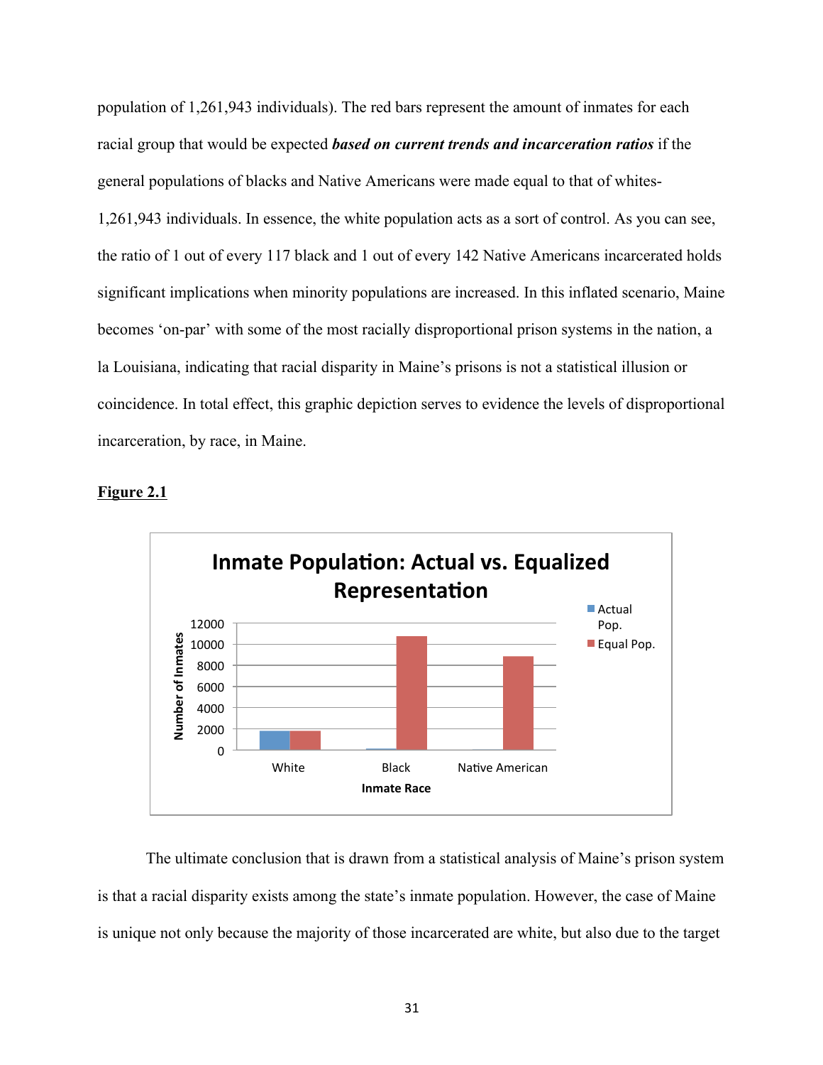population of 1,261,943 individuals). The red bars represent the amount of inmates for each racial group that would be expected ***based on current trends and incarceration ratios*** if the general populations of blacks and Native Americans were made equal to that of whites- 1,261,943 individuals. In essence, the white population acts as a sort of control. As you can see, the ratio of 1 out of every 117 black and 1 out of every 142 Native Americans incarcerated holds significant implications when minority populations are increased. In this inflated scenario, Maine becomes 'on-par' with some of the most racially disproportional prison systems in the nation, a la Louisiana, indicating that racial disparity in Maine's prisons is not a statistical illusion or coincidence. In total effect, this graphic depiction serves to evidence the levels of disproportional incarceration, by race, in Maine.

**Figure 2.1**

The ultimate conclusion that is drawn from a statistical analysis of Maine's prison system is that a racial disparity exists among the state's inmate population. However, the case of Maine is unique not only because the majority of those incarcerated are white, but also due to the target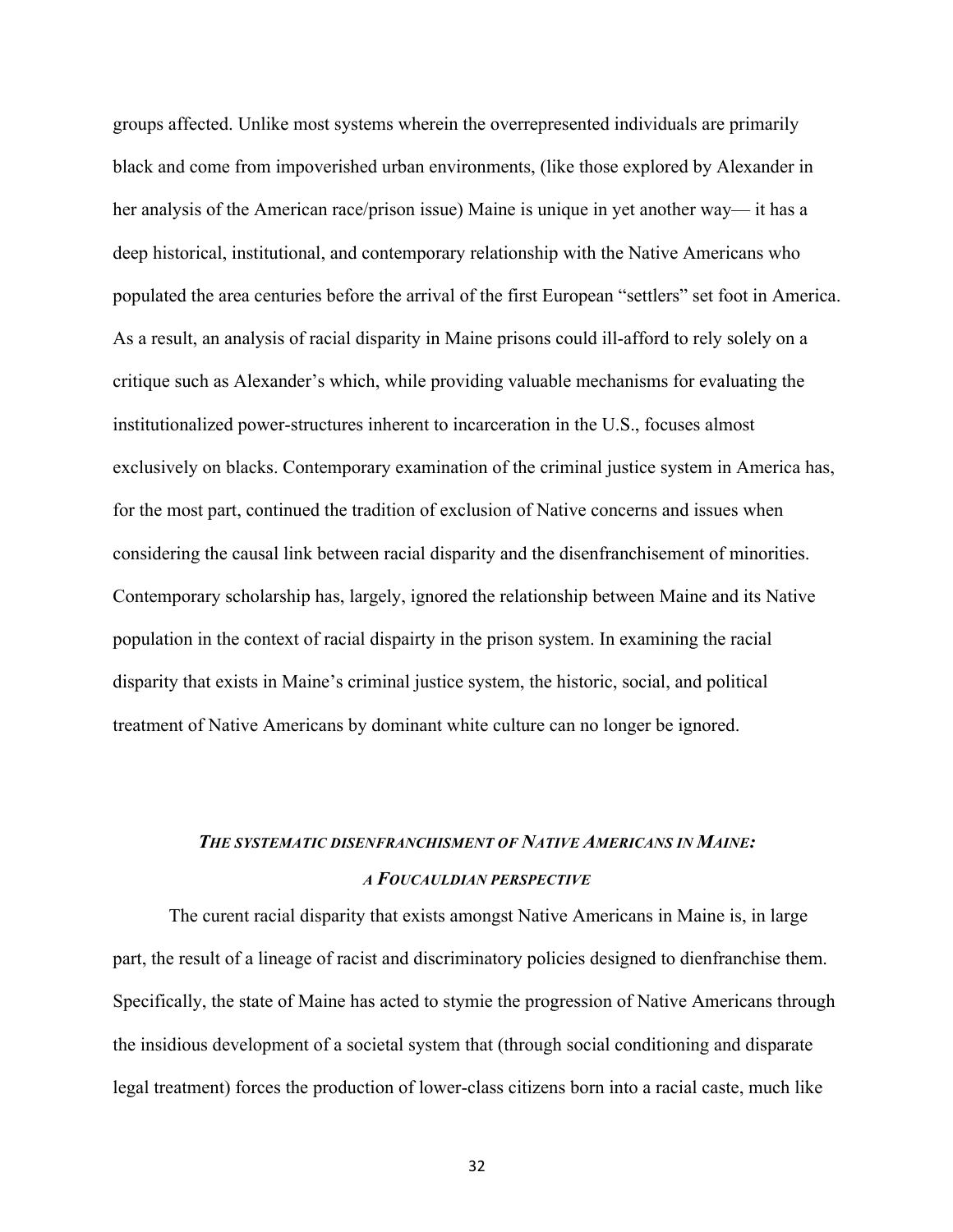groups affected. Unlike most systems wherein the overrepresented individuals are primarily black and come from impoverished urban environments, (like those explored by Alexander in her analysis of the American race/prison issue) Maine is unique in yet another way— it has a deep historical, institutional, and contemporary relationship with the Native Americans who populated the area centuries before the arrival of the first European "settlers" set foot in America. As a result, an analysis of racial disparity in Maine prisons could ill-afford to rely solely on a critique such as Alexander's which, while providing valuable mechanisms for evaluating the institutionalized power-structures inherent to incarceration in the U.S., focuses almost exclusively on blacks. Contemporary examination of the criminal justice system in America has, for the most part, continued the tradition of exclusion of Native concerns and issues when considering the causal link between racial disparity and the disenfranchisement of minorities. Contemporary scholarship has, largely, ignored the relationship between Maine and its Native population in the context of racial dispairty in the prison system. In examining the racial disparity that exists in Maine's criminal justice system, the historic, social, and political treatment of Native Americans by dominant white culture can no longer be ignored.

## *THE SYSTEMATIC DISENFRANCHISMENT OF NATIVE AMERICANS IN MAINE: A FOUCAULDIAN PERSPECTIVE*

The curent racial disparity that exists amongst Native Americans in Maine is, in large part, the result of a lineage of racist and discriminatory policies designed to dienfranchise them. Specifically, the state of Maine has acted to stymie the progression of Native Americans through the insidious development of a societal system that (through social conditioning and disparate legal treatment) forces the production of lower-class citizens born into a racial caste, much like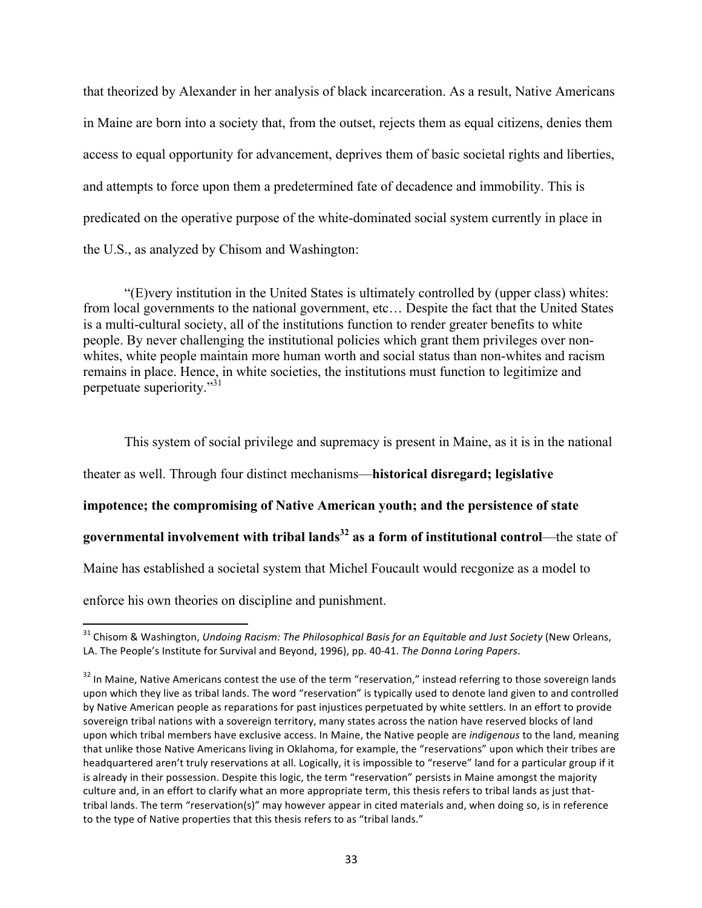that theorized by Alexander in her analysis of black incarceration. As a result, Native Americans in Maine are born into a society that, from the outset, rejects them as equal citizens, denies them access to equal opportunity for advancement, deprives them of basic societal rights and liberties, and attempts to force upon them a predetermined fate of decadence and immobility. This is predicated on the operative purpose of the white-dominated social system currently in place in the U.S., as analyzed by Chisom and Washington:

> "(E)very institution in the United States is ultimately controlled by (upper class) whites: from local governments to the national government, etc… Despite the fact that the United States is a multi-cultural society, all of the institutions function to render greater benefits to white people. By never challenging the institutional policies which grant them privileges over non-whites, white people maintain more human worth and social status than non-whites and racism remains in place. Hence, in white societies, the institutions must function to legitimize and perpetuate superiority."[31]

This system of social privilege and supremacy is present in Maine, as it is in the national theater as well. Through four distinct mechanisms—**historical disregard; legislative impotence; the compromising of Native American youth; and the persistence of state governmental involvement with tribal lands[32] as a form of institutional control**—the state of Maine has established a societal system that Michel Foucault would recgonize as a model to enforce his own theories on discipline and punishment.

---

[31] Chisom & Washington, *Undoing Racism: The Philosophical Basis for an Equitable and Just Society* (New Orleans, LA. The People's Institute for Survival and Beyond, 1996), pp. 40-41. *The Donna Loring Papers*.

[32] In Maine, Native Americans contest the use of the term "reservation," instead referring to those sovereign lands upon which they live as tribal lands. The word "reservation" is typically used to denote land given to and controlled by Native American people as reparations for past injustices perpetuated by white settlers. In an effort to provide sovereign tribal nations with a sovereign territory, many states across the nation have reserved blocks of land upon which tribal members have exclusive access. In Maine, the Native people are *indigenous* to the land, meaning that unlike those Native Americans living in Oklahoma, for example, the "reservations" upon which their tribes are headquartered aren't truly reservations at all. Logically, it is impossible to "reserve" land for a particular group if it is already in their possession. Despite this logic, the term "reservation" persists in Maine amongst the majority culture and, in an effort to clarify what an more appropriate term, this thesis refers to tribal lands as just that-tribal lands. The term "reservation(s)" may however appear in cited materials and, when doing so, is in reference to the type of Native properties that this thesis refers to as "tribal lands."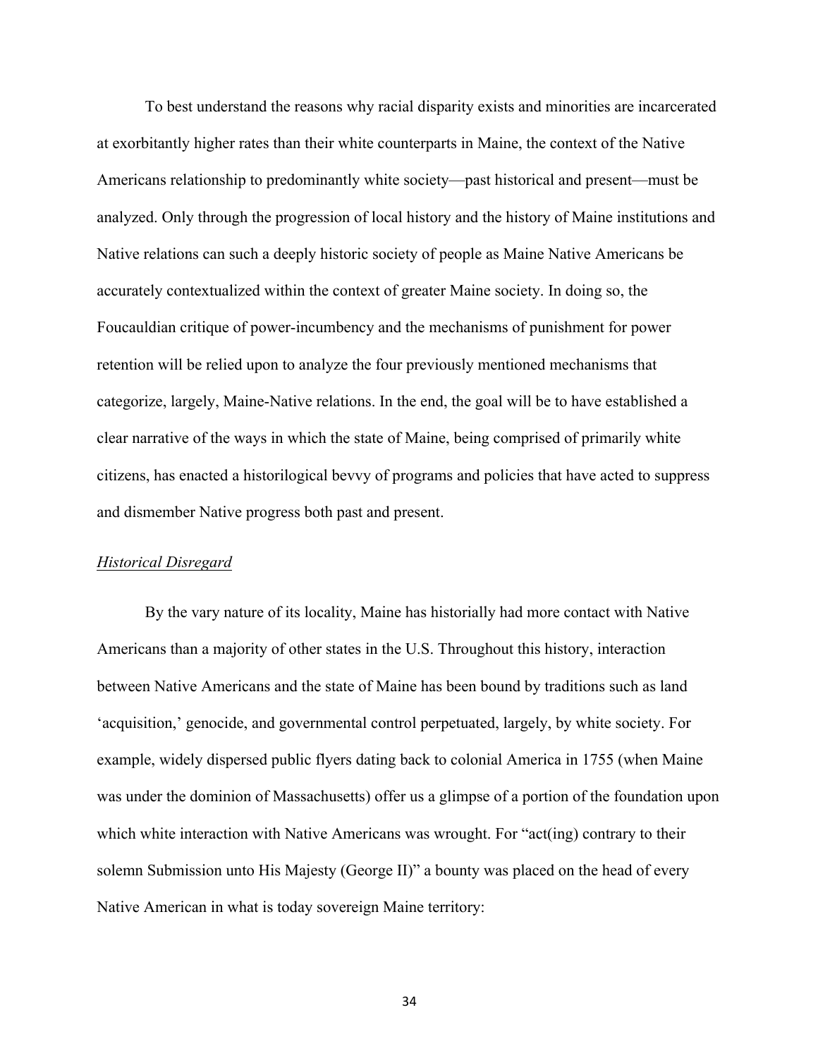To best understand the reasons why racial disparity exists and minorities are incarcerated at exorbitantly higher rates than their white counterparts in Maine, the context of the Native Americans relationship to predominantly white society—past historical and present—must be analyzed. Only through the progression of local history and the history of Maine institutions and Native relations can such a deeply historic society of people as Maine Native Americans be accurately contextualized within the context of greater Maine society. In doing so, the Foucauldian critique of power-incumbency and the mechanisms of punishment for power retention will be relied upon to analyze the four previously mentioned mechanisms that categorize, largely, Maine-Native relations. In the end, the goal will be to have established a clear narrative of the ways in which the state of Maine, being comprised of primarily white citizens, has enacted a historilogical bevvy of programs and policies that have acted to suppress and dismember Native progress both past and present.

<u>*Historical Disregard*</u>

By the vary nature of its locality, Maine has historially had more contact with Native Americans than a majority of other states in the U.S. Throughout this history, interaction between Native Americans and the state of Maine has been bound by traditions such as land 'acquisition,' genocide, and governmental control perpetuated, largely, by white society. For example, widely dispersed public flyers dating back to colonial America in 1755 (when Maine was under the dominion of Massachusetts) offer us a glimpse of a portion of the foundation upon which white interaction with Native Americans was wrought. For "act(ing) contrary to their solemn Submission unto His Majesty (George II)" a bounty was placed on the head of every Native American in what is today sovereign Maine territory: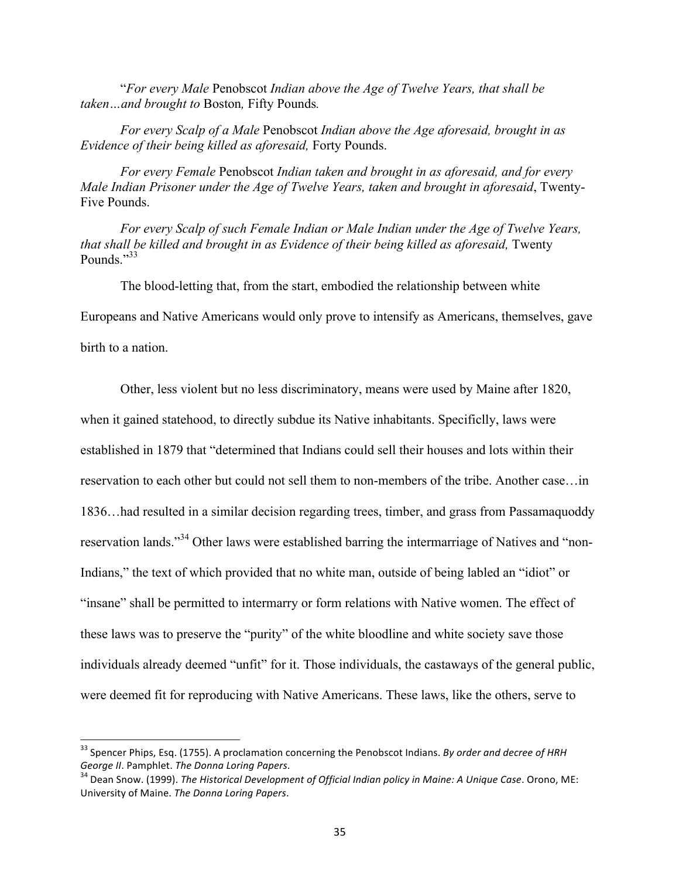"*For every Male* Penobscot *Indian above the Age of Twelve Years, that shall be taken…and brought to* Boston*,* Fifty Pounds*.*

*For every Scalp of a Male* Penobscot *Indian above the Age aforesaid, brought in as Evidence of their being killed as aforesaid,* Forty Pounds.

*For every Female* Penobscot *Indian taken and brought in as aforesaid, and for every Male Indian Prisoner under the Age of Twelve Years, taken and brought in aforesaid*, Twenty-Five Pounds.

*For every Scalp of such Female Indian or Male Indian under the Age of Twelve Years, that shall be killed and brought in as Evidence of their being killed as aforesaid,* Twenty Pounds."[33]

The blood-letting that, from the start, embodied the relationship between white Europeans and Native Americans would only prove to intensify as Americans, themselves, gave birth to a nation.

Other, less violent but no less discriminatory, means were used by Maine after 1820, when it gained statehood, to directly subdue its Native inhabitants. Specificlly, laws were established in 1879 that "determined that Indians could sell their houses and lots within their reservation to each other but could not sell them to non-members of the tribe. Another case…in 1836…had resulted in a similar decision regarding trees, timber, and grass from Passamaquoddy reservation lands."[34] Other laws were established barring the intermarriage of Natives and "non-Indians," the text of which provided that no white man, outside of being labled an "idiot" or "insane" shall be permitted to intermarry or form relations with Native women. The effect of these laws was to preserve the "purity" of the white bloodline and white society save those individuals already deemed "unfit" for it. Those individuals, the castaways of the general public, were deemed fit for reproducing with Native Americans. These laws, like the others, serve to

---

[33] Spencer Phips, Esq. (1755). A proclamation concerning the Penobscot Indians. *By order and decree of HRH George II*. Pamphlet. *The Donna Loring Papers*.

[34] Dean Snow. (1999). *The Historical Development of Official Indian policy in Maine: A Unique Case*. Orono, ME: University of Maine. *The Donna Loring Papers*.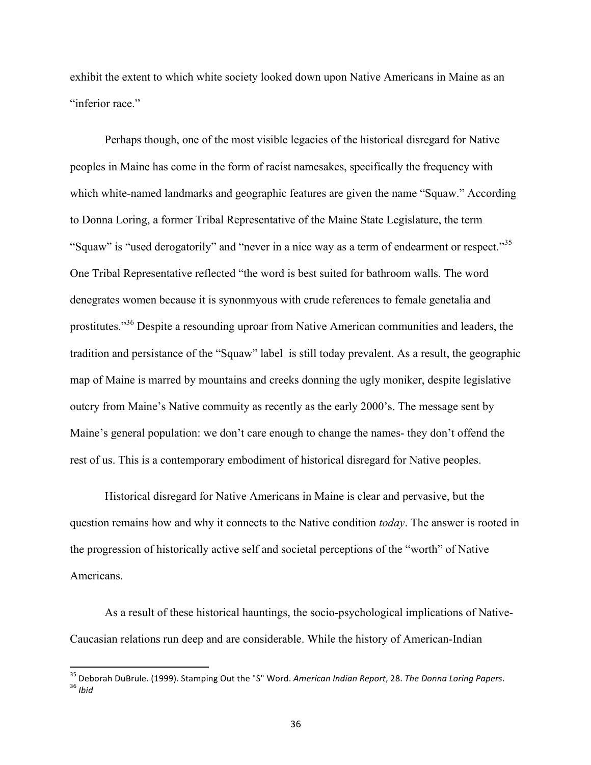exhibit the extent to which white society looked down upon Native Americans in Maine as an "inferior race."

Perhaps though, one of the most visible legacies of the historical disregard for Native peoples in Maine has come in the form of racist namesakes, specifically the frequency with which white-named landmarks and geographic features are given the name "Squaw." According to Donna Loring, a former Tribal Representative of the Maine State Legislature, the term "Squaw" is "used derogatorily" and "never in a nice way as a term of endearment or respect."[35] One Tribal Representative reflected "the word is best suited for bathroom walls. The word denegrates women because it is synonmyous with crude references to female genetalia and prostitutes."[36] Despite a resounding uproar from Native American communities and leaders, the tradition and persistance of the "Squaw" label is still today prevalent. As a result, the geographic map of Maine is marred by mountains and creeks donning the ugly moniker, despite legislative outcry from Maine's Native commuity as recently as the early 2000's. The message sent by Maine's general population: we don't care enough to change the names- they don't offend the rest of us. This is a contemporary embodiment of historical disregard for Native peoples.

Historical disregard for Native Americans in Maine is clear and pervasive, but the question remains how and why it connects to the Native condition *today*. The answer is rooted in the progression of historically active self and societal perceptions of the "worth" of Native Americans.

As a result of these historical hauntings, the socio-psychological implications of Native-Caucasian relations run deep and are considerable. While the history of American-Indian

---

[35] Deborah DuBrule. (1999). Stamping Out the "S" Word. *American Indian Report*, 28. *The Donna Loring Papers*.

[36] *Ibid*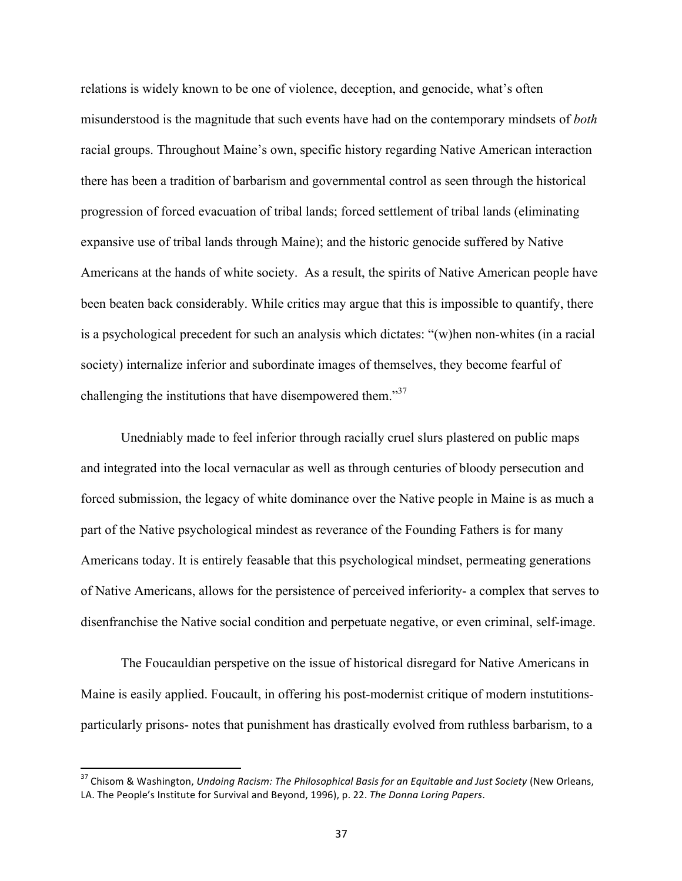relations is widely known to be one of violence, deception, and genocide, what's often misunderstood is the magnitude that such events have had on the contemporary mindsets of *both* racial groups. Throughout Maine's own, specific history regarding Native American interaction there has been a tradition of barbarism and governmental control as seen through the historical progression of forced evacuation of tribal lands; forced settlement of tribal lands (eliminating expansive use of tribal lands through Maine); and the historic genocide suffered by Native Americans at the hands of white society. As a result, the spirits of Native American people have been beaten back considerably. While critics may argue that this is impossible to quantify, there is a psychological precedent for such an analysis which dictates: "(w)hen non-whites (in a racial society) internalize inferior and subordinate images of themselves, they become fearful of challenging the institutions that have disempowered them."[37]

Unedniably made to feel inferior through racially cruel slurs plastered on public maps and integrated into the local vernacular as well as through centuries of bloody persecution and forced submission, the legacy of white dominance over the Native people in Maine is as much a part of the Native psychological mindest as reverance of the Founding Fathers is for many Americans today. It is entirely feasable that this psychological mindset, permeating generations of Native Americans, allows for the persistence of perceived inferiority- a complex that serves to disenfranchise the Native social condition and perpetuate negative, or even criminal, self-image.

The Foucauldian perspetive on the issue of historical disregard for Native Americans in Maine is easily applied. Foucault, in offering his post-modernist critique of modern instutitions- particularly prisons- notes that punishment has drastically evolved from ruthless barbarism, to a

[37] Chisom & Washington, *Undoing Racism: The Philosophical Basis for an Equitable and Just Society* (New Orleans, LA. The People's Institute for Survival and Beyond, 1996), p. 22. *The Donna Loring Papers*.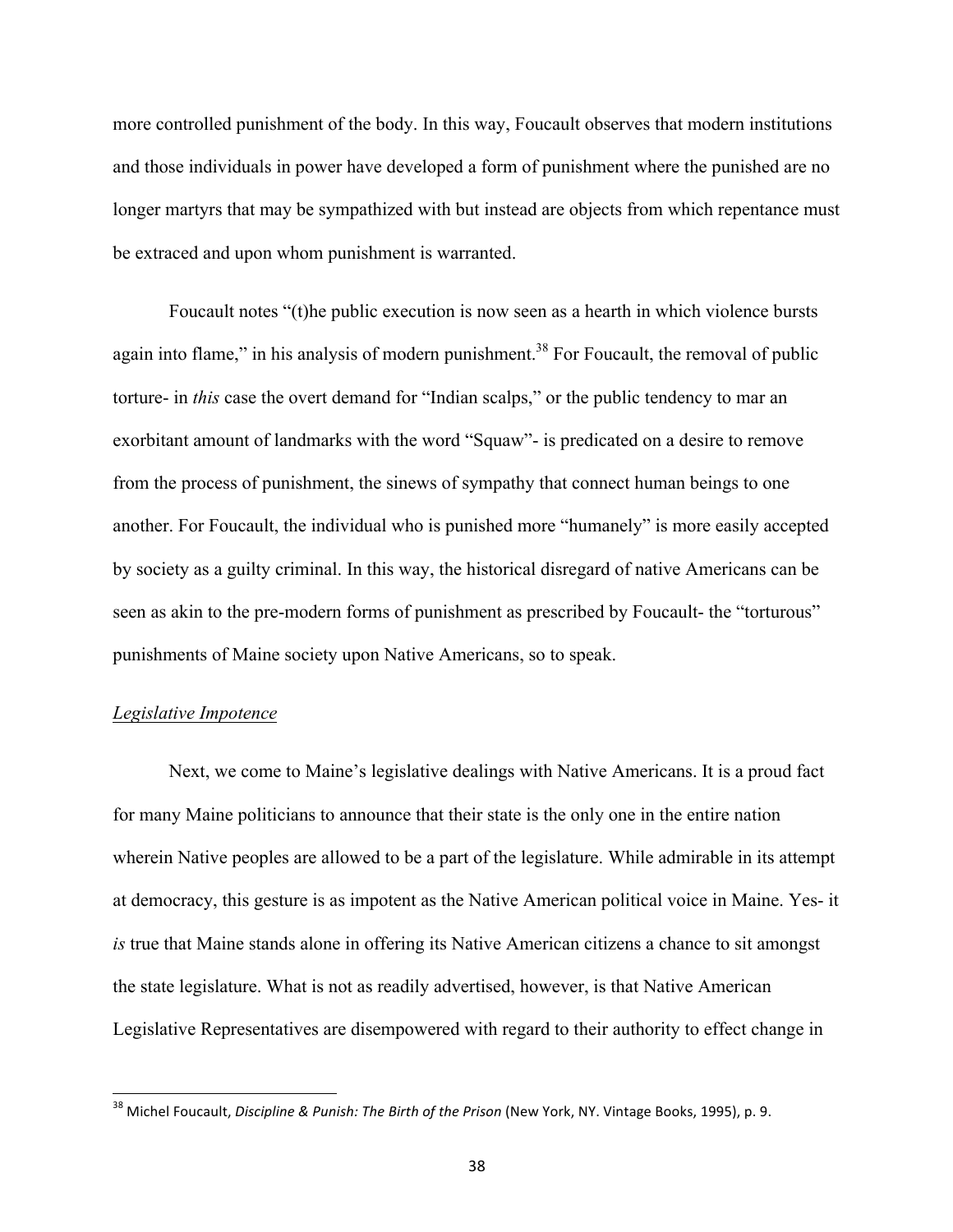more controlled punishment of the body. In this way, Foucault observes that modern institutions and those individuals in power have developed a form of punishment where the punished are no longer martyrs that may be sympathized with but instead are objects from which repentance must be extraced and upon whom punishment is warranted.

Foucault notes "(t)he public execution is now seen as a hearth in which violence bursts again into flame," in his analysis of modern punishment.[38] For Foucault, the removal of public torture- in *this* case the overt demand for "Indian scalps," or the public tendency to mar an exorbitant amount of landmarks with the word "Squaw"- is predicated on a desire to remove from the process of punishment, the sinews of sympathy that connect human beings to one another. For Foucault, the individual who is punished more "humanely" is more easily accepted by society as a guilty criminal. In this way, the historical disregard of native Americans can be seen as akin to the pre-modern forms of punishment as prescribed by Foucault- the "torturous" punishments of Maine society upon Native Americans, so to speak.

### *Legislative Impotence*

Next, we come to Maine's legislative dealings with Native Americans. It is a proud fact for many Maine politicians to announce that their state is the only one in the entire nation wherein Native peoples are allowed to be a part of the legislature. While admirable in its attempt at democracy, this gesture is as impotent as the Native American political voice in Maine. Yes- it *is* true that Maine stands alone in offering its Native American citizens a chance to sit amongst the state legislature. What is not as readily advertised, however, is that Native American Legislative Representatives are disempowered with regard to their authority to effect change in

[38] Michel Foucault, *Discipline & Punish: The Birth of the Prison* (New York, NY. Vintage Books, 1995), p. 9.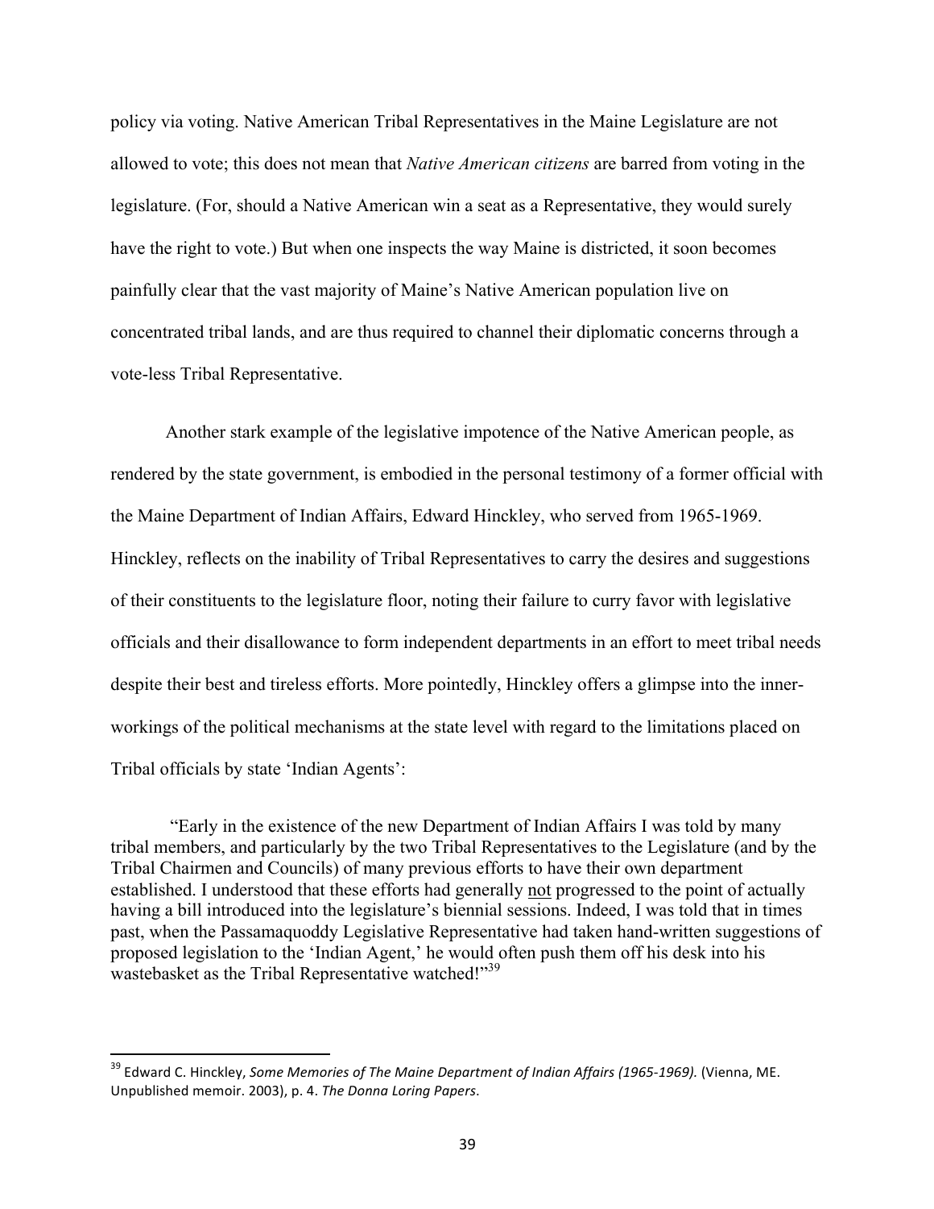policy via voting. Native American Tribal Representatives in the Maine Legislature are not allowed to vote; this does not mean that *Native American citizens* are barred from voting in the legislature. (For, should a Native American win a seat as a Representative, they would surely have the right to vote.) But when one inspects the way Maine is districted, it soon becomes painfully clear that the vast majority of Maine's Native American population live on concentrated tribal lands, and are thus required to channel their diplomatic concerns through a vote-less Tribal Representative.

Another stark example of the legislative impotence of the Native American people, as rendered by the state government, is embodied in the personal testimony of a former official with the Maine Department of Indian Affairs, Edward Hinckley, who served from 1965-1969. Hinckley, reflects on the inability of Tribal Representatives to carry the desires and suggestions of their constituents to the legislature floor, noting their failure to curry favor with legislative officials and their disallowance to form independent departments in an effort to meet tribal needs despite their best and tireless efforts. More pointedly, Hinckley offers a glimpse into the inner-workings of the political mechanisms at the state level with regard to the limitations placed on Tribal officials by state 'Indian Agents':

> "Early in the existence of the new Department of Indian Affairs I was told by many tribal members, and particularly by the two Tribal Representatives to the Legislature (and by the Tribal Chairmen and Councils) of many previous efforts to have their own department established. I understood that these efforts had generally <u>not</u> progressed to the point of actually having a bill introduced into the legislature's biennial sessions. Indeed, I was told that in times past, when the Passamaquoddy Legislative Representative had taken hand-written suggestions of proposed legislation to the 'Indian Agent,' he would often push them off his desk into his wastebasket as the Tribal Representative watched!"[39]

---

[39] Edward C. Hinckley, *Some Memories of The Maine Department of Indian Affairs (1965-1969).* (Vienna, ME. Unpublished memoir. 2003), p. 4. *The Donna Loring Papers*.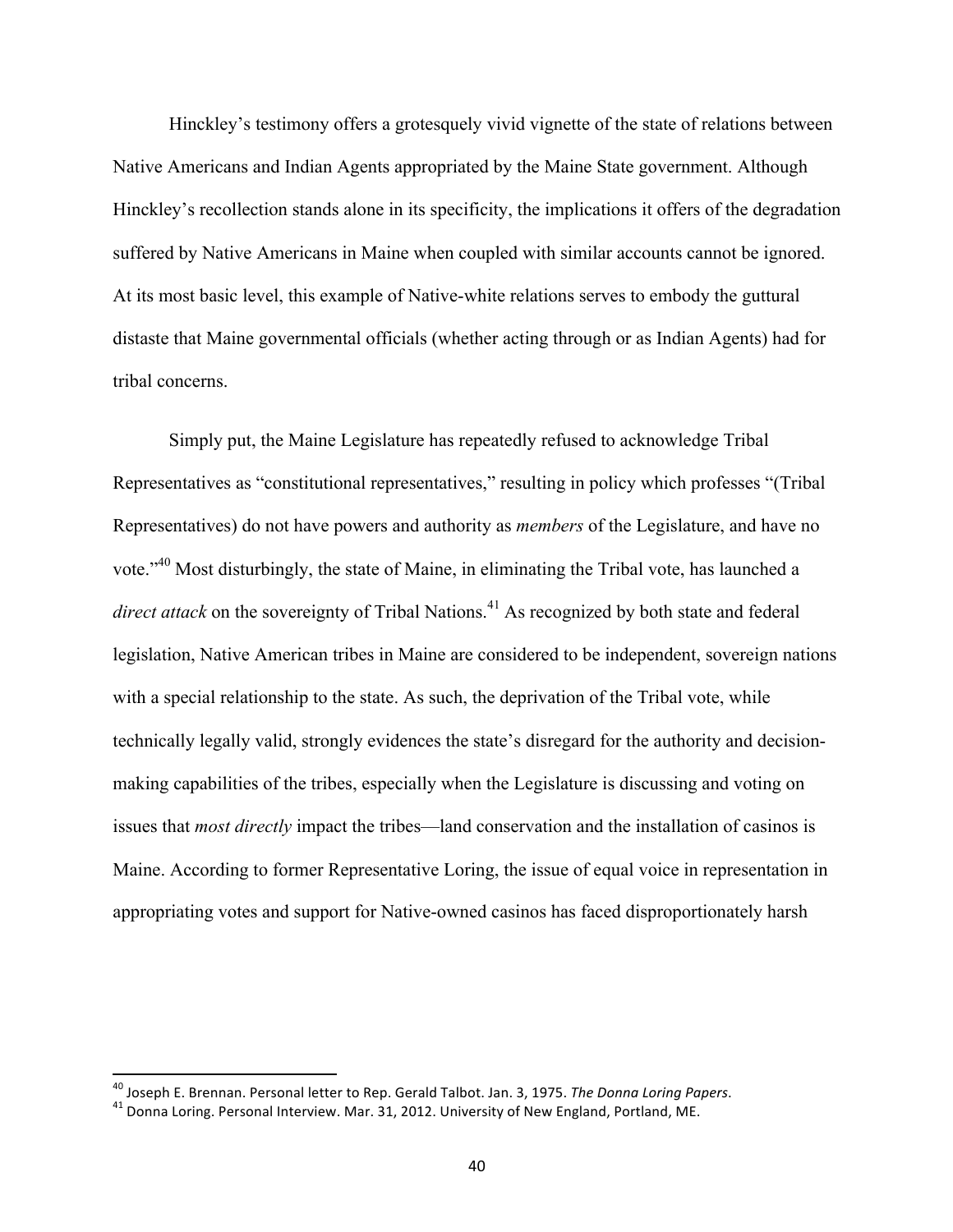Hinckley's testimony offers a grotesquely vivid vignette of the state of relations between Native Americans and Indian Agents appropriated by the Maine State government. Although Hinckley's recollection stands alone in its specificity, the implications it offers of the degradation suffered by Native Americans in Maine when coupled with similar accounts cannot be ignored. At its most basic level, this example of Native-white relations serves to embody the guttural distaste that Maine governmental officials (whether acting through or as Indian Agents) had for tribal concerns.

Simply put, the Maine Legislature has repeatedly refused to acknowledge Tribal Representatives as "constitutional representatives," resulting in policy which professes "(Tribal Representatives) do not have powers and authority as *members* of the Legislature, and have no vote."[40] Most disturbingly, the state of Maine, in eliminating the Tribal vote, has launched a *direct attack* on the sovereignty of Tribal Nations.[41] As recognized by both state and federal legislation, Native American tribes in Maine are considered to be independent, sovereign nations with a special relationship to the state. As such, the deprivation of the Tribal vote, while technically legally valid, strongly evidences the state's disregard for the authority and decision-making capabilities of the tribes, especially when the Legislature is discussing and voting on issues that *most directly* impact the tribes—land conservation and the installation of casinos is Maine. According to former Representative Loring, the issue of equal voice in representation in appropriating votes and support for Native-owned casinos has faced disproportionately harsh

---

[40] Joseph E. Brennan. Personal letter to Rep. Gerald Talbot. Jan. 3, 1975. *The Donna Loring Papers*.

[41] Donna Loring. Personal Interview. Mar. 31, 2012. University of New England, Portland, ME.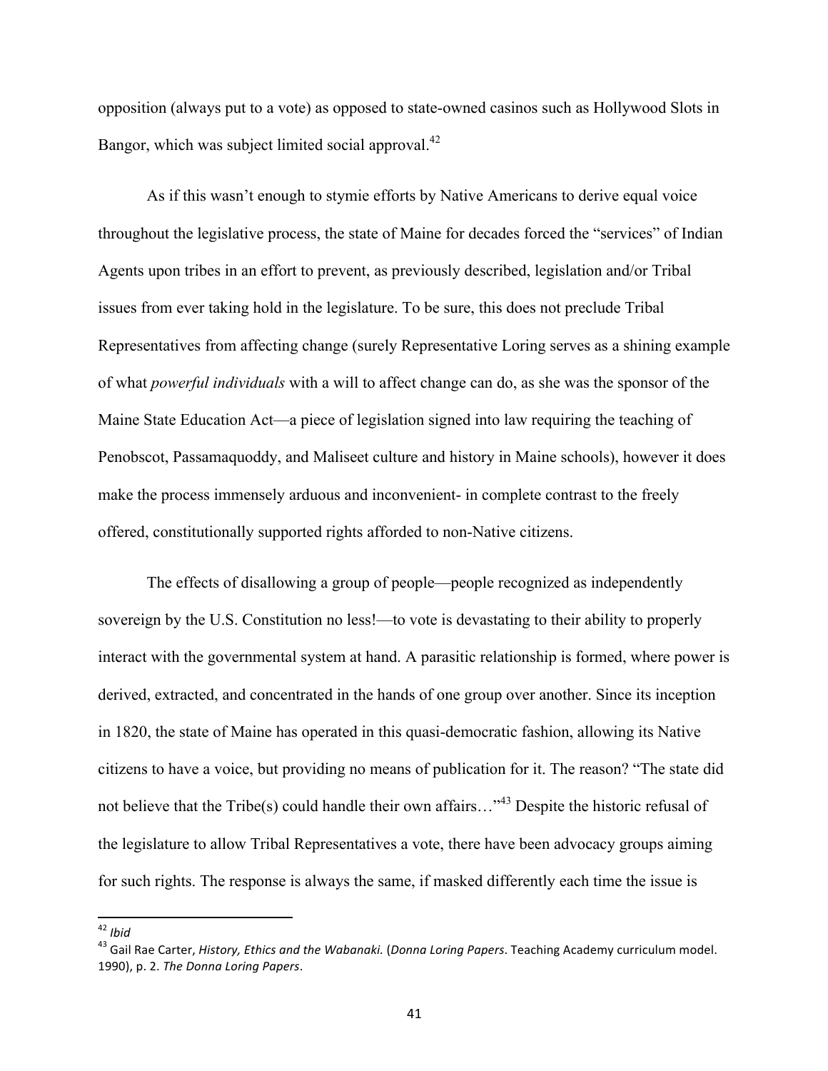opposition (always put to a vote) as opposed to state-owned casinos such as Hollywood Slots in Bangor, which was subject limited social approval.[42]

As if this wasn't enough to stymie efforts by Native Americans to derive equal voice throughout the legislative process, the state of Maine for decades forced the "services" of Indian Agents upon tribes in an effort to prevent, as previously described, legislation and/or Tribal issues from ever taking hold in the legislature. To be sure, this does not preclude Tribal Representatives from affecting change (surely Representative Loring serves as a shining example of what *powerful individuals* with a will to affect change can do, as she was the sponsor of the Maine State Education Act—a piece of legislation signed into law requiring the teaching of Penobscot, Passamaquoddy, and Maliseet culture and history in Maine schools), however it does make the process immensely arduous and inconvenient- in complete contrast to the freely offered, constitutionally supported rights afforded to non-Native citizens.

The effects of disallowing a group of people—people recognized as independently sovereign by the U.S. Constitution no less!—to vote is devastating to their ability to properly interact with the governmental system at hand. A parasitic relationship is formed, where power is derived, extracted, and concentrated in the hands of one group over another. Since its inception in 1820, the state of Maine has operated in this quasi-democratic fashion, allowing its Native citizens to have a voice, but providing no means of publication for it. The reason? "The state did not believe that the Tribe(s) could handle their own affairs…"[43] Despite the historic refusal of the legislature to allow Tribal Representatives a vote, there have been advocacy groups aiming for such rights. The response is always the same, if masked differently each time the issue is

---

[42] *Ibid*

[43] Gail Rae Carter, *History, Ethics and the Wabanaki.* (*Donna Loring Papers*. Teaching Academy curriculum model. 1990), p. 2. *The Donna Loring Papers*.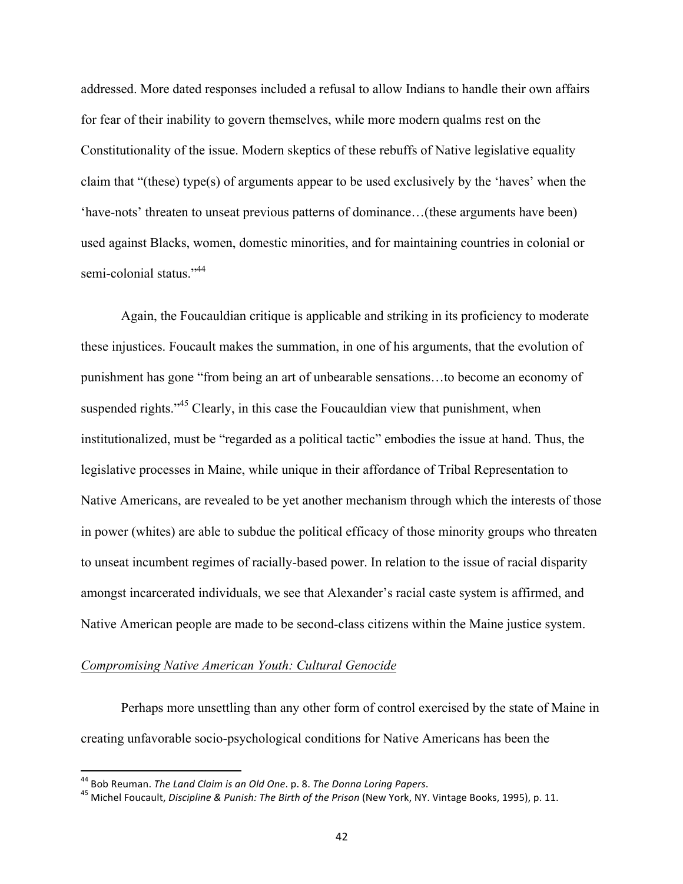addressed. More dated responses included a refusal to allow Indians to handle their own affairs for fear of their inability to govern themselves, while more modern qualms rest on the Constitutionality of the issue. Modern skeptics of these rebuffs of Native legislative equality claim that "(these) type(s) of arguments appear to be used exclusively by the 'haves' when the 'have-nots' threaten to unseat previous patterns of dominance…(these arguments have been) used against Blacks, women, domestic minorities, and for maintaining countries in colonial or semi-colonial status."[44]

Again, the Foucauldian critique is applicable and striking in its proficiency to moderate these injustices. Foucault makes the summation, in one of his arguments, that the evolution of punishment has gone "from being an art of unbearable sensations…to become an economy of suspended rights."[45] Clearly, in this case the Foucauldian view that punishment, when institutionalized, must be "regarded as a political tactic" embodies the issue at hand. Thus, the legislative processes in Maine, while unique in their affordance of Tribal Representation to Native Americans, are revealed to be yet another mechanism through which the interests of those in power (whites) are able to subdue the political efficacy of those minority groups who threaten to unseat incumbent regimes of racially-based power. In relation to the issue of racial disparity amongst incarcerated individuals, we see that Alexander's racial caste system is affirmed, and Native American people are made to be second-class citizens within the Maine justice system.

## *Compromising Native American Youth: Cultural Genocide*

Perhaps more unsettling than any other form of control exercised by the state of Maine in creating unfavorable socio-psychological conditions for Native Americans has been the

---

[44] Bob Reuman. *The Land Claim is an Old One*. p. 8. *The Donna Loring Papers*.

[45] Michel Foucault, *Discipline & Punish: The Birth of the Prison* (New York, NY. Vintage Books, 1995), p. 11.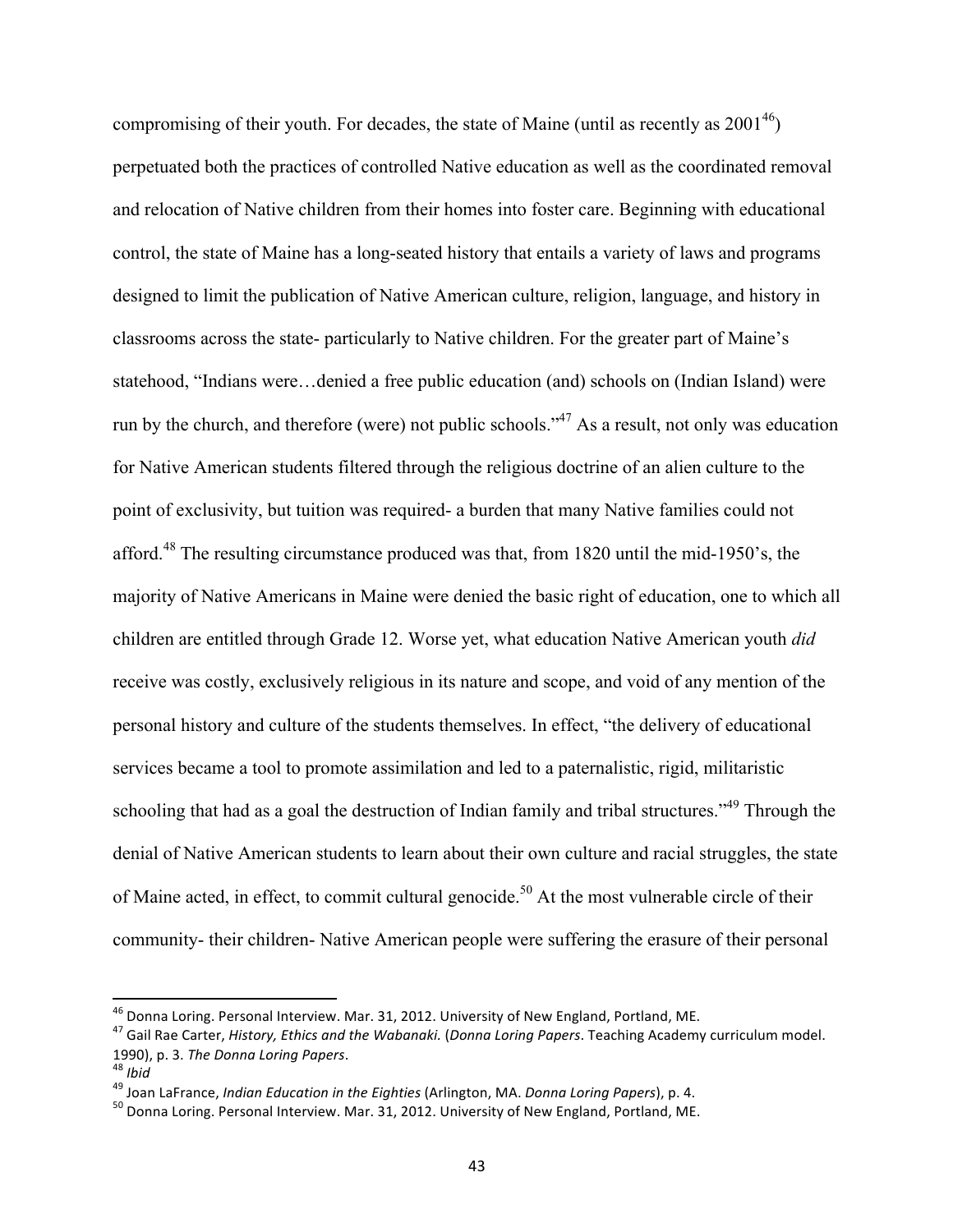compromising of their youth. For decades, the state of Maine (until as recently as 2001[46]) perpetuated both the practices of controlled Native education as well as the coordinated removal and relocation of Native children from their homes into foster care. Beginning with educational control, the state of Maine has a long-seated history that entails a variety of laws and programs designed to limit the publication of Native American culture, religion, language, and history in classrooms across the state- particularly to Native children. For the greater part of Maine's statehood, "Indians were…denied a free public education (and) schools on (Indian Island) were run by the church, and therefore (were) not public schools."[47] As a result, not only was education for Native American students filtered through the religious doctrine of an alien culture to the point of exclusivity, but tuition was required- a burden that many Native families could not afford.[48] The resulting circumstance produced was that, from 1820 until the mid-1950's, the majority of Native Americans in Maine were denied the basic right of education, one to which all children are entitled through Grade 12. Worse yet, what education Native American youth *did* receive was costly, exclusively religious in its nature and scope, and void of any mention of the personal history and culture of the students themselves. In effect, "the delivery of educational services became a tool to promote assimilation and led to a paternalistic, rigid, militaristic schooling that had as a goal the destruction of Indian family and tribal structures."[49] Through the denial of Native American students to learn about their own culture and racial struggles, the state of Maine acted, in effect, to commit cultural genocide.[50] At the most vulnerable circle of their community- their children- Native American people were suffering the erasure of their personal

---

[46] Donna Loring. Personal Interview. Mar. 31, 2012. University of New England, Portland, ME.

[47] Gail Rae Carter, *History, Ethics and the Wabanaki.* (*Donna Loring Papers*. Teaching Academy curriculum model. 1990), p. 3. *The Donna Loring Papers*.

[48] *Ibid*

[49] Joan LaFrance, *Indian Education in the Eighties* (Arlington, MA. *Donna Loring Papers*), p. 4.

[50] Donna Loring. Personal Interview. Mar. 31, 2012. University of New England, Portland, ME.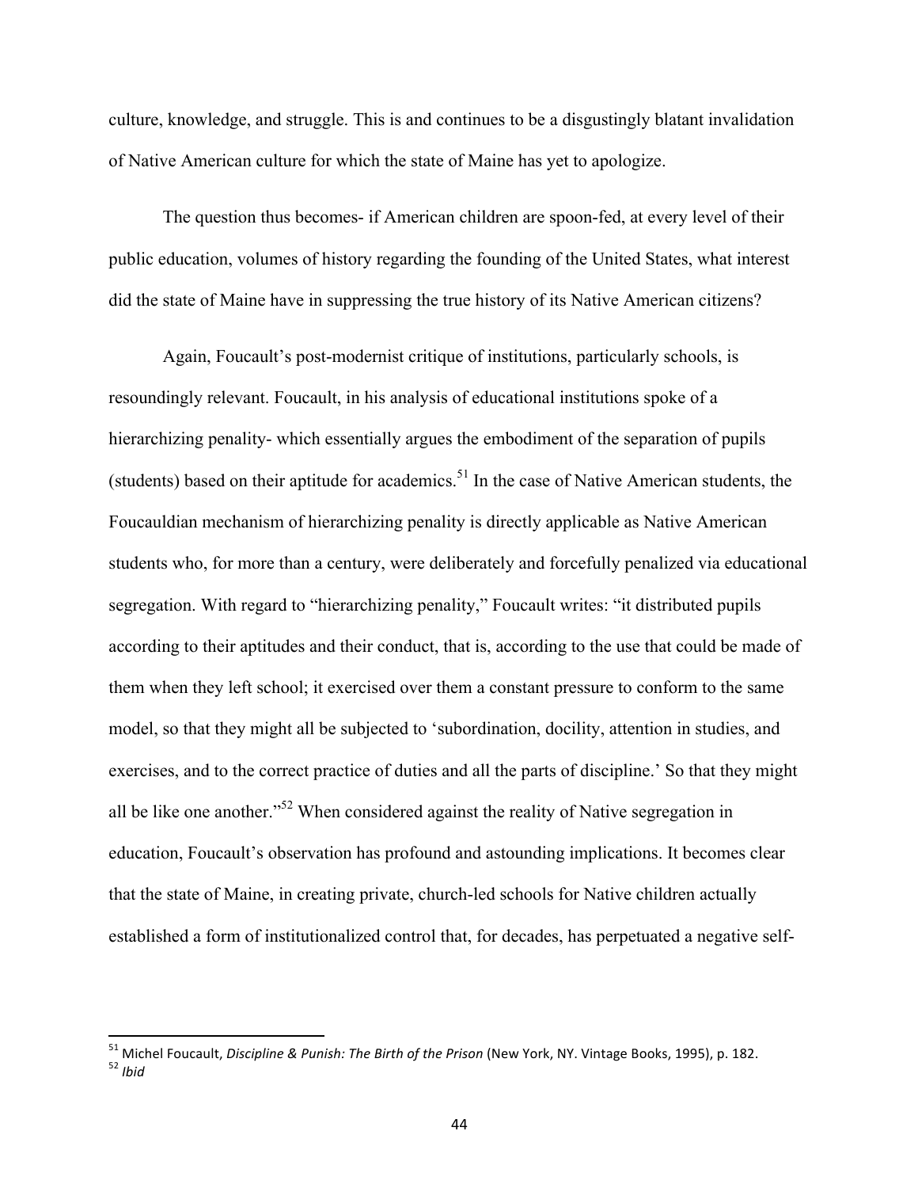culture, knowledge, and struggle. This is and continues to be a disgustingly blatant invalidation of Native American culture for which the state of Maine has yet to apologize.

The question thus becomes- if American children are spoon-fed, at every level of their public education, volumes of history regarding the founding of the United States, what interest did the state of Maine have in suppressing the true history of its Native American citizens?

Again, Foucault's post-modernist critique of institutions, particularly schools, is resoundingly relevant. Foucault, in his analysis of educational institutions spoke of a hierarchizing penality- which essentially argues the embodiment of the separation of pupils (students) based on their aptitude for academics.[51] In the case of Native American students, the Foucauldian mechanism of hierarchizing penality is directly applicable as Native American students who, for more than a century, were deliberately and forcefully penalized via educational segregation. With regard to "hierarchizing penality," Foucault writes: "it distributed pupils according to their aptitudes and their conduct, that is, according to the use that could be made of them when they left school; it exercised over them a constant pressure to conform to the same model, so that they might all be subjected to 'subordination, docility, attention in studies, and exercises, and to the correct practice of duties and all the parts of discipline.' So that they might all be like one another."[52] When considered against the reality of Native segregation in education, Foucault's observation has profound and astounding implications. It becomes clear that the state of Maine, in creating private, church-led schools for Native children actually established a form of institutionalized control that, for decades, has perpetuated a negative self-

---

[51] Michel Foucault, *Discipline & Punish: The Birth of the Prison* (New York, NY. Vintage Books, 1995), p. 182.

[52] *Ibid*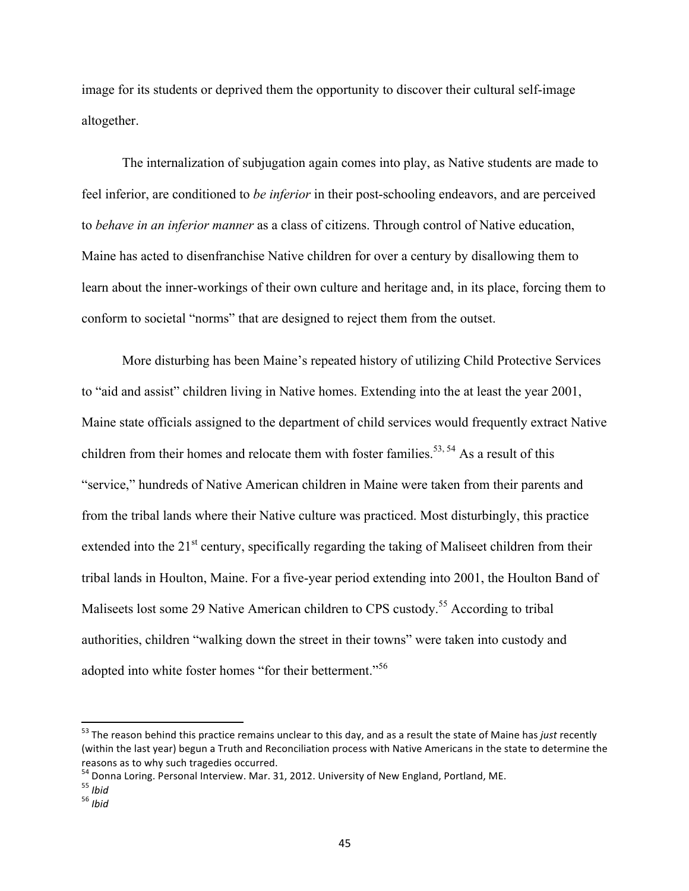image for its students or deprived them the opportunity to discover their cultural self-image altogether.

The internalization of subjugation again comes into play, as Native students are made to feel inferior, are conditioned to *be inferior* in their post-schooling endeavors, and are perceived to *behave in an inferior manner* as a class of citizens. Through control of Native education, Maine has acted to disenfranchise Native children for over a century by disallowing them to learn about the inner-workings of their own culture and heritage and, in its place, forcing them to conform to societal "norms" that are designed to reject them from the outset.

More disturbing has been Maine's repeated history of utilizing Child Protective Services to "aid and assist" children living in Native homes. Extending into the at least the year 2001, Maine state officials assigned to the department of child services would frequently extract Native children from their homes and relocate them with foster families.[53, 54] As a result of this "service," hundreds of Native American children in Maine were taken from their parents and from the tribal lands where their Native culture was practiced. Most disturbingly, this practice extended into the 21st century, specifically regarding the taking of Maliseet children from their tribal lands in Houlton, Maine. For a five-year period extending into 2001, the Houlton Band of Maliseets lost some 29 Native American children to CPS custody.[55] According to tribal authorities, children "walking down the street in their towns" were taken into custody and adopted into white foster homes "for their betterment."[56]

---

[53] The reason behind this practice remains unclear to this day, and as a result the state of Maine has *just* recently (within the last year) begun a Truth and Reconciliation process with Native Americans in the state to determine the reasons as to why such tragedies occurred.

[54] Donna Loring. Personal Interview. Mar. 31, 2012. University of New England, Portland, ME.

[55] *Ibid*

[56] *Ibid*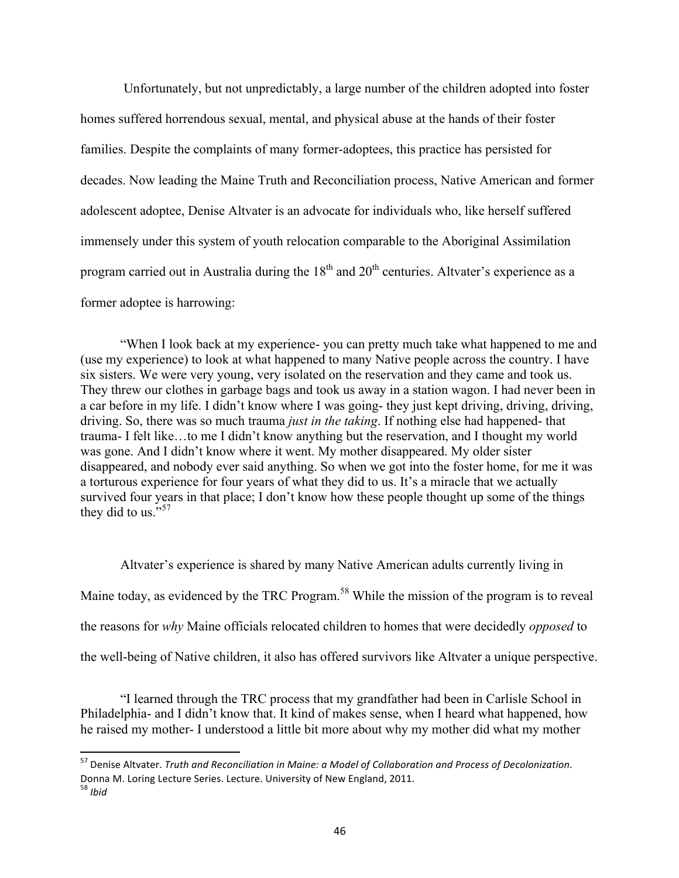Unfortunately, but not unpredictably, a large number of the children adopted into foster homes suffered horrendous sexual, mental, and physical abuse at the hands of their foster families. Despite the complaints of many former-adoptees, this practice has persisted for decades. Now leading the Maine Truth and Reconciliation process, Native American and former adolescent adoptee, Denise Altvater is an advocate for individuals who, like herself suffered immensely under this system of youth relocation comparable to the Aboriginal Assimilation program carried out in Australia during the 18th and 20th centuries. Altvater's experience as a former adoptee is harrowing:

> "When I look back at my experience- you can pretty much take what happened to me and (use my experience) to look at what happened to many Native people across the country. I have six sisters. We were very young, very isolated on the reservation and they came and took us. They threw our clothes in garbage bags and took us away in a station wagon. I had never been in a car before in my life. I didn't know where I was going- they just kept driving, driving, driving, driving. So, there was so much trauma *just in the taking*. If nothing else had happened- that trauma- I felt like…to me I didn't know anything but the reservation, and I thought my world was gone. And I didn't know where it went. My mother disappeared. My older sister disappeared, and nobody ever said anything. So when we got into the foster home, for me it was a torturous experience for four years of what they did to us. It's a miracle that we actually survived four years in that place; I don't know how these people thought up some of the things they did to us."[57]

Altvater's experience is shared by many Native American adults currently living in Maine today, as evidenced by the TRC Program.[58] While the mission of the program is to reveal the reasons for *why* Maine officials relocated children to homes that were decidedly *opposed* to the well-being of Native children, it also has offered survivors like Altvater a unique perspective.

> "I learned through the TRC process that my grandfather had been in Carlisle School in Philadelphia- and I didn't know that. It kind of makes sense, when I heard what happened, how he raised my mother- I understood a little bit more about why my mother did what my mother

---

[57] Denise Altvater. *Truth and Reconciliation in Maine: a Model of Collaboration and Process of Decolonization.* Donna M. Loring Lecture Series. Lecture. University of New England, 2011.

[58] *Ibid*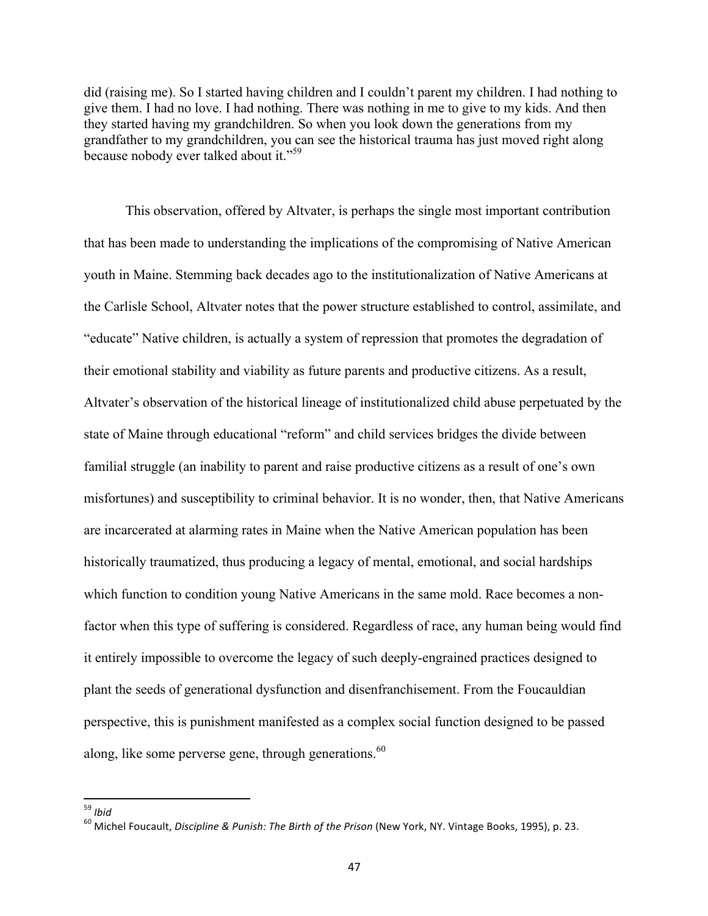did (raising me). So I started having children and I couldn't parent my children. I had nothing to give them. I had no love. I had nothing. There was nothing in me to give to my kids. And then they started having my grandchildren. So when you look down the generations from my grandfather to my grandchildren, you can see the historical trauma has just moved right along because nobody ever talked about it."[59]

This observation, offered by Altvater, is perhaps the single most important contribution that has been made to understanding the implications of the compromising of Native American youth in Maine. Stemming back decades ago to the institutionalization of Native Americans at the Carlisle School, Altvater notes that the power structure established to control, assimilate, and "educate" Native children, is actually a system of repression that promotes the degradation of their emotional stability and viability as future parents and productive citizens. As a result, Altvater's observation of the historical lineage of institutionalized child abuse perpetuated by the state of Maine through educational "reform" and child services bridges the divide between familial struggle (an inability to parent and raise productive citizens as a result of one's own misfortunes) and susceptibility to criminal behavior. It is no wonder, then, that Native Americans are incarcerated at alarming rates in Maine when the Native American population has been historically traumatized, thus producing a legacy of mental, emotional, and social hardships which function to condition young Native Americans in the same mold. Race becomes a non-factor when this type of suffering is considered. Regardless of race, any human being would find it entirely impossible to overcome the legacy of such deeply-engrained practices designed to plant the seeds of generational dysfunction and disenfranchisement. From the Foucauldian perspective, this is punishment manifested as a complex social function designed to be passed along, like some perverse gene, through generations.[60]

---

[59] *Ibid*

[60] Michel Foucault, *Discipline & Punish: The Birth of the Prison* (New York, NY. Vintage Books, 1995), p. 23.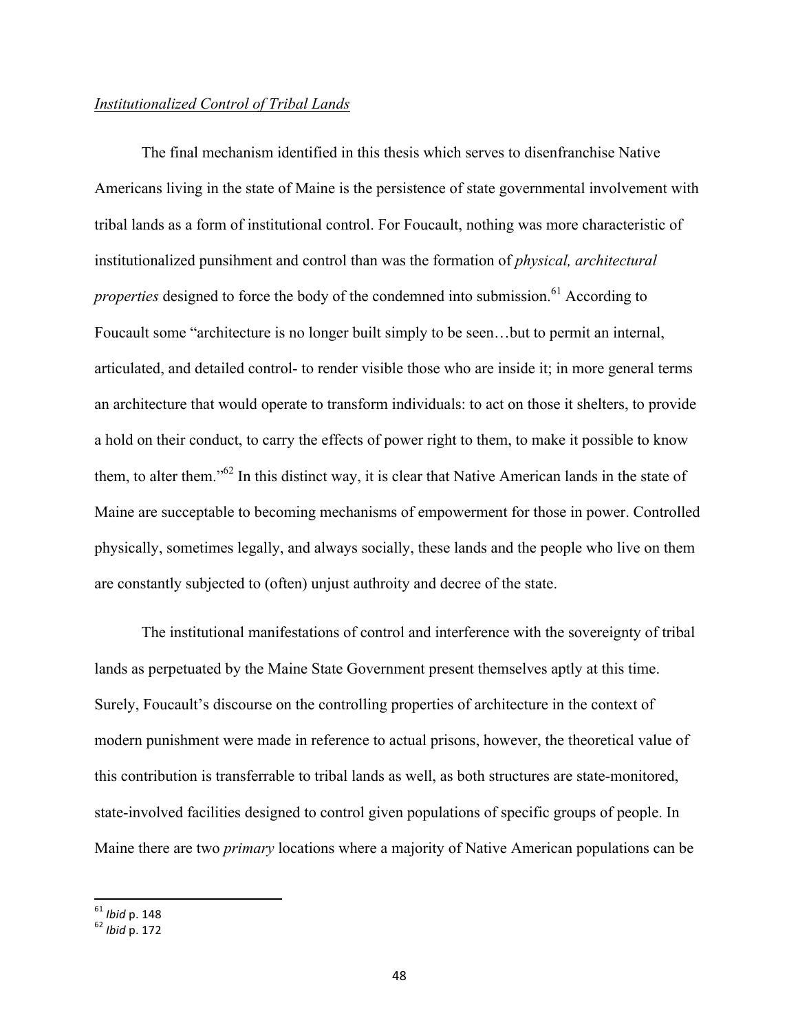*Institutionalized Control of Tribal Lands*

The final mechanism identified in this thesis which serves to disenfranchise Native Americans living in the state of Maine is the persistence of state governmental involvement with tribal lands as a form of institutional control. For Foucault, nothing was more characteristic of institutionalized punsihment and control than was the formation of *physical, architectural properties* designed to force the body of the condemned into submission.[61] According to Foucault some "architecture is no longer built simply to be seen…but to permit an internal, articulated, and detailed control- to render visible those who are inside it; in more general terms an architecture that would operate to transform individuals: to act on those it shelters, to provide a hold on their conduct, to carry the effects of power right to them, to make it possible to know them, to alter them."[62] In this distinct way, it is clear that Native American lands in the state of Maine are succeptable to becoming mechanisms of empowerment for those in power. Controlled physically, sometimes legally, and always socially, these lands and the people who live on them are constantly subjected to (often) unjust authroity and decree of the state.

The institutional manifestations of control and interference with the sovereignty of tribal lands as perpetuated by the Maine State Government present themselves aptly at this time. Surely, Foucault's discourse on the controlling properties of architecture in the context of modern punishment were made in reference to actual prisons, however, the theoretical value of this contribution is transferrable to tribal lands as well, as both structures are state-monitored, state-involved facilities designed to control given populations of specific groups of people. In Maine there are two *primary* locations where a majority of Native American populations can be

---

[61] *Ibid* p. 148

[62] *Ibid* p. 172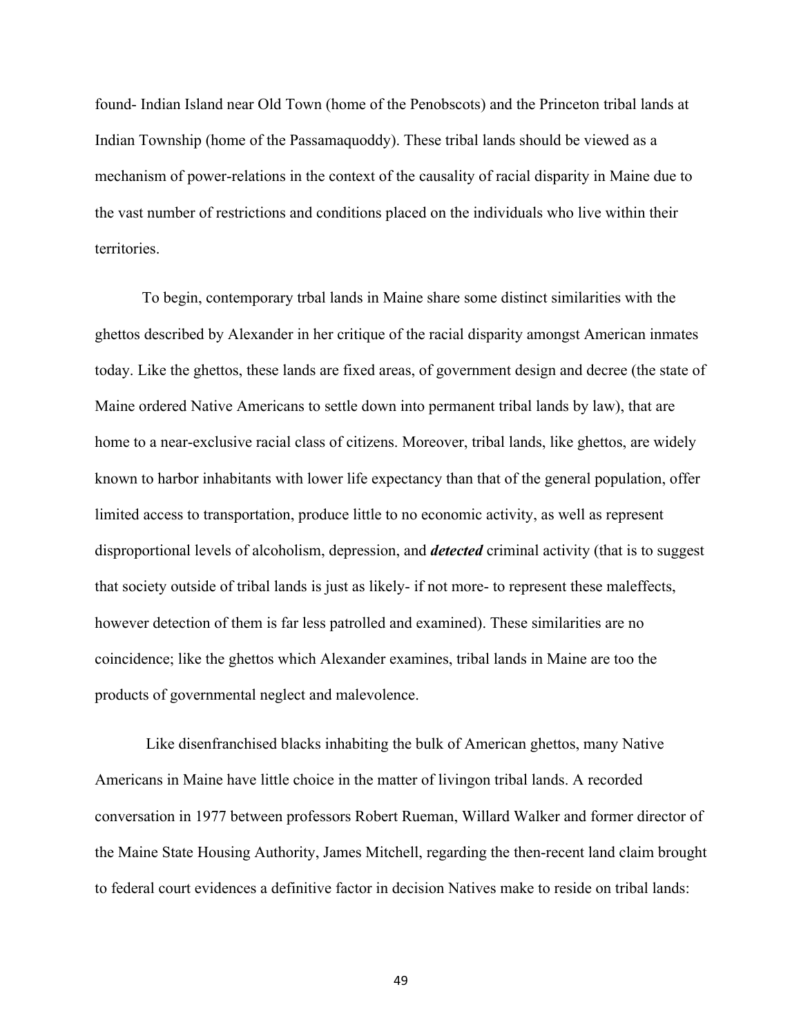found- Indian Island near Old Town (home of the Penobscots) and the Princeton tribal lands at Indian Township (home of the Passamaquoddy). These tribal lands should be viewed as a mechanism of power-relations in the context of the causality of racial disparity in Maine due to the vast number of restrictions and conditions placed on the individuals who live within their territories.

To begin, contemporary trbal lands in Maine share some distinct similarities with the ghettos described by Alexander in her critique of the racial disparity amongst American inmates today. Like the ghettos, these lands are fixed areas, of government design and decree (the state of Maine ordered Native Americans to settle down into permanent tribal lands by law), that are home to a near-exclusive racial class of citizens. Moreover, tribal lands, like ghettos, are widely known to harbor inhabitants with lower life expectancy than that of the general population, offer limited access to transportation, produce little to no economic activity, as well as represent disproportional levels of alcoholism, depression, and ***detected*** criminal activity (that is to suggest that society outside of tribal lands is just as likely- if not more- to represent these maleffects, however detection of them is far less patrolled and examined). These similarities are no coincidence; like the ghettos which Alexander examines, tribal lands in Maine are too the products of governmental neglect and malevolence.

Like disenfranchised blacks inhabiting the bulk of American ghettos, many Native Americans in Maine have little choice in the matter of livingon tribal lands. A recorded conversation in 1977 between professors Robert Rueman, Willard Walker and former director of the Maine State Housing Authority, James Mitchell, regarding the then-recent land claim brought to federal court evidences a definitive factor in decision Natives make to reside on tribal lands: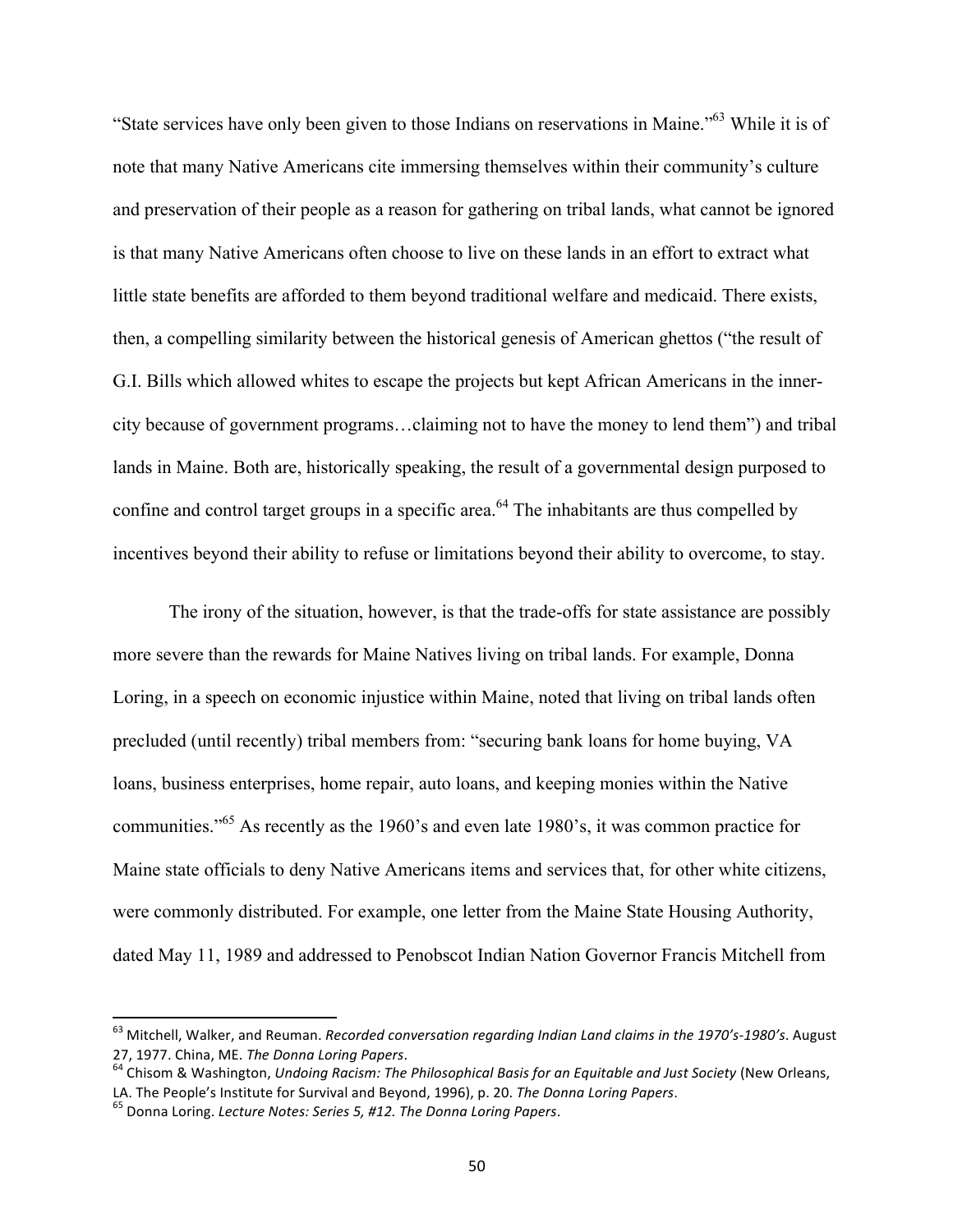"State services have only been given to those Indians on reservations in Maine."[63] While it is of note that many Native Americans cite immersing themselves within their community's culture and preservation of their people as a reason for gathering on tribal lands, what cannot be ignored is that many Native Americans often choose to live on these lands in an effort to extract what little state benefits are afforded to them beyond traditional welfare and medicaid. There exists, then, a compelling similarity between the historical genesis of American ghettos ("the result of G.I. Bills which allowed whites to escape the projects but kept African Americans in the inner-city because of government programs…claiming not to have the money to lend them") and tribal lands in Maine. Both are, historically speaking, the result of a governmental design purposed to confine and control target groups in a specific area.[64] The inhabitants are thus compelled by incentives beyond their ability to refuse or limitations beyond their ability to overcome, to stay.

The irony of the situation, however, is that the trade-offs for state assistance are possibly more severe than the rewards for Maine Natives living on tribal lands. For example, Donna Loring, in a speech on economic injustice within Maine, noted that living on tribal lands often precluded (until recently) tribal members from: "securing bank loans for home buying, VA loans, business enterprises, home repair, auto loans, and keeping monies within the Native communities."[65] As recently as the 1960's and even late 1980's, it was common practice for Maine state officials to deny Native Americans items and services that, for other white citizens, were commonly distributed. For example, one letter from the Maine State Housing Authority, dated May 11, 1989 and addressed to Penobscot Indian Nation Governor Francis Mitchell from

---

[63] Mitchell, Walker, and Reuman. *Recorded conversation regarding Indian Land claims in the 1970's-1980's*. August 27, 1977. China, ME. *The Donna Loring Papers*.

[64] Chisom & Washington, *Undoing Racism: The Philosophical Basis for an Equitable and Just Society* (New Orleans, LA. The People's Institute for Survival and Beyond, 1996), p. 20. *The Donna Loring Papers*.

[65] Donna Loring. *Lecture Notes: Series 5, #12. The Donna Loring Papers*.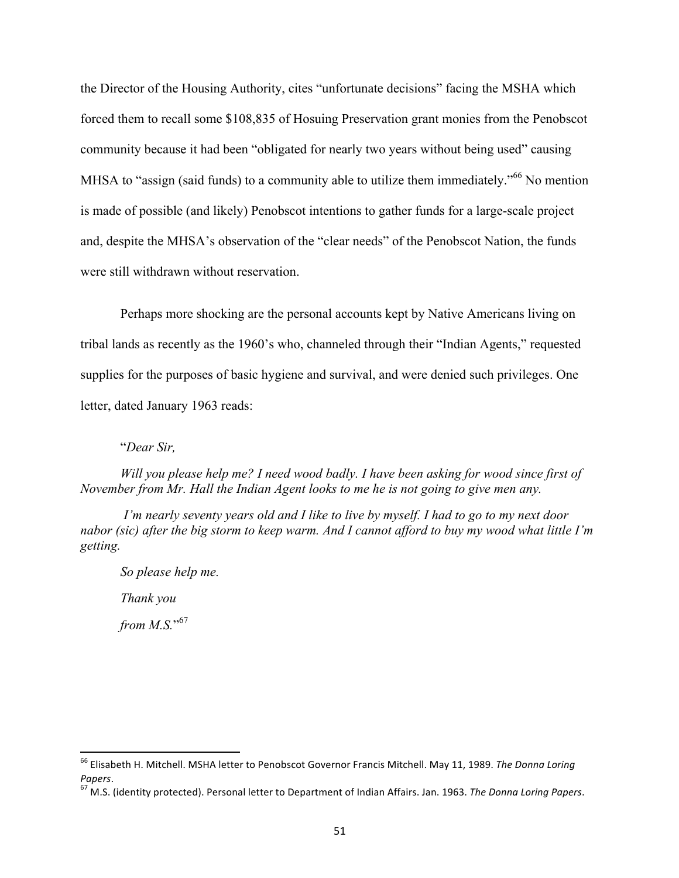the Director of the Housing Authority, cites "unfortunate decisions" facing the MSHA which forced them to recall some $108,835 of Hosuing Preservation grant monies from the Penobscot community because it had been "obligated for nearly two years without being used" causing MHSA to "assign (said funds) to a community able to utilize them immediately."[66] No mention is made of possible (and likely) Penobscot intentions to gather funds for a large-scale project and, despite the MHSA's observation of the "clear needs" of the Penobscot Nation, the funds were still withdrawn without reservation.

Perhaps more shocking are the personal accounts kept by Native Americans living on tribal lands as recently as the 1960's who, channeled through their "Indian Agents," requested supplies for the purposes of basic hygiene and survival, and were denied such privileges. One letter, dated January 1963 reads:

> "*Dear Sir,*
>
> *Will you please help me? I need wood badly. I have been asking for wood since first of November from Mr. Hall the Indian Agent looks to me he is not going to give men any.*
>
> *I'm nearly seventy years old and I like to live by myself. I had to go to my next door nabor (sic) after the big storm to keep warm. And I cannot afford to buy my wood what little I'm getting.*
>
> *So please help me.*
>
> *Thank you*
>
> *from M.S.*"[67]

---

[66] Elisabeth H. Mitchell. MSHA letter to Penobscot Governor Francis Mitchell. May 11, 1989. *The Donna Loring Papers*.

[67] M.S. (identity protected). Personal letter to Department of Indian Affairs. Jan. 1963. *The Donna Loring Papers*.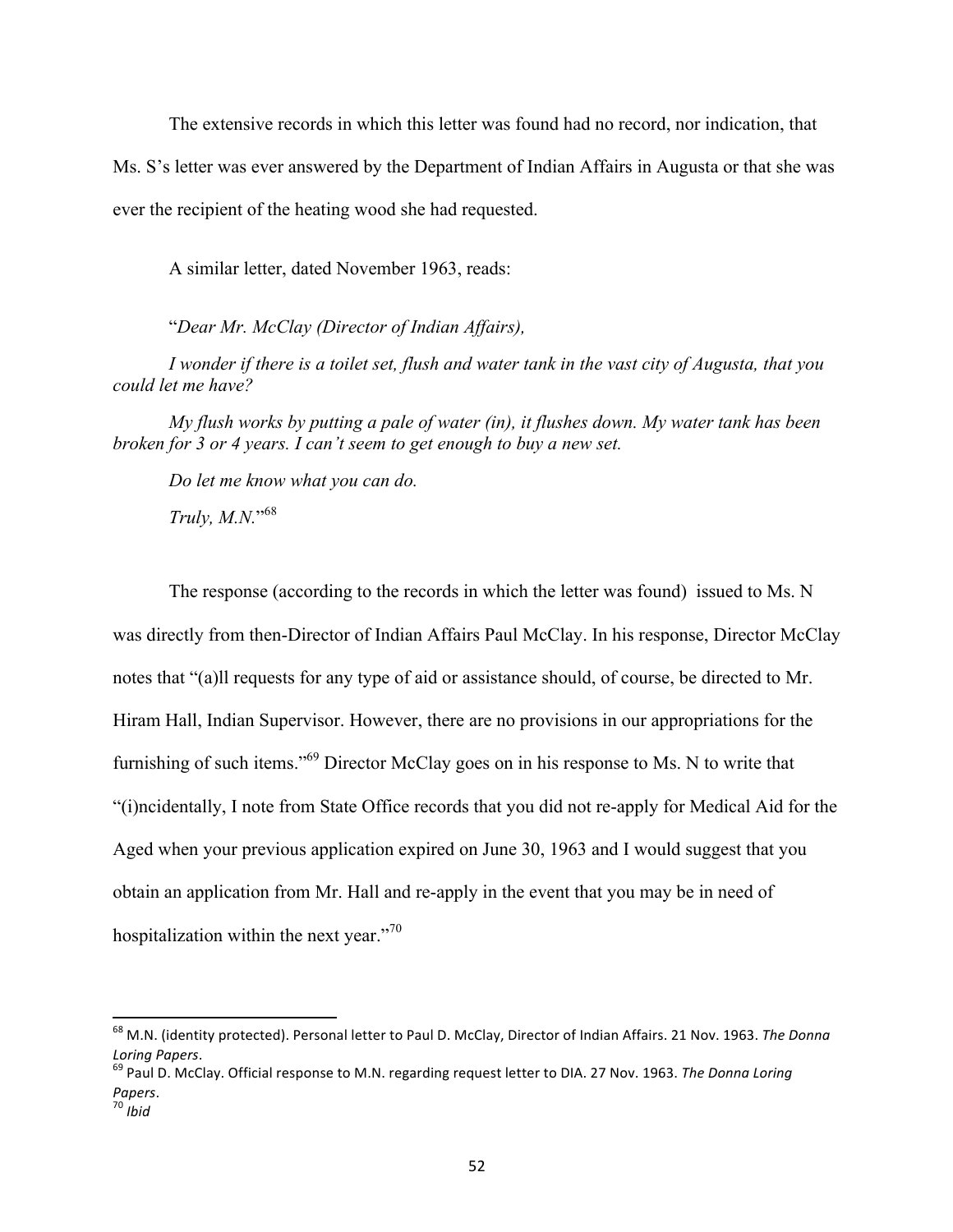The extensive records in which this letter was found had no record, nor indication, that Ms. S's letter was ever answered by the Department of Indian Affairs in Augusta or that she was ever the recipient of the heating wood she had requested.

A similar letter, dated November 1963, reads:

"*Dear Mr. McClay (Director of Indian Affairs),*

*I wonder if there is a toilet set, flush and water tank in the vast city of Augusta, that you could let me have?*

*My flush works by putting a pale of water (in), it flushes down. My water tank has been broken for 3 or 4 years. I can't seem to get enough to buy a new set.*

*Do let me know what you can do.*

*Truly, M.N.*"[68]

The response (according to the records in which the letter was found) issued to Ms. N was directly from then-Director of Indian Affairs Paul McClay. In his response, Director McClay notes that "(a)ll requests for any type of aid or assistance should, of course, be directed to Mr. Hiram Hall, Indian Supervisor. However, there are no provisions in our appropriations for the furnishing of such items."[69] Director McClay goes on in his response to Ms. N to write that "(i)ncidentally, I note from State Office records that you did not re-apply for Medical Aid for the Aged when your previous application expired on June 30, 1963 and I would suggest that you obtain an application from Mr. Hall and re-apply in the event that you may be in need of hospitalization within the next year."[70]

---

[68] M.N. (identity protected). Personal letter to Paul D. McClay, Director of Indian Affairs. 21 Nov. 1963. *The Donna Loring Papers*.

[69] Paul D. McClay. Official response to M.N. regarding request letter to DIA. 27 Nov. 1963. *The Donna Loring Papers*.

[70] *Ibid*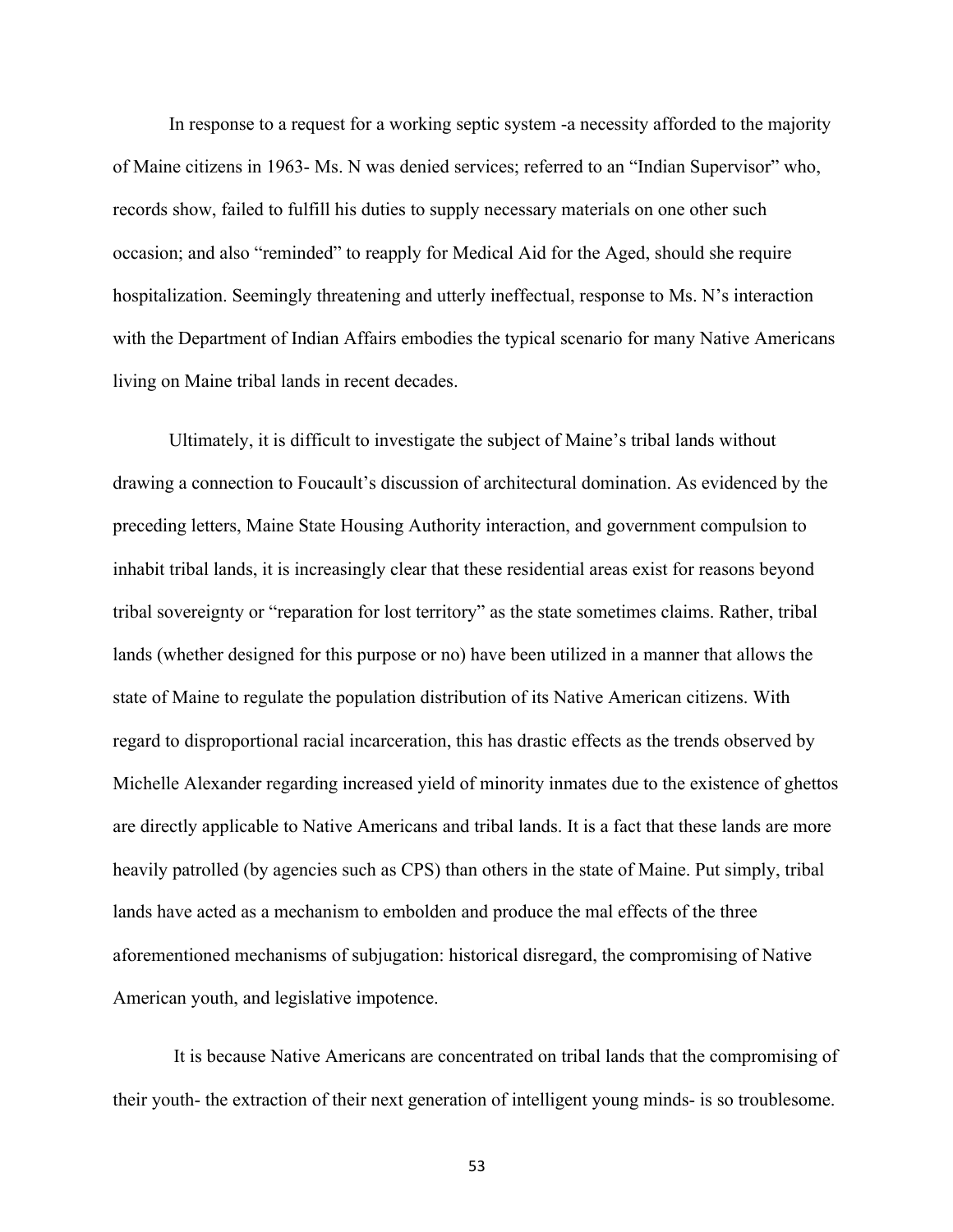In response to a request for a working septic system -a necessity afforded to the majority of Maine citizens in 1963- Ms. N was denied services; referred to an "Indian Supervisor" who, records show, failed to fulfill his duties to supply necessary materials on one other such occasion; and also "reminded" to reapply for Medical Aid for the Aged, should she require hospitalization. Seemingly threatening and utterly ineffectual, response to Ms. N's interaction with the Department of Indian Affairs embodies the typical scenario for many Native Americans living on Maine tribal lands in recent decades.

Ultimately, it is difficult to investigate the subject of Maine's tribal lands without drawing a connection to Foucault's discussion of architectural domination. As evidenced by the preceding letters, Maine State Housing Authority interaction, and government compulsion to inhabit tribal lands, it is increasingly clear that these residential areas exist for reasons beyond tribal sovereignty or "reparation for lost territory" as the state sometimes claims. Rather, tribal lands (whether designed for this purpose or no) have been utilized in a manner that allows the state of Maine to regulate the population distribution of its Native American citizens. With regard to disproportional racial incarceration, this has drastic effects as the trends observed by Michelle Alexander regarding increased yield of minority inmates due to the existence of ghettos are directly applicable to Native Americans and tribal lands. It is a fact that these lands are more heavily patrolled (by agencies such as CPS) than others in the state of Maine. Put simply, tribal lands have acted as a mechanism to embolden and produce the mal effects of the three aforementioned mechanisms of subjugation: historical disregard, the compromising of Native American youth, and legislative impotence.

It is because Native Americans are concentrated on tribal lands that the compromising of their youth- the extraction of their next generation of intelligent young minds- is so troublesome.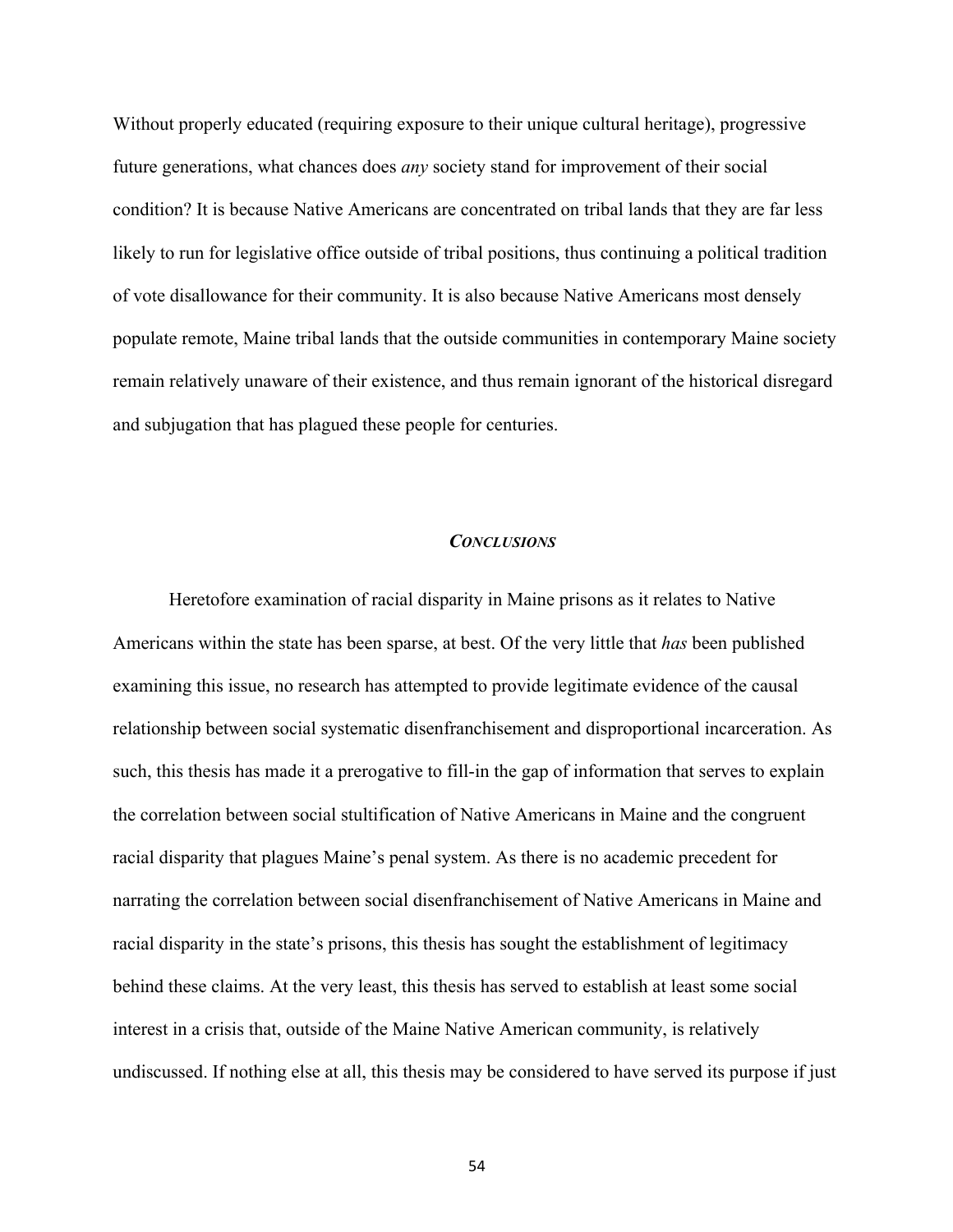Without properly educated (requiring exposure to their unique cultural heritage), progressive future generations, what chances does *any* society stand for improvement of their social condition? It is because Native Americans are concentrated on tribal lands that they are far less likely to run for legislative office outside of tribal positions, thus continuing a political tradition of vote disallowance for their community. It is also because Native Americans most densely populate remote, Maine tribal lands that the outside communities in contemporary Maine society remain relatively unaware of their existence, and thus remain ignorant of the historical disregard and subjugation that has plagued these people for centuries.

## *CONCLUSIONS*

Heretofore examination of racial disparity in Maine prisons as it relates to Native Americans within the state has been sparse, at best. Of the very little that *has* been published examining this issue, no research has attempted to provide legitimate evidence of the causal relationship between social systematic disenfranchisement and disproportional incarceration. As such, this thesis has made it a prerogative to fill-in the gap of information that serves to explain the correlation between social stultification of Native Americans in Maine and the congruent racial disparity that plagues Maine's penal system. As there is no academic precedent for narrating the correlation between social disenfranchisement of Native Americans in Maine and racial disparity in the state's prisons, this thesis has sought the establishment of legitimacy behind these claims. At the very least, this thesis has served to establish at least some social interest in a crisis that, outside of the Maine Native American community, is relatively undiscussed. If nothing else at all, this thesis may be considered to have served its purpose if just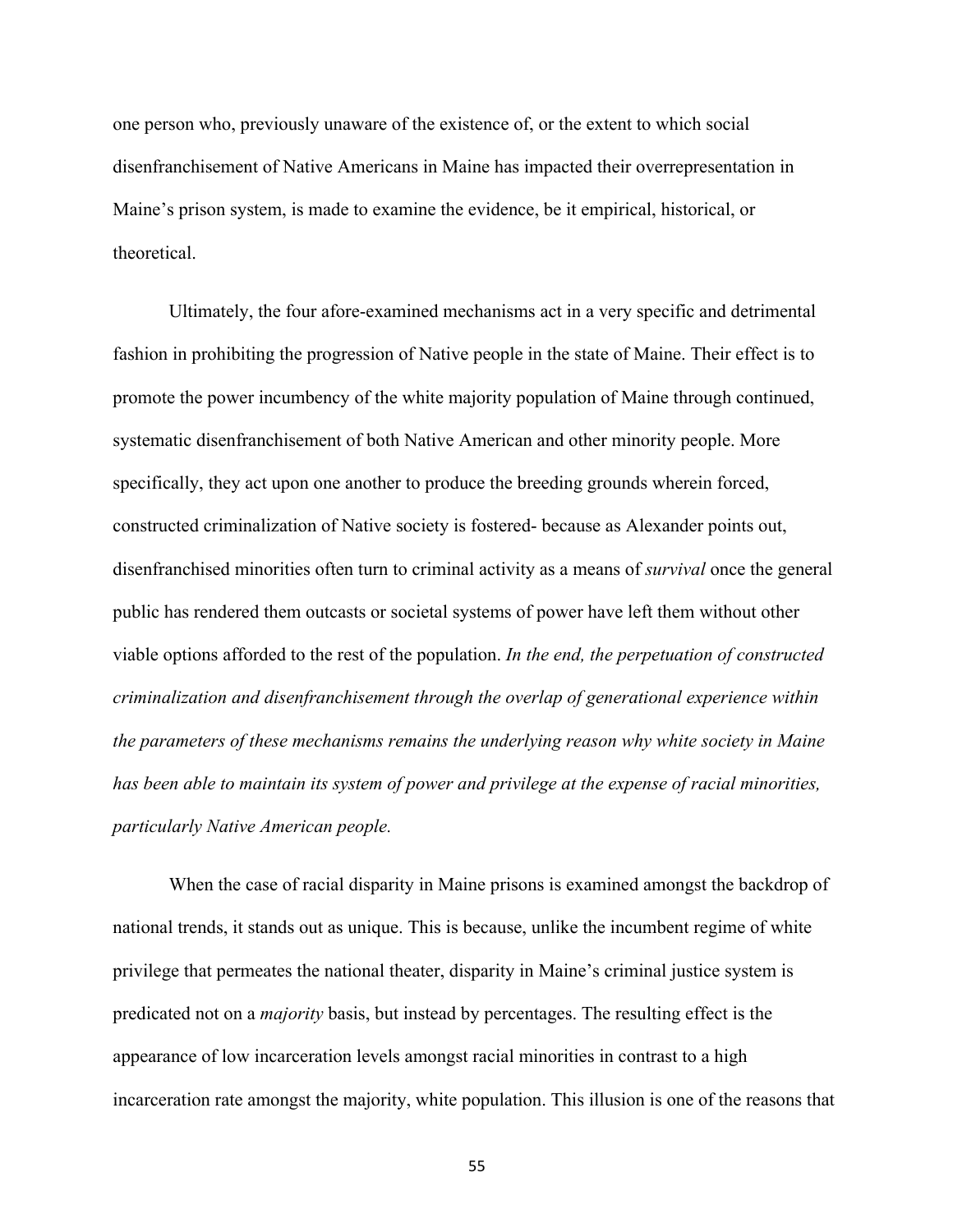one person who, previously unaware of the existence of, or the extent to which social disenfranchisement of Native Americans in Maine has impacted their overrepresentation in Maine's prison system, is made to examine the evidence, be it empirical, historical, or theoretical.

Ultimately, the four afore-examined mechanisms act in a very specific and detrimental fashion in prohibiting the progression of Native people in the state of Maine. Their effect is to promote the power incumbency of the white majority population of Maine through continued, systematic disenfranchisement of both Native American and other minority people. More specifically, they act upon one another to produce the breeding grounds wherein forced, constructed criminalization of Native society is fostered- because as Alexander points out, disenfranchised minorities often turn to criminal activity as a means of *survival* once the general public has rendered them outcasts or societal systems of power have left them without other viable options afforded to the rest of the population. *In the end, the perpetuation of constructed criminalization and disenfranchisement through the overlap of generational experience within the parameters of these mechanisms remains the underlying reason why white society in Maine has been able to maintain its system of power and privilege at the expense of racial minorities, particularly Native American people.*

When the case of racial disparity in Maine prisons is examined amongst the backdrop of national trends, it stands out as unique. This is because, unlike the incumbent regime of white privilege that permeates the national theater, disparity in Maine's criminal justice system is predicated not on a *majority* basis, but instead by percentages. The resulting effect is the appearance of low incarceration levels amongst racial minorities in contrast to a high incarceration rate amongst the majority, white population. This illusion is one of the reasons that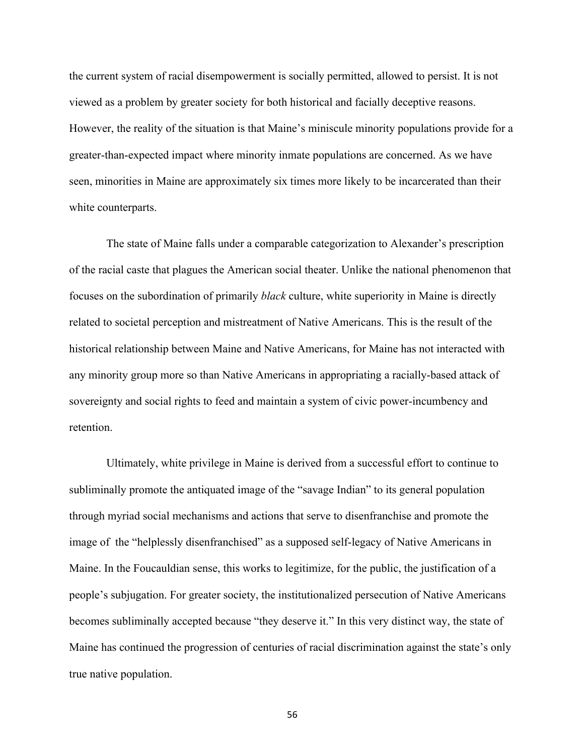the current system of racial disempowerment is socially permitted, allowed to persist. It is not viewed as a problem by greater society for both historical and facially deceptive reasons. However, the reality of the situation is that Maine's miniscule minority populations provide for a greater-than-expected impact where minority inmate populations are concerned. As we have seen, minorities in Maine are approximately six times more likely to be incarcerated than their white counterparts.

The state of Maine falls under a comparable categorization to Alexander's prescription of the racial caste that plagues the American social theater. Unlike the national phenomenon that focuses on the subordination of primarily *black* culture, white superiority in Maine is directly related to societal perception and mistreatment of Native Americans. This is the result of the historical relationship between Maine and Native Americans, for Maine has not interacted with any minority group more so than Native Americans in appropriating a racially-based attack of sovereignty and social rights to feed and maintain a system of civic power-incumbency and retention.

Ultimately, white privilege in Maine is derived from a successful effort to continue to subliminally promote the antiquated image of the "savage Indian" to its general population through myriad social mechanisms and actions that serve to disenfranchise and promote the image of the "helplessly disenfranchised" as a supposed self-legacy of Native Americans in Maine. In the Foucauldian sense, this works to legitimize, for the public, the justification of a people's subjugation. For greater society, the institutionalized persecution of Native Americans becomes subliminally accepted because "they deserve it." In this very distinct way, the state of Maine has continued the progression of centuries of racial discrimination against the state's only true native population.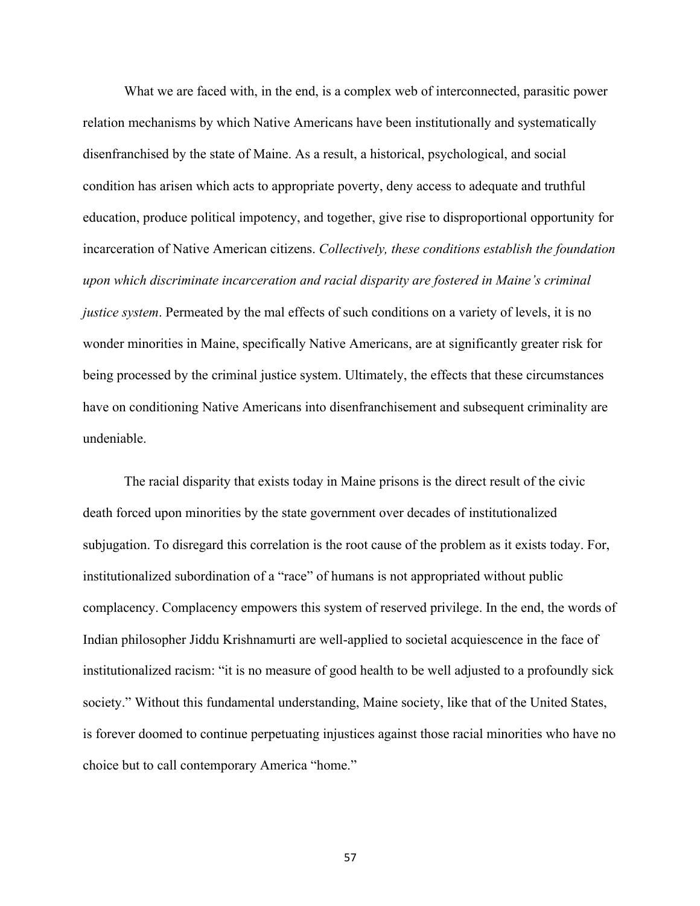What we are faced with, in the end, is a complex web of interconnected, parasitic power relation mechanisms by which Native Americans have been institutionally and systematically disenfranchised by the state of Maine. As a result, a historical, psychological, and social condition has arisen which acts to appropriate poverty, deny access to adequate and truthful education, produce political impotency, and together, give rise to disproportional opportunity for incarceration of Native American citizens. *Collectively, these conditions establish the foundation upon which discriminate incarceration and racial disparity are fostered in Maine's criminal justice system*. Permeated by the mal effects of such conditions on a variety of levels, it is no wonder minorities in Maine, specifically Native Americans, are at significantly greater risk for being processed by the criminal justice system. Ultimately, the effects that these circumstances have on conditioning Native Americans into disenfranchisement and subsequent criminality are undeniable.

The racial disparity that exists today in Maine prisons is the direct result of the civic death forced upon minorities by the state government over decades of institutionalized subjugation. To disregard this correlation is the root cause of the problem as it exists today. For, institutionalized subordination of a "race" of humans is not appropriated without public complacency. Complacency empowers this system of reserved privilege. In the end, the words of Indian philosopher Jiddu Krishnamurti are well-applied to societal acquiescence in the face of institutionalized racism: "it is no measure of good health to be well adjusted to a profoundly sick society." Without this fundamental understanding, Maine society, like that of the United States, is forever doomed to continue perpetuating injustices against those racial minorities who have no choice but to call contemporary America "home."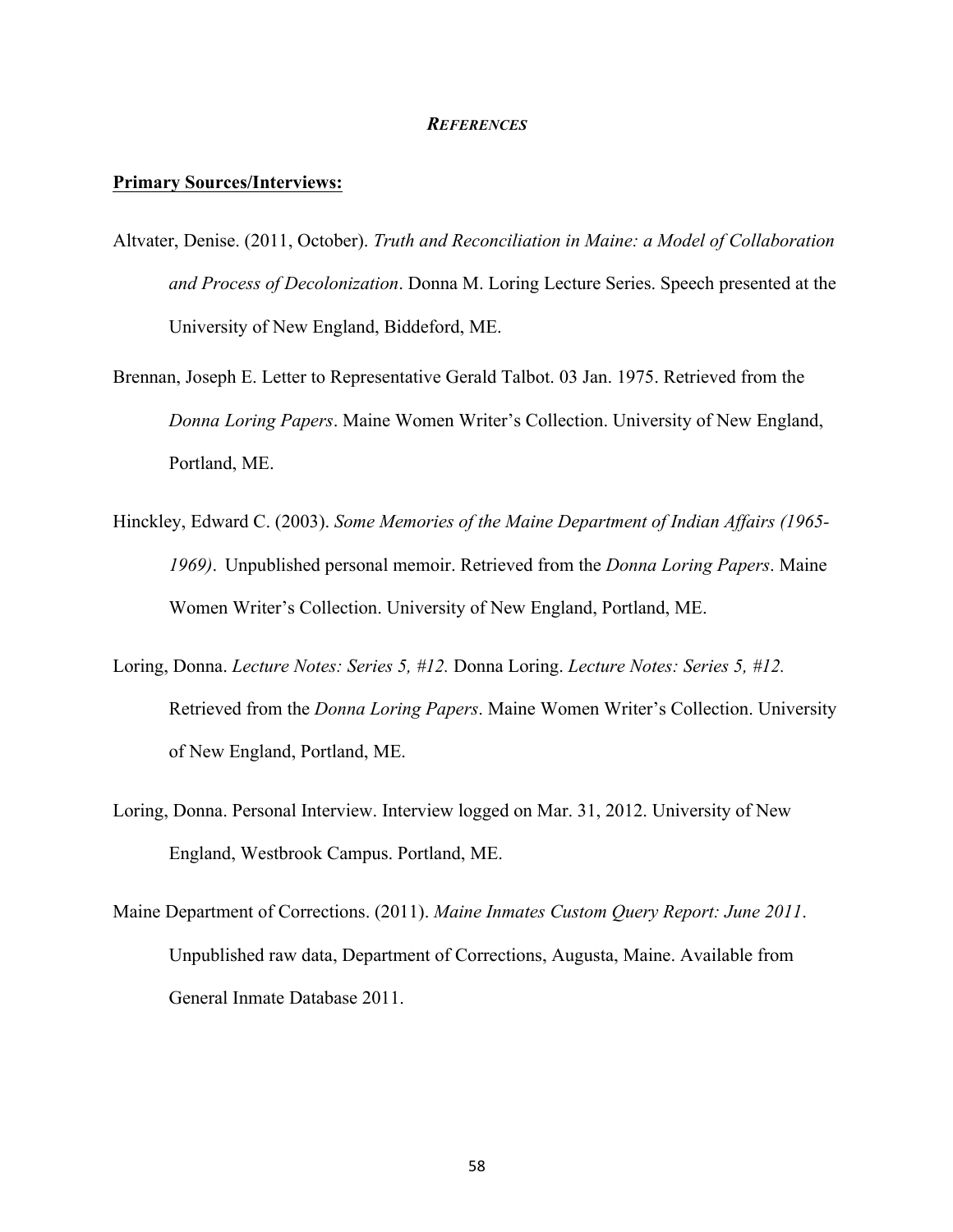## *REFERENCES*

**Primary Sources/Interviews:**

Altvater, Denise. (2011, October). *Truth and Reconciliation in Maine: a Model of Collaboration and Process of Decolonization*. Donna M. Loring Lecture Series. Speech presented at the University of New England, Biddeford, ME.

Brennan, Joseph E. Letter to Representative Gerald Talbot. 03 Jan. 1975. Retrieved from the *Donna Loring Papers*. Maine Women Writer's Collection. University of New England, Portland, ME.

Hinckley, Edward C. (2003). *Some Memories of the Maine Department of Indian Affairs (1965-1969)*. Unpublished personal memoir. Retrieved from the *Donna Loring Papers*. Maine Women Writer's Collection. University of New England, Portland, ME.

Loring, Donna. *Lecture Notes: Series 5, #12.* Donna Loring. *Lecture Notes: Series 5, #12.* Retrieved from the *Donna Loring Papers*. Maine Women Writer's Collection. University of New England, Portland, ME.

Loring, Donna. Personal Interview. Interview logged on Mar. 31, 2012. University of New England, Westbrook Campus. Portland, ME.

Maine Department of Corrections. (2011). *Maine Inmates Custom Query Report: June 2011*. Unpublished raw data, Department of Corrections, Augusta, Maine. Available from General Inmate Database 2011.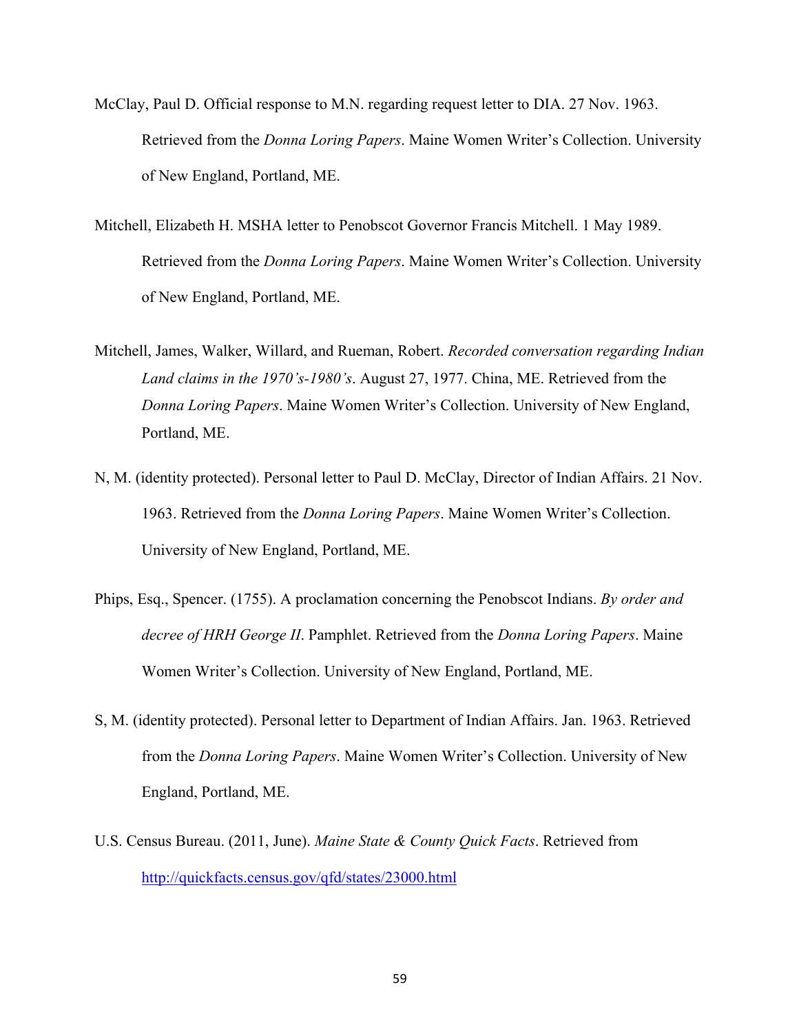McClay, Paul D. Official response to M.N. regarding request letter to DIA. 27 Nov. 1963. Retrieved from the *Donna Loring Papers*. Maine Women Writer's Collection. University of New England, Portland, ME.

Mitchell, Elizabeth H. MSHA letter to Penobscot Governor Francis Mitchell. 1 May 1989. Retrieved from the *Donna Loring Papers*. Maine Women Writer's Collection. University of New England, Portland, ME.

Mitchell, James, Walker, Willard, and Rueman, Robert. *Recorded conversation regarding Indian Land claims in the 1970's-1980's*. August 27, 1977. China, ME. Retrieved from the *Donna Loring Papers*. Maine Women Writer's Collection. University of New England, Portland, ME.

N, M. (identity protected). Personal letter to Paul D. McClay, Director of Indian Affairs. 21 Nov. 1963. Retrieved from the *Donna Loring Papers*. Maine Women Writer's Collection. University of New England, Portland, ME.

Phips, Esq., Spencer. (1755). A proclamation concerning the Penobscot Indians. *By order and decree of HRH George II*. Pamphlet. Retrieved from the *Donna Loring Papers*. Maine Women Writer's Collection. University of New England, Portland, ME.

S, M. (identity protected). Personal letter to Department of Indian Affairs. Jan. 1963. Retrieved from the *Donna Loring Papers*. Maine Women Writer's Collection. University of New England, Portland, ME.

U.S. Census Bureau. (2011, June). *Maine State & County Quick Facts*. Retrieved from http://quickfacts.census.gov/qfd/states/23000.html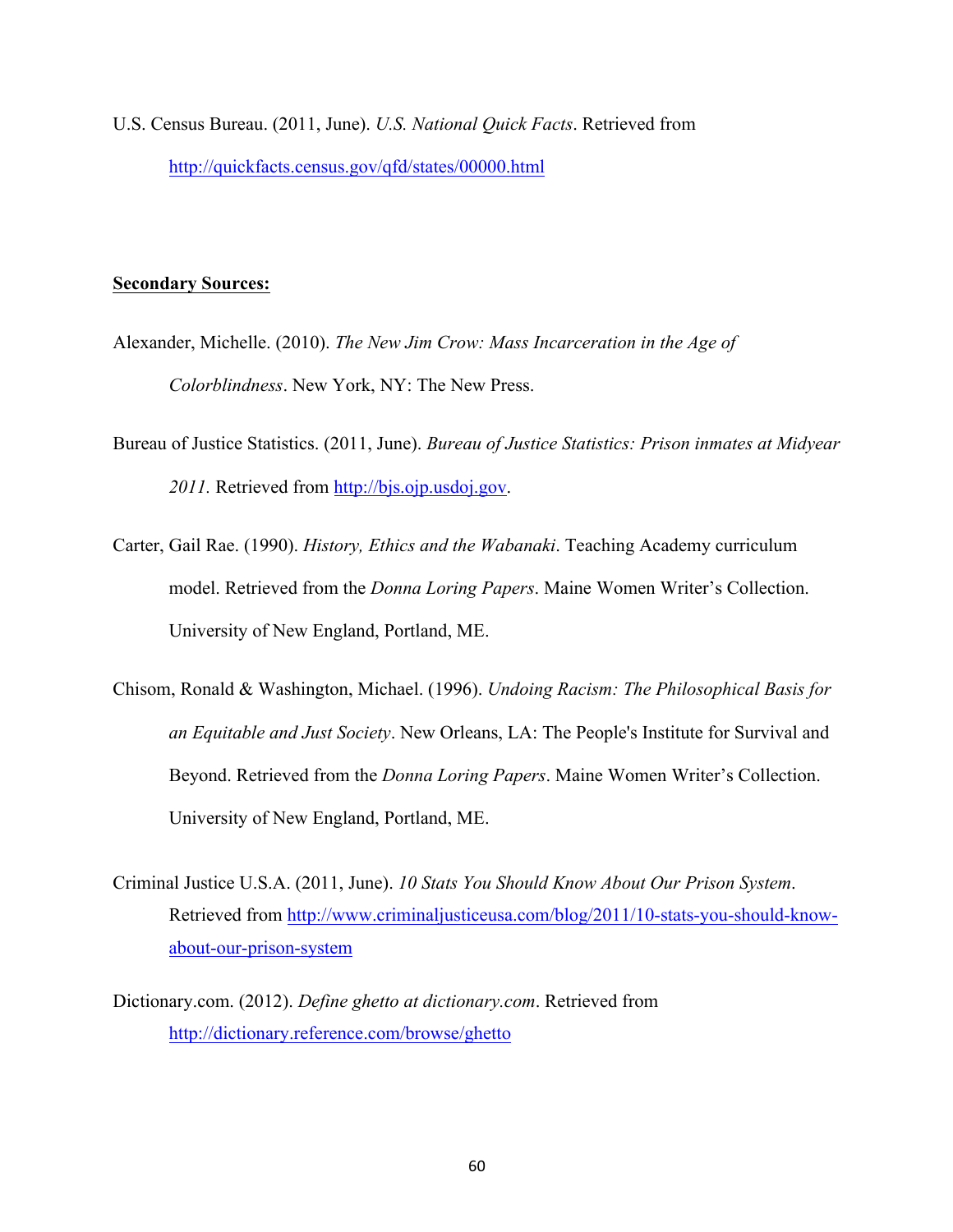U.S. Census Bureau. (2011, June). *U.S. National Quick Facts*. Retrieved from http://quickfacts.census.gov/qfd/states/00000.html

**Secondary Sources:**

Alexander, Michelle. (2010). *The New Jim Crow: Mass Incarceration in the Age of Colorblindness*. New York, NY: The New Press.

Bureau of Justice Statistics. (2011, June). *Bureau of Justice Statistics: Prison inmates at Midyear 2011.* Retrieved from http://bjs.ojp.usdoj.gov.

Carter, Gail Rae. (1990). *History, Ethics and the Wabanaki*. Teaching Academy curriculum model. Retrieved from the *Donna Loring Papers*. Maine Women Writer's Collection. University of New England, Portland, ME.

Chisom, Ronald & Washington, Michael. (1996). *Undoing Racism: The Philosophical Basis for an Equitable and Just Society*. New Orleans, LA: The People's Institute for Survival and Beyond. Retrieved from the *Donna Loring Papers*. Maine Women Writer's Collection. University of New England, Portland, ME.

Criminal Justice U.S.A. (2011, June). *10 Stats You Should Know About Our Prison System*. Retrieved from http://www.criminaljusticeusa.com/blog/2011/10-stats-you-should-know-about-our-prison-system

Dictionary.com. (2012). *Define ghetto at dictionary.com*. Retrieved from http://dictionary.reference.com/browse/ghetto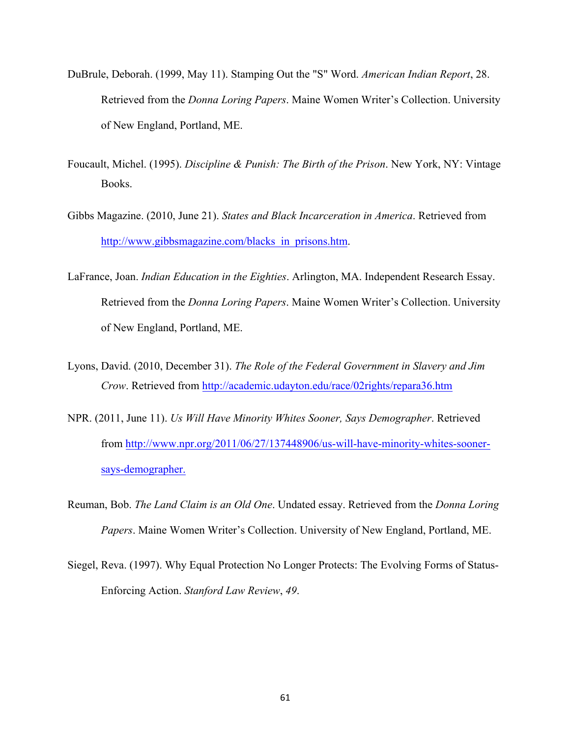DuBrule, Deborah. (1999, May 11). Stamping Out the "S" Word. *American Indian Report*, 28. Retrieved from the *Donna Loring Papers*. Maine Women Writer's Collection. University of New England, Portland, ME.

Foucault, Michel. (1995). *Discipline & Punish: The Birth of the Prison*. New York, NY: Vintage Books.

Gibbs Magazine. (2010, June 21). *States and Black Incarceration in America*. Retrieved from http://www.gibbsmagazine.com/blacks_in_prisons.htm.

LaFrance, Joan. *Indian Education in the Eighties*. Arlington, MA. Independent Research Essay. Retrieved from the *Donna Loring Papers*. Maine Women Writer's Collection. University of New England, Portland, ME.

Lyons, David. (2010, December 31). *The Role of the Federal Government in Slavery and Jim Crow*. Retrieved from http://academic.udayton.edu/race/02rights/repara36.htm

NPR. (2011, June 11). *Us Will Have Minority Whites Sooner, Says Demographer*. Retrieved from http://www.npr.org/2011/06/27/137448906/us-will-have-minority-whites-sooner-says-demographer.

Reuman, Bob. *The Land Claim is an Old One*. Undated essay. Retrieved from the *Donna Loring Papers*. Maine Women Writer's Collection. University of New England, Portland, ME.

Siegel, Reva. (1997). Why Equal Protection No Longer Protects: The Evolving Forms of Status-Enforcing Action. *Stanford Law Review*, *49*.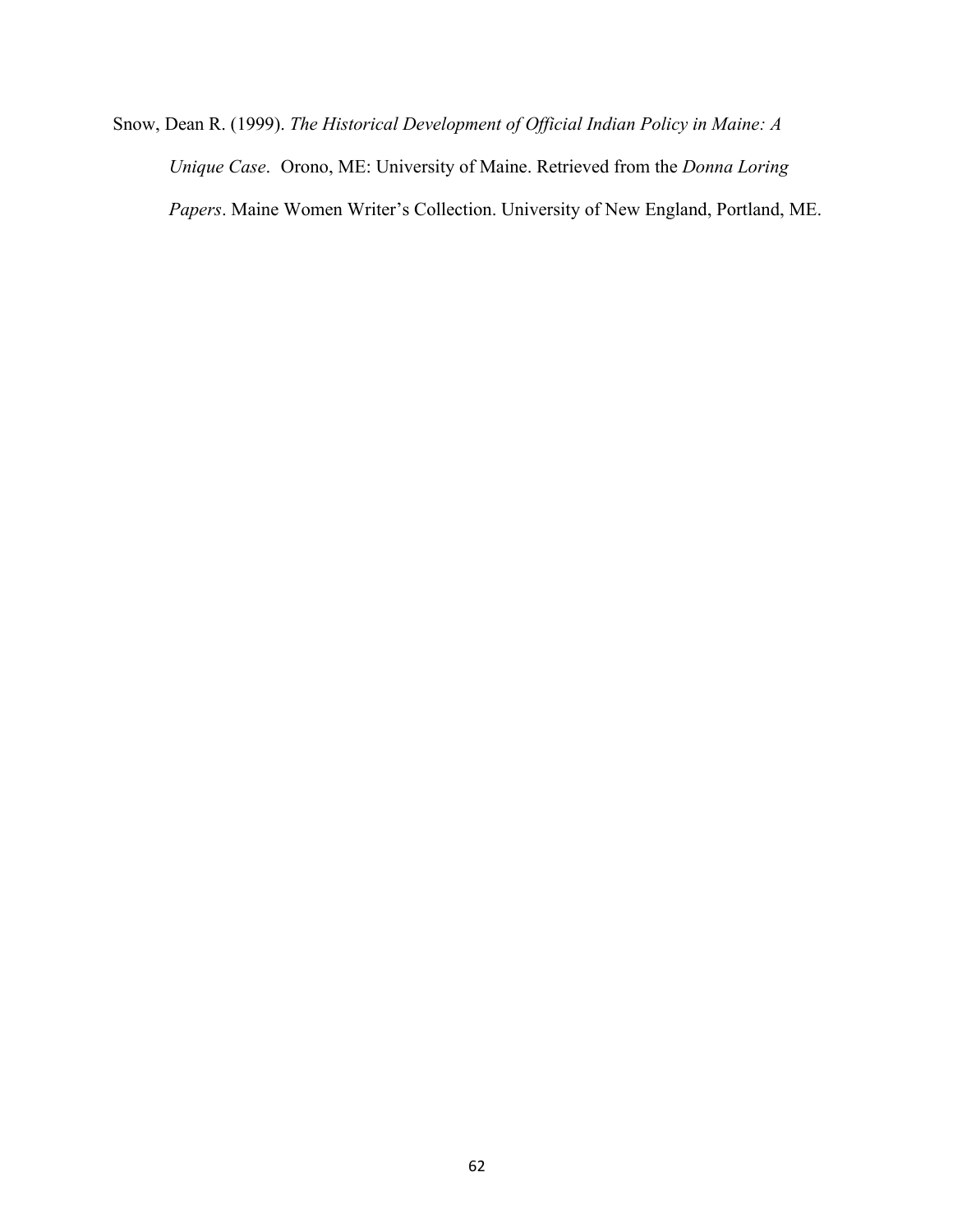Snow, Dean R. (1999). *The Historical Development of Official Indian Policy in Maine: A Unique Case*. Orono, ME: University of Maine. Retrieved from the *Donna Loring Papers*. Maine Women Writer's Collection. University of New England, Portland, ME.